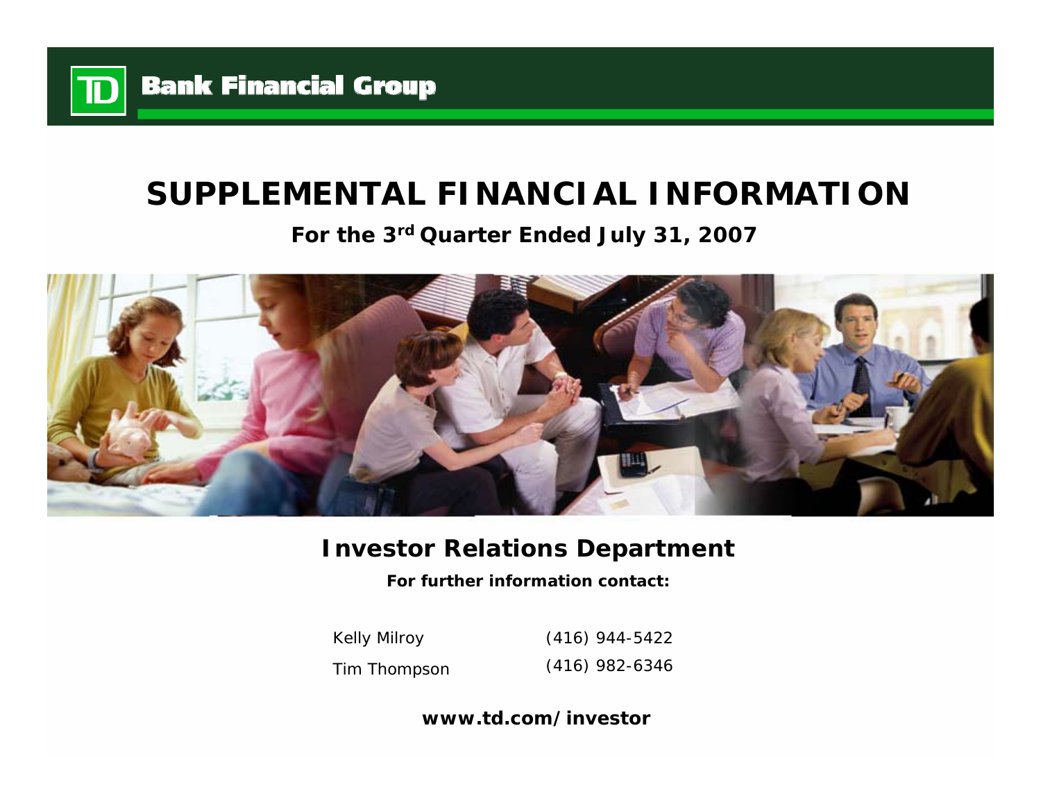TD Bank Financial Group

# SUPPLEMENTAL FINANCIAL INFORMATION

## For the 3rd Quarter Ended July 31, 2007

## Investor Relations Department

**For further information contact:**

| | |
|---|---|
| Kelly Milroy | (416) 944-5422 |
| Tim Thompson | (416) 982-6346 |

**www.td.com/investor**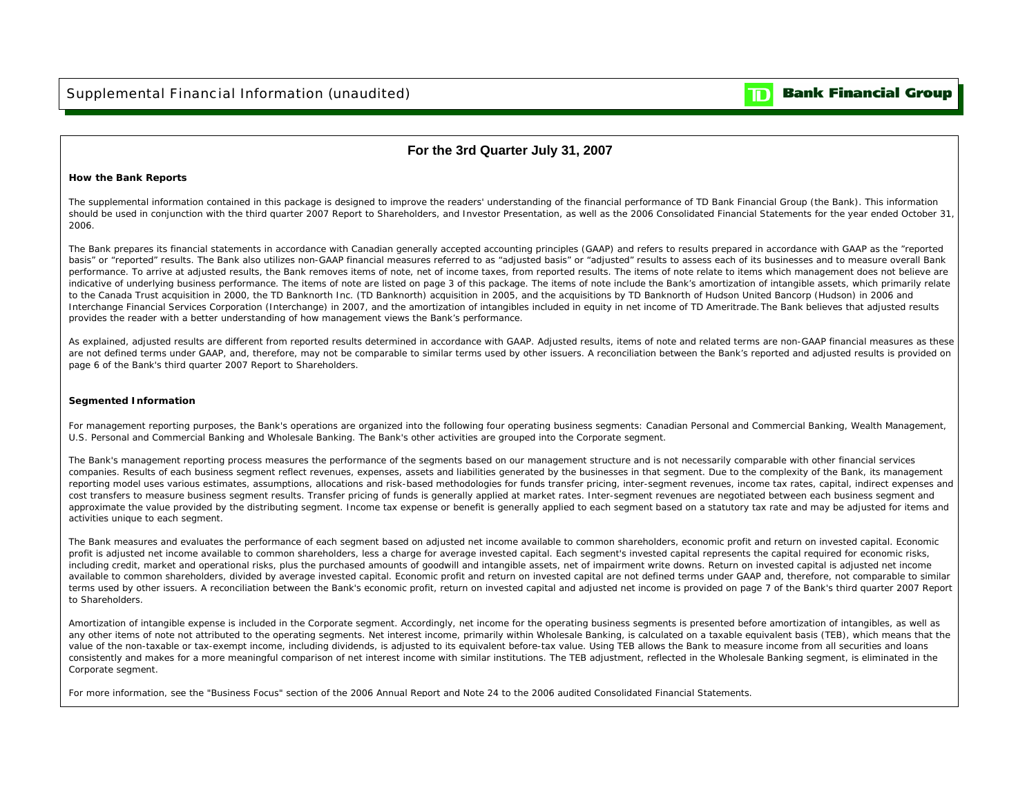# For the 3rd Quarter July 31, 2007

**How the Bank Reports**

The supplemental information contained in this package is designed to improve the readers' understanding of the financial performance of TD Bank Financial Group (the Bank). This information should be used in conjunction with the third quarter 2007 Report to Shareholders, and Investor Presentation, as well as the 2006 Consolidated Financial Statements for the year ended October 31, 2006.

The Bank prepares its financial statements in accordance with Canadian generally accepted accounting principles (GAAP) and refers to results prepared in accordance with GAAP as the "reported basis" or "reported" results. The Bank also utilizes non-GAAP financial measures referred to as "adjusted basis" or "adjusted" results to assess each of its businesses and to measure overall Bank performance. To arrive at adjusted results, the Bank removes items of note, net of income taxes, from reported results. The items of note relate to items which management does not believe are indicative of underlying business performance. The items of note are listed on page 3 of this package. The items of note include the Bank's amortization of intangible assets, which primarily relate to the Canada Trust acquisition in 2000, the TD Banknorth Inc. (TD Banknorth) acquisition in 2005, and the acquisitions by TD Banknorth of Hudson United Bancorp (Hudson) in 2006 and Interchange Financial Services Corporation (Interchange) in 2007, and the amortization of intangibles included in equity in net income of TD Ameritrade. The Bank believes that adjusted results provides the reader with a better understanding of how management views the Bank's performance.

As explained, adjusted results are different from reported results determined in accordance with GAAP. Adjusted results, items of note and related terms are non-GAAP financial measures as these are not defined terms under GAAP, and, therefore, may not be comparable to similar terms used by other issuers. A reconciliation between the Bank's reported and adjusted results is provided on page 6 of the Bank's third quarter 2007 Report to Shareholders.

**Segmented Information**

For management reporting purposes, the Bank's operations are organized into the following four operating business segments: Canadian Personal and Commercial Banking, Wealth Management, U.S. Personal and Commercial Banking and Wholesale Banking. The Bank's other activities are grouped into the Corporate segment.

The Bank's management reporting process measures the performance of the segments based on our management structure and is not necessarily comparable with other financial services companies. Results of each business segment reflect revenues, expenses, assets and liabilities generated by the businesses in that segment. Due to the complexity of the Bank, its management reporting model uses various estimates, assumptions, allocations and risk-based methodologies for funds transfer pricing, inter-segment revenues, income tax rates, capital, indirect expenses and cost transfers to measure business segment results. Transfer pricing of funds is generally applied at market rates. Inter-segment revenues are negotiated between each business segment and approximate the value provided by the distributing segment. Income tax expense or benefit is generally applied to each segment based on a statutory tax rate and may be adjusted for items and activities unique to each segment.

The Bank measures and evaluates the performance of each segment based on adjusted net income available to common shareholders, economic profit and return on invested capital. Economic profit is adjusted net income available to common shareholders, less a charge for average invested capital. Each segment's invested capital represents the capital required for economic risks, including credit, market and operational risks, plus the purchased amounts of goodwill and intangible assets, net of impairment write downs. Return on invested capital is adjusted net income available to common shareholders, divided by average invested capital. Economic profit and return on invested capital are not defined terms under GAAP and, therefore, not comparable to similar terms used by other issuers. A reconciliation between the Bank's economic profit, return on invested capital and adjusted net income is provided on page 7 of the Bank's third quarter 2007 Report to Shareholders.

Amortization of intangible expense is included in the Corporate segment. Accordingly, net income for the operating business segments is presented before amortization of intangibles, as well as any other items of note not attributed to the operating segments. Net interest income, primarily within Wholesale Banking, is calculated on a taxable equivalent basis (TEB), which means that the value of the non-taxable or tax-exempt income, including dividends, is adjusted to its equivalent before-tax value. Using TEB allows the Bank to measure income from all securities and loans consistently and makes for a more meaningful comparison of net interest income with similar institutions. The TEB adjustment, reflected in the Wholesale Banking segment, is eliminated in the Corporate segment.

For more information, see the "Business Focus" section of the 2006 Annual Report and Note 24 to the 2006 audited Consolidated Financial Statements.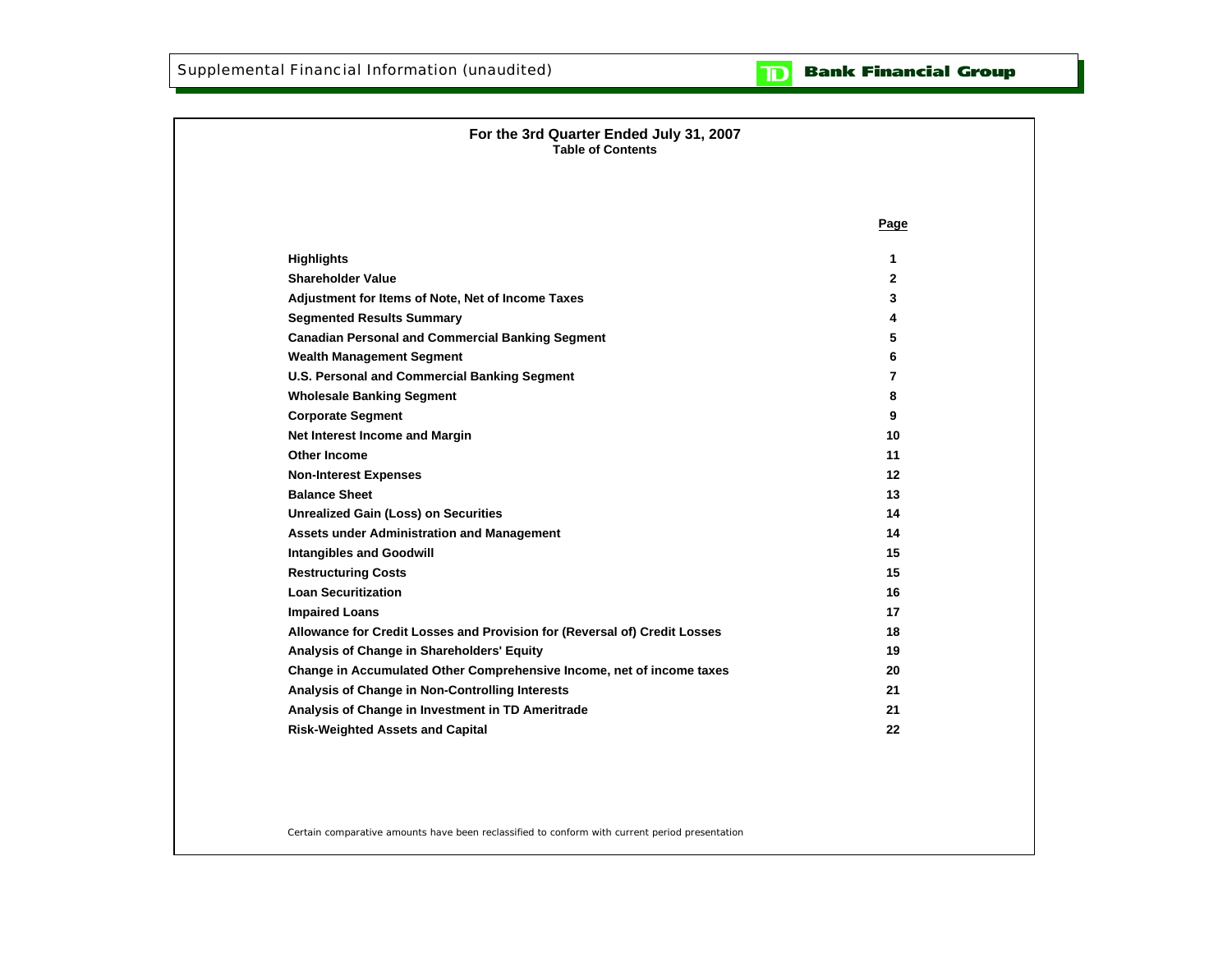Supplemental Financial Information (unaudited)

TD Bank Financial Group

## For the 3rd Quarter Ended July 31, 2007
### Table of Contents

| | Page |
|---|---|
| **Highlights** | 1 |
| **Shareholder Value** | 2 |
| **Adjustment for Items of Note, Net of Income Taxes** | 3 |
| **Segmented Results Summary** | 4 |
| **Canadian Personal and Commercial Banking Segment** | 5 |
| **Wealth Management Segment** | 6 |
| **U.S. Personal and Commercial Banking Segment** | 7 |
| **Wholesale Banking Segment** | 8 |
| **Corporate Segment** | 9 |
| **Net Interest Income and Margin** | 10 |
| **Other Income** | 11 |
| **Non-Interest Expenses** | 12 |
| **Balance Sheet** | 13 |
| **Unrealized Gain (Loss) on Securities** | 14 |
| **Assets under Administration and Management** | 14 |
| **Intangibles and Goodwill** | 15 |
| **Restructuring Costs** | 15 |
| **Loan Securitization** | 16 |
| **Impaired Loans** | 17 |
| **Allowance for Credit Losses and Provision for (Reversal of) Credit Losses** | 18 |
| **Analysis of Change in Shareholders' Equity** | 19 |
| **Change in Accumulated Other Comprehensive Income, net of income taxes** | 20 |
| **Analysis of Change in Non-Controlling Interests** | 21 |
| **Analysis of Change in Investment in TD Ameritrade** | 21 |
| **Risk-Weighted Assets and Capital** | 22 |

*Certain comparative amounts have been reclassified to conform with current period presentation*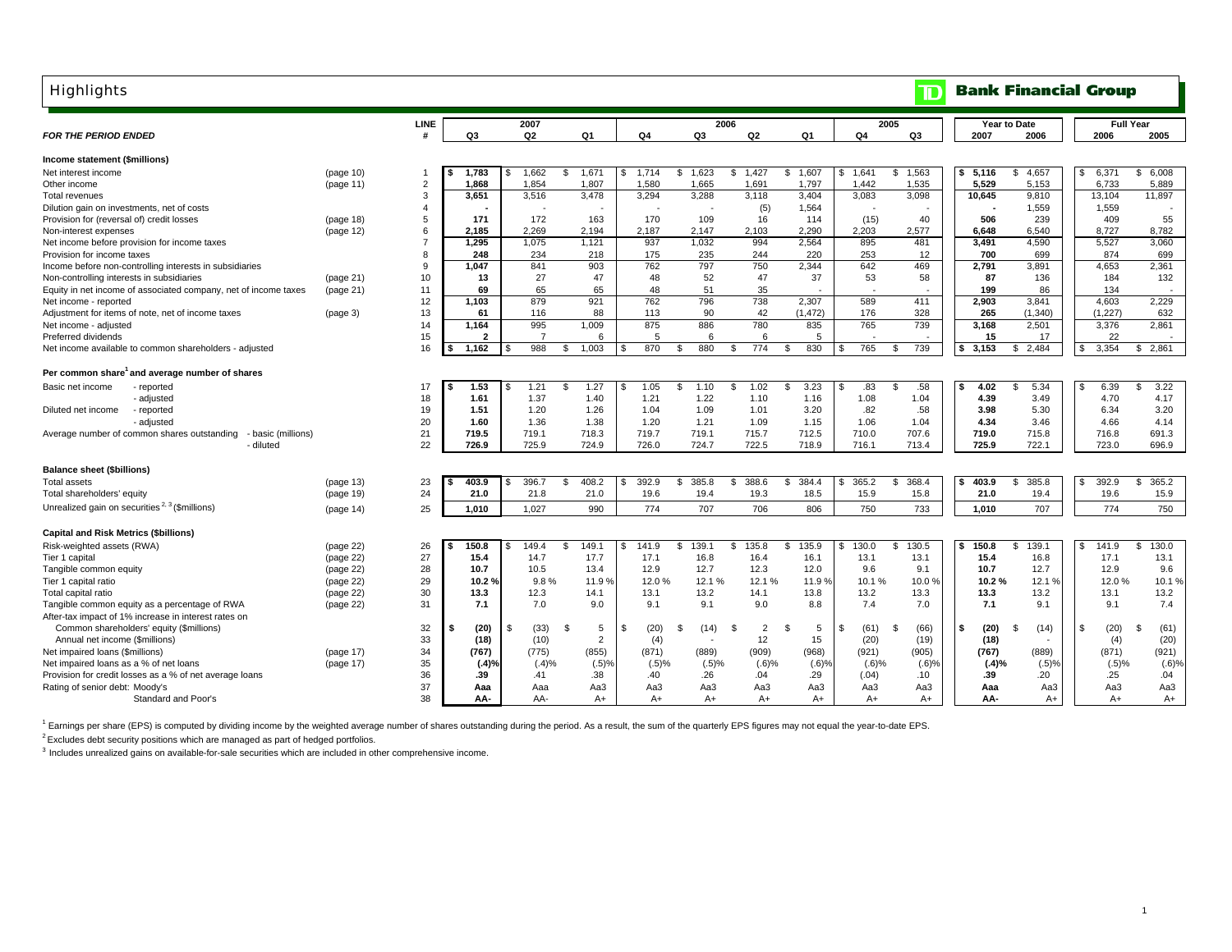# Highlights

**TD Bank Financial Group**

| *FOR THE PERIOD ENDED* | | LINE # | 2007 Q3 | 2007 Q2 | 2007 Q1 | 2006 Q4 | 2006 Q3 | 2006 Q2 | 2006 Q1 | 2005 Q4 | 2005 Q3 | Year to Date 2007 | Year to Date 2006 | Full Year 2006 | Full Year 2005 |
|---|---|---|---|---|---|---|---|---|---|---|---|---|---|---|---|
| **Income statement ($millions)** | | | | | | | | | | | | | | | |
| Net interest income | (page 10) | 1 | $ 1,783 | $ 1,662 | $ 1,671 | $ 1,714 | $ 1,623 | $ 1,427 | $ 1,607 | $ 1,641 | $ 1,563 | $ 5,116 | $ 4,657 | $ 6,371 | $ 6,008 |
| Other income | (page 11) | 2 | 1,868 | 1,854 | 1,807 | 1,580 | 1,665 | 1,691 | 1,797 | 1,442 | 1,535 | 5,529 | 5,153 | 6,733 | 5,889 |
| Total revenues | | 3 | 3,651 | 3,516 | 3,478 | 3,294 | 3,288 | 3,118 | 3,404 | 3,083 | 3,098 | 10,645 | 9,810 | 13,104 | 11,897 |
| Dilution gain on investments, net of costs | | 4 | - | - | - | - | - | (5) | 1,564 | - | - | - | 1,559 | 1,559 | - |
| Provision for (reversal of) credit losses | (page 18) | 5 | 171 | 172 | 163 | 170 | 109 | 16 | 114 | (15) | 40 | 506 | 239 | 409 | 55 |
| Non-interest expenses | (page 12) | 6 | 2,185 | 2,269 | 2,194 | 2,187 | 2,147 | 2,103 | 2,290 | 2,203 | 2,577 | 6,648 | 6,540 | 8,727 | 8,782 |
| Net income before provision for income taxes | | 7 | 1,295 | 1,075 | 1,121 | 937 | 1,032 | 994 | 2,564 | 895 | 481 | 3,491 | 4,590 | 5,527 | 3,060 |
| Provision for income taxes | | 8 | 248 | 234 | 218 | 175 | 235 | 244 | 220 | 253 | 12 | 700 | 699 | 874 | 699 |
| Income before non-controlling interests in subsidiaries | | 9 | 1,047 | 841 | 903 | 762 | 797 | 750 | 2,344 | 642 | 469 | 2,791 | 3,891 | 4,653 | 2,361 |
| Non-controlling interests in subsidiaries | (page 21) | 10 | 13 | 27 | 47 | 48 | 52 | 47 | 37 | 53 | 58 | 87 | 136 | 184 | 132 |
| Equity in net income of associated company, net of income taxes | (page 21) | 11 | 69 | 65 | 65 | 48 | 51 | 35 | - | - | - | 199 | 86 | 134 | - |
| Net income - reported | | 12 | 1,103 | 879 | 921 | 762 | 796 | 738 | 2,307 | 589 | 411 | 2,903 | 3,841 | 4,603 | 2,229 |
| Adjustment for items of note, net of income taxes | (page 3) | 13 | 61 | 116 | 88 | 113 | 90 | 42 | (1,472) | 176 | 328 | 265 | (1,340) | (1,227) | 632 |
| Net income - adjusted | | 14 | 1,164 | 995 | 1,009 | 875 | 886 | 780 | 835 | 765 | 739 | 3,168 | 2,501 | 3,376 | 2,861 |
| Preferred dividends | | 15 | 2 | 7 | 6 | 5 | 6 | 6 | 5 | - | - | 15 | 17 | 22 | - |
| Net income available to common shareholders - adjusted | | 16 | $ 1,162 | $ 988 | $ 1,003 | $ 870 | $ 880 | $ 774 | $ 830 | $ 765 | $ 739 | $ 3,153 | $ 2,484 | $ 3,354 | $ 2,861 |
| **Per common share[1] and average number of shares** | | | | | | | | | | | | | | | |
| Basic net income - reported | | 17 | $ 1.53 | $ 1.21 | $ 1.27 | $ 1.05 | $ 1.10 | $ 1.02 | $ 3.23 | $ .83 | $ .58 | $ 4.02 | $ 5.34 | $ 6.39 | $ 3.22 |
| Basic net income - adjusted | | 18 | 1.61 | 1.37 | 1.40 | 1.21 | 1.22 | 1.10 | 1.16 | 1.08 | 1.04 | 4.39 | 3.49 | 4.70 | 4.17 |
| Diluted net income - reported | | 19 | 1.51 | 1.20 | 1.26 | 1.04 | 1.09 | 1.01 | 3.20 | .82 | .58 | 3.98 | 5.30 | 6.34 | 3.20 |
| Diluted net income - adjusted | | 20 | 1.60 | 1.36 | 1.38 | 1.20 | 1.21 | 1.09 | 1.15 | 1.06 | 1.04 | 4.34 | 3.46 | 4.66 | 4.14 |
| Average number of common shares outstanding - basic (millions) | | 21 | 719.5 | 719.1 | 718.3 | 719.7 | 719.1 | 715.7 | 712.5 | 710.0 | 707.6 | 719.0 | 715.8 | 716.8 | 691.3 |
| Average number of common shares outstanding - diluted | | 22 | 726.9 | 725.9 | 724.9 | 726.0 | 724.7 | 722.5 | 718.9 | 716.1 | 713.4 | 725.9 | 722.1 | 723.0 | 696.9 |
| **Balance sheet ($billions)** | | | | | | | | | | | | | | | |
| Total assets | (page 13) | 23 | $ 403.9 | $ 396.7 | $ 408.2 | $ 392.9 | $ 385.8 | $ 388.6 | $ 384.4 | $ 365.2 | $ 368.4 | $ 403.9 | $ 385.8 | $ 392.9 | $ 365.2 |
| Total shareholders' equity | (page 19) | 24 | 21.0 | 21.8 | 21.0 | 19.6 | 19.4 | 19.3 | 18.5 | 15.9 | 15.8 | 21.0 | 19.4 | 19.6 | 15.9 |
| Unrealized gain on securities[2, 3] ($millions) | (page 14) | 25 | 1,010 | 1,027 | 990 | 774 | 707 | 706 | 806 | 750 | 733 | 1,010 | 707 | 774 | 750 |
| **Capital and Risk Metrics ($billions)** | | | | | | | | | | | | | | | |
| Risk-weighted assets (RWA) | (page 22) | 26 | $ 150.8 | $ 149.4 | $ 149.1 | $ 141.9 | $ 139.1 | $ 135.8 | $ 135.9 | $ 130.0 | $ 130.5 | $ 150.8 | $ 139.1 | $ 141.9 | $ 130.0 |
| Tier 1 capital | (page 22) | 27 | 15.4 | 14.7 | 17.7 | 17.1 | 16.8 | 16.4 | 16.1 | 13.1 | 13.1 | 15.4 | 16.8 | 17.1 | 13.1 |
| Tangible common equity | (page 22) | 28 | 10.7 | 10.5 | 13.4 | 12.9 | 12.7 | 12.3 | 12.0 | 9.6 | 9.1 | 10.7 | 12.7 | 12.9 | 9.6 |
| Tier 1 capital ratio | (page 22) | 29 | 10.2 % | 9.8 % | 11.9 % | 12.0 % | 12.1 % | 12.1 % | 11.9 % | 10.1 % | 10.0 % | 10.2 % | 12.1 % | 12.0 % | 10.1 % |
| Total capital ratio | (page 22) | 30 | 13.3 | 12.3 | 14.1 | 13.1 | 13.2 | 14.1 | 13.8 | 13.2 | 13.3 | 13.3 | 13.2 | 13.1 | 13.2 |
| Tangible common equity as a percentage of RWA | (page 22) | 31 | 7.1 | 7.0 | 9.0 | 9.1 | 9.1 | 9.0 | 8.8 | 7.4 | 7.0 | 7.1 | 9.1 | 9.1 | 7.4 |
| After-tax impact of 1% increase in interest rates on | | | | | | | | | | | | | | | |
| Common shareholders' equity ($millions) | | 32 | $ (20) | $ (33) | $ 5 | $ (20) | $ (14) | $ 2 | $ 5 | $ (61) | $ (66) | $ (20) | $ (14) | $ (20) | $ (61) |
| Annual net income ($millions) | | 33 | (18) | (10) | 2 | (4) | - | 12 | 15 | (20) | (19) | (18) | - | (4) | (20) |
| Net impaired loans ($millions) | (page 17) | 34 | (767) | (775) | (855) | (871) | (889) | (909) | (968) | (921) | (905) | (767) | (889) | (871) | (921) |
| Net impaired loans as a % of net loans | (page 17) | 35 | (.4)% | (.4)% | (.5)% | (.5)% | (.5)% | (.6)% | (.6)% | (.6)% | (.6)% | (.4)% | (.5)% | (.5)% | (.6)% |
| Provision for credit losses as a % of net average loans | | 36 | .39 | .41 | .38 | .40 | .26 | .04 | .29 | (.04) | .10 | .39 | .20 | .25 | .04 |
| Rating of senior debt: Moody's | | 37 | Aaa | Aaa | Aa3 | Aa3 | Aa3 | Aa3 | Aa3 | Aa3 | Aa3 | Aaa | Aa3 | Aa3 | Aa3 |
| Rating of senior debt: Standard and Poor's | | 38 | AA- | AA- | A+ | A+ | A+ | A+ | A+ | A+ | A+ | AA- | A+ | A+ | A+ |

[1] Earnings per share (EPS) is computed by dividing income by the weighted average number of shares outstanding during the period. As a result, the sum of the quarterly EPS figures may not equal the year-to-date EPS.

[2] Excludes debt security positions which are managed as part of hedged portfolios.

[3] Includes unrealized gains on available-for-sale securities which are included in other comprehensive income.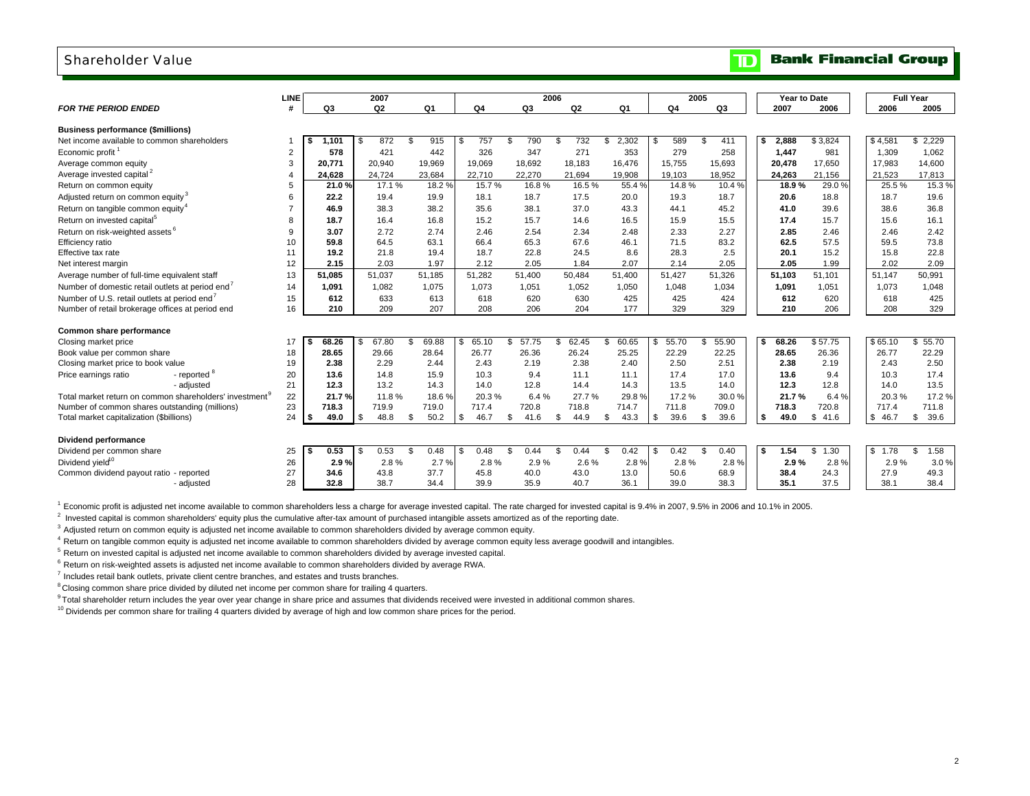## Shareholder Value

**TD Bank Financial Group**

| FOR THE PERIOD ENDED | LINE # | 2007 Q3 | 2007 Q2 | 2007 Q1 | 2006 Q4 | 2006 Q3 | 2006 Q2 | 2006 Q1 | 2005 Q4 | 2005 Q3 | Year to Date 2007 | Year to Date 2006 | Full Year 2006 | Full Year 2005 |
|---|---|---|---|---|---|---|---|---|---|---|---|---|---|---|
| **Business performance ($millions)** | | | | | | | | | | | | | | |
| Net income available to common shareholders | 1 | **$ 1,101** | $ 872 | $ 915 | $ 757 | $ 790 | $ 732 | $ 2,302 | $ 589 | $ 411 | **$ 2,888** | $ 3,824 | $ 4,581 | $ 2,229 |
| Economic profit [1] | 2 | **578** | 421 | 442 | 326 | 347 | 271 | 353 | 279 | 258 | **1,447** | 981 | 1,309 | 1,062 |
| Average common equity | 3 | **20,771** | 20,940 | 19,969 | 19,069 | 18,692 | 18,183 | 16,476 | 15,755 | 15,693 | **20,478** | 17,650 | 17,983 | 14,600 |
| Average invested capital [2] | 4 | **24,628** | 24,724 | 23,684 | 22,710 | 22,270 | 21,694 | 19,908 | 19,103 | 18,952 | **24,263** | 21,156 | 21,523 | 17,813 |
| Return on common equity | 5 | **21.0 %** | 17.1 % | 18.2 % | 15.7 % | 16.8 % | 16.5 % | 55.4 % | 14.8 % | 10.4 % | **18.9 %** | 29.0 % | 25.5 % | 15.3 % |
| Adjusted return on common equity [3] | 6 | **22.2** | 19.4 | 19.9 | 18.1 | 18.7 | 17.5 | 20.0 | 19.3 | 18.7 | **20.6** | 18.8 | 18.7 | 19.6 |
| Return on tangible common equity [4] | 7 | **46.9** | 38.3 | 38.2 | 35.6 | 38.1 | 37.0 | 43.3 | 44.1 | 45.2 | **41.0** | 39.6 | 38.6 | 36.8 |
| Return on invested capital [5] | 8 | **18.7** | 16.4 | 16.8 | 15.2 | 15.7 | 14.6 | 16.5 | 15.9 | 15.5 | **17.4** | 15.7 | 15.6 | 16.1 |
| Return on risk-weighted assets [6] | 9 | **3.07** | 2.72 | 2.74 | 2.46 | 2.54 | 2.34 | 2.48 | 2.33 | 2.27 | **2.85** | 2.46 | 2.46 | 2.42 |
| Efficiency ratio | 10 | **59.8** | 64.5 | 63.1 | 66.4 | 65.3 | 67.6 | 46.1 | 71.5 | 83.2 | **62.5** | 57.5 | 59.5 | 73.8 |
| Effective tax rate | 11 | **19.2** | 21.8 | 19.4 | 18.7 | 22.8 | 24.5 | 8.6 | 28.3 | 2.5 | **20.1** | 15.2 | 15.8 | 22.8 |
| Net interest margin | 12 | **2.15** | 2.03 | 1.97 | 2.12 | 2.05 | 1.84 | 2.07 | 2.14 | 2.05 | **2.05** | 1.99 | 2.02 | 2.09 |
| Average number of full-time equivalent staff | 13 | **51,085** | 51,037 | 51,185 | 51,282 | 51,400 | 50,484 | 51,400 | 51,427 | 51,326 | **51,103** | 51,101 | 51,147 | 50,991 |
| Number of domestic retail outlets at period end [7] | 14 | **1,091** | 1,082 | 1,075 | 1,073 | 1,051 | 1,052 | 1,050 | 1,048 | 1,034 | **1,091** | 1,051 | 1,073 | 1,048 |
| Number of U.S. retail outlets at period end [7] | 15 | **612** | 633 | 613 | 618 | 620 | 630 | 425 | 425 | 424 | **612** | 620 | 618 | 425 |
| Number of retail brokerage offices at period end | 16 | **210** | 209 | 207 | 208 | 206 | 204 | 177 | 329 | 329 | **210** | 206 | 208 | 329 |
| **Common share performance** | | | | | | | | | | | | | | |
| Closing market price | 17 | **$ 68.26** | $ 67.80 | $ 69.88 | $ 65.10 | $ 57.75 | $ 62.45 | $ 60.65 | $ 55.70 | $ 55.90 | **$ 68.26** | $ 57.75 | $ 65.10 | $ 55.70 |
| Book value per common share | 18 | **28.65** | 29.66 | 28.64 | 26.77 | 26.36 | 26.24 | 25.25 | 22.29 | 22.25 | **28.65** | 26.36 | 26.77 | 22.29 |
| Closing market price to book value | 19 | **2.38** | 2.29 | 2.44 | 2.43 | 2.19 | 2.38 | 2.40 | 2.50 | 2.51 | **2.38** | 2.19 | 2.43 | 2.50 |
| Price earnings ratio - reported [8] | 20 | **13.6** | 14.8 | 15.9 | 10.3 | 9.4 | 11.1 | 11.1 | 17.4 | 17.0 | **13.6** | 9.4 | 10.3 | 17.4 |
| Price earnings ratio - adjusted | 21 | **12.3** | 13.2 | 14.3 | 14.0 | 12.8 | 14.4 | 14.3 | 13.5 | 14.0 | **12.3** | 12.8 | 14.0 | 13.5 |
| Total market return on common shareholders' investment [9] | 22 | **21.7 %** | 11.8 % | 18.6 % | 20.3 % | 6.4 % | 27.7 % | 29.8 % | 17.2 % | 30.0 % | **21.7 %** | 6.4 % | 20.3 % | 17.2 % |
| Number of common shares outstanding (millions) | 23 | **718.3** | 719.9 | 719.0 | 717.4 | 720.8 | 718.8 | 714.7 | 711.8 | 709.0 | **718.3** | 720.8 | 717.4 | 711.8 |
| Total market capitalization ($billions) | 24 | **$ 49.0** | $ 48.8 | $ 50.2 | $ 46.7 | $ 41.6 | $ 44.9 | $ 43.3 | $ 39.6 | $ 39.6 | **$ 49.0** | $ 41.6 | $ 46.7 | $ 39.6 |
| **Dividend performance** | | | | | | | | | | | | | | |
| Dividend per common share | 25 | **$ 0.53** | $ 0.53 | $ 0.48 | $ 0.48 | $ 0.44 | $ 0.44 | $ 0.42 | $ 0.42 | $ 0.40 | **$ 1.54** | $ 1.30 | $ 1.78 | $ 1.58 |
| Dividend yield [10] | 26 | **2.9 %** | 2.8 % | 2.7 % | 2.8 % | 2.9 % | 2.6 % | 2.8 % | 2.8 % | 2.8 % | **2.9 %** | 2.8 % | 2.9 % | 3.0 % |
| Common dividend payout ratio - reported | 27 | **34.6** | 43.8 | 37.7 | 45.8 | 40.0 | 43.0 | 13.0 | 50.6 | 68.9 | **38.4** | 24.3 | 27.9 | 49.3 |
| Common dividend payout ratio - adjusted | 28 | **32.8** | 38.7 | 34.4 | 39.9 | 35.9 | 40.7 | 36.1 | 39.0 | 38.3 | **35.1** | 37.5 | 38.1 | 38.4 |

[1] Economic profit is adjusted net income available to common shareholders less a charge for average invested capital. The rate charged for invested capital is 9.4% in 2007, 9.5% in 2006 and 10.1% in 2005.

[2] Invested capital is common shareholders' equity plus the cumulative after-tax amount of purchased intangible assets amortized as of the reporting date.

[3] Adjusted return on common equity is adjusted net income available to common shareholders divided by average common equity.

[4] Return on tangible common equity is adjusted net income available to common shareholders divided by average common equity less average goodwill and intangibles.

[5] Return on invested capital is adjusted net income available to common shareholders divided by average invested capital.

[6] Return on risk-weighted assets is adjusted net income available to common shareholders divided by average RWA.

[7] Includes retail bank outlets, private client centre branches, and estates and trusts branches.

[8] Closing common share price divided by diluted net income per common share for trailing 4 quarters.

[9] Total shareholder return includes the year over year change in share price and assumes that dividends received were invested in additional common shares.

[10] Dividends per common share for trailing 4 quarters divided by average of high and low common share prices for the period.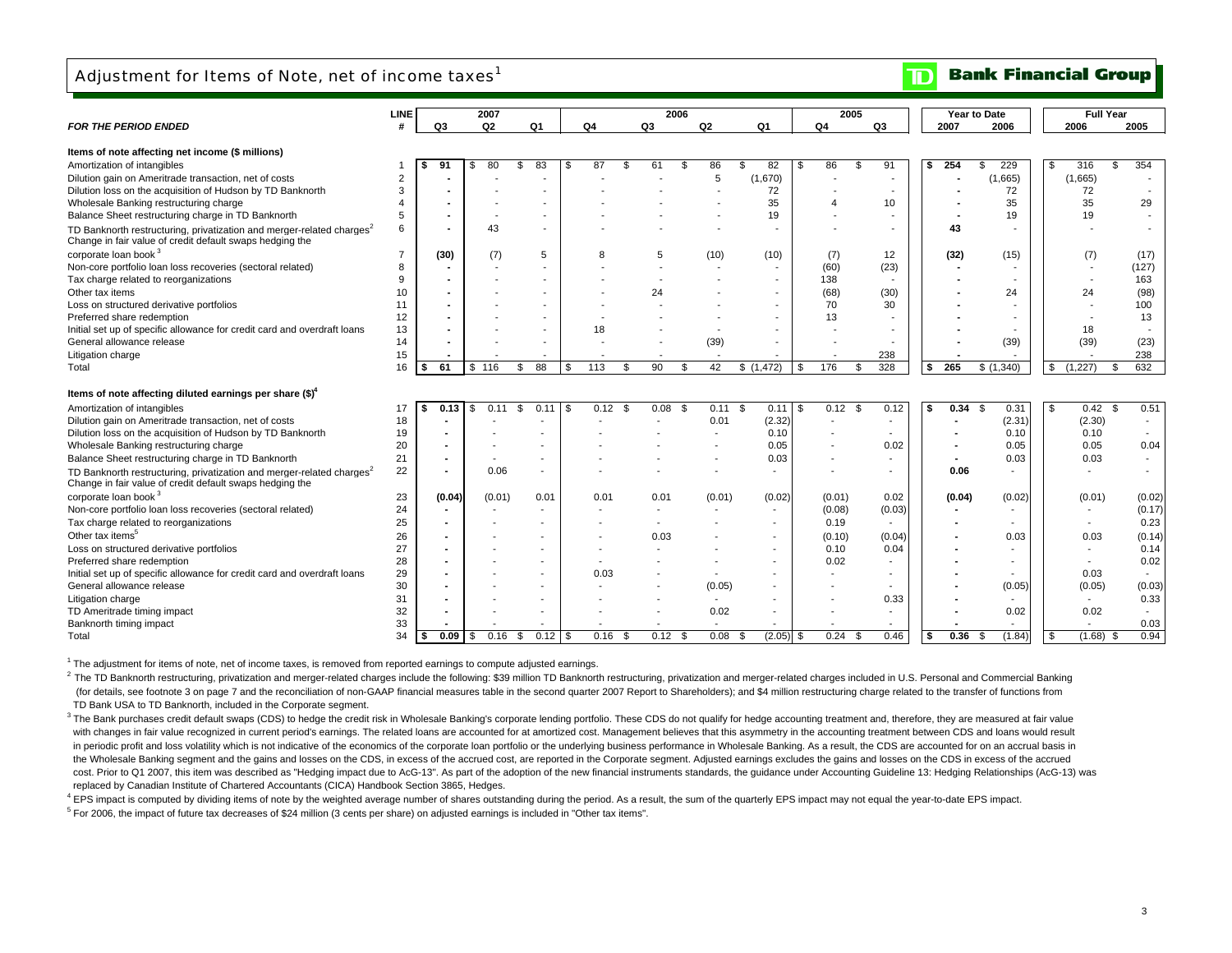# Adjustment for Items of Note, net of income taxes[1]

**Bank Financial Group**

| *FOR THE PERIOD ENDED* | LINE # | 2007 Q3 | 2007 Q2 | 2007 Q1 | 2006 Q4 | 2006 Q3 | 2006 Q2 | 2006 Q1 | 2005 Q4 | 2005 Q3 | Year to Date 2007 | Year to Date 2006 | Full Year 2006 | Full Year 2005 |
|---|---|---|---|---|---|---|---|---|---|---|---|---|---|---|
| **Items of note affecting net income ($ millions)** | | | | | | | | | | | | | | |
| Amortization of intangibles | 1 | **$ 91** | $ 80 | $ 83 | $ 87 | $ 61 | $ 86 | $ 82 | $ 86 | $ 91 | **$ 254** | $ 229 | $ 316 | $ 354 |
| Dilution gain on Ameritrade transaction, net of costs | 2 | **-** | - | - | - | - | 5 | (1,670) | - | - | **-** | (1,665) | (1,665) | - |
| Dilution loss on the acquisition of Hudson by TD Banknorth | 3 | **-** | - | - | - | - | - | 72 | - | - | **-** | 72 | 72 | - |
| Wholesale Banking restructuring charge | 4 | **-** | - | - | - | - | - | 35 | 4 | 10 | **-** | 35 | 35 | 29 |
| Balance Sheet restructuring charge in TD Banknorth | 5 | **-** | - | - | - | - | - | 19 | - | - | **-** | 19 | 19 | - |
| TD Banknorth restructuring, privatization and merger-related charges[2] | 6 | **-** | 43 | - | - | - | - | - | - | - | **43** | - | - | - |
| Change in fair value of credit default swaps hedging the corporate loan book[3] | 7 | **(30)** | (7) | 5 | 8 | 5 | (10) | (10) | (7) | 12 | **(32)** | (15) | (7) | (17) |
| Non-core portfolio loan loss recoveries (sectoral related) | 8 | **-** | - | - | - | - | - | - | (60) | (23) | **-** | - | - | (127) |
| Tax charge related to reorganizations | 9 | **-** | - | - | - | - | - | - | 138 | - | **-** | - | - | 163 |
| Other tax items | 10 | **-** | - | - | - | 24 | - | - | (68) | (30) | **-** | 24 | 24 | (98) |
| Loss on structured derivative portfolios | 11 | **-** | - | - | - | - | - | - | 70 | 30 | **-** | - | - | 100 |
| Preferred share redemption | 12 | **-** | - | - | - | - | - | - | 13 | - | **-** | - | - | 13 |
| Initial set up of specific allowance for credit card and overdraft loans | 13 | **-** | - | - | 18 | - | - | - | - | - | **-** | - | 18 | - |
| General allowance release | 14 | **-** | - | - | - | - | (39) | - | - | - | **-** | (39) | (39) | (23) |
| Litigation charge | 15 | **-** | - | - | - | - | - | - | - | 238 | **-** | - | - | 238 |
| Total | 16 | **$ 61** | $ 116 | $ 88 | $ 113 | $ 90 | $ 42 | $ (1,472) | $ 176 | $ 328 | **$ 265** | $ (1,340) | $ (1,227) | $ 632 |
| **Items of note affecting diluted earnings per share ($)[4]** | | | | | | | | | | | | | | |
| Amortization of intangibles | 17 | **$ 0.13** | $ 0.11 | $ 0.11 | $ 0.12 | $ 0.08 | $ 0.11 | $ 0.11 | $ 0.12 | $ 0.12 | **$ 0.34** | $ 0.31 | $ 0.42 | $ 0.51 |
| Dilution gain on Ameritrade transaction, net of costs | 18 | **-** | - | - | - | - | 0.01 | (2.32) | - | - | **-** | (2.31) | (2.30) | - |
| Dilution loss on the acquisition of Hudson by TD Banknorth | 19 | **-** | - | - | - | - | - | 0.10 | - | - | **-** | 0.10 | 0.10 | - |
| Wholesale Banking restructuring charge | 20 | **-** | - | - | - | - | - | 0.05 | - | 0.02 | **-** | 0.05 | 0.05 | 0.04 |
| Balance Sheet restructuring charge in TD Banknorth | 21 | **-** | - | - | - | - | - | 0.03 | - | - | **-** | 0.03 | 0.03 | - |
| TD Banknorth restructuring, privatization and merger-related charges[2] | 22 | **-** | 0.06 | - | - | - | - | - | - | - | **0.06** | - | - | - |
| Change in fair value of credit default swaps hedging the corporate loan book[3] | 23 | **(0.04)** | (0.01) | 0.01 | 0.01 | 0.01 | (0.01) | (0.02) | (0.01) | 0.02 | **(0.04)** | (0.02) | (0.01) | (0.02) |
| Non-core portfolio loan loss recoveries (sectoral related) | 24 | **-** | - | - | - | - | - | - | (0.08) | (0.03) | **-** | - | - | (0.17) |
| Tax charge related to reorganizations | 25 | **-** | - | - | - | - | - | - | 0.19 | - | **-** | - | - | 0.23 |
| Other tax items[5] | 26 | **-** | - | - | - | 0.03 | - | - | (0.10) | (0.04) | **-** | 0.03 | 0.03 | (0.14) |
| Loss on structured derivative portfolios | 27 | **-** | - | - | - | - | - | - | 0.10 | 0.04 | **-** | - | - | 0.14 |
| Preferred share redemption | 28 | **-** | - | - | - | - | - | - | 0.02 | - | **-** | - | - | 0.02 |
| Initial set up of specific allowance for credit card and overdraft loans | 29 | **-** | - | - | 0.03 | - | - | - | - | - | **-** | - | 0.03 | - |
| General allowance release | 30 | **-** | - | - | - | - | (0.05) | - | - | - | **-** | (0.05) | (0.05) | (0.03) |
| Litigation charge | 31 | **-** | - | - | - | - | - | - | - | 0.33 | **-** | - | - | 0.33 |
| TD Ameritrade timing impact | 32 | **-** | - | - | - | - | 0.02 | - | - | - | **-** | 0.02 | 0.02 | - |
| Banknorth timing impact | 33 | **-** | - | - | - | - | - | - | - | - | **-** | - | - | 0.03 |
| Total | 34 | **$ 0.09** | $ 0.16 | $ 0.12 | $ 0.16 | $ 0.12 | $ 0.08 | $ (2.05) | $ 0.24 | $ 0.46 | **$ 0.36** | $ (1.84) | $ (1.68) | $ 0.94 |

[1] The adjustment for items of note, net of income taxes, is removed from reported earnings to compute adjusted earnings.

[2] The TD Banknorth restructuring, privatization and merger-related charges include the following: $39 million TD Banknorth restructuring, privatization and merger-related charges included in U.S. Personal and Commercial Banking (for details, see footnote 3 on page 7 and the reconciliation of non-GAAP financial measures table in the second quarter 2007 Report to Shareholders); and $4 million restructuring charge related to the transfer of functions from TD Bank USA to TD Banknorth, included in the Corporate segment.

[3] The Bank purchases credit default swaps (CDS) to hedge the credit risk in Wholesale Banking's corporate lending portfolio. These CDS do not qualify for hedge accounting treatment and, therefore, they are measured at fair value with changes in fair value recognized in current period's earnings. The related loans are accounted for at amortized cost. Management believes that this asymmetry in the accounting treatment between CDS and loans would result in periodic profit and loss volatility which is not indicative of the economics of the corporate loan portfolio or the underlying business performance in Wholesale Banking. As a result, the CDS are accounted for on an accrual basis in the Wholesale Banking segment and the gains and losses on the CDS, in excess of the accrued cost, are reported in the Corporate segment. Adjusted earnings excludes the gains and losses on the CDS in excess of the accrued cost. Prior to Q1 2007, this item was described as "Hedging impact due to AcG-13". As part of the adoption of the new financial instruments standards, the guidance under Accounting Guideline 13: Hedging Relationships (AcG-13) was replaced by Canadian Institute of Chartered Accountants (CICA) Handbook Section 3865, Hedges.

[4] EPS impact is computed by dividing items of note by the weighted average number of shares outstanding during the period. As a result, the sum of the quarterly EPS impact may not equal the year-to-date EPS impact.

[5] For 2006, the impact of future tax decreases of $24 million (3 cents per share) on adjusted earnings is included in "Other tax items".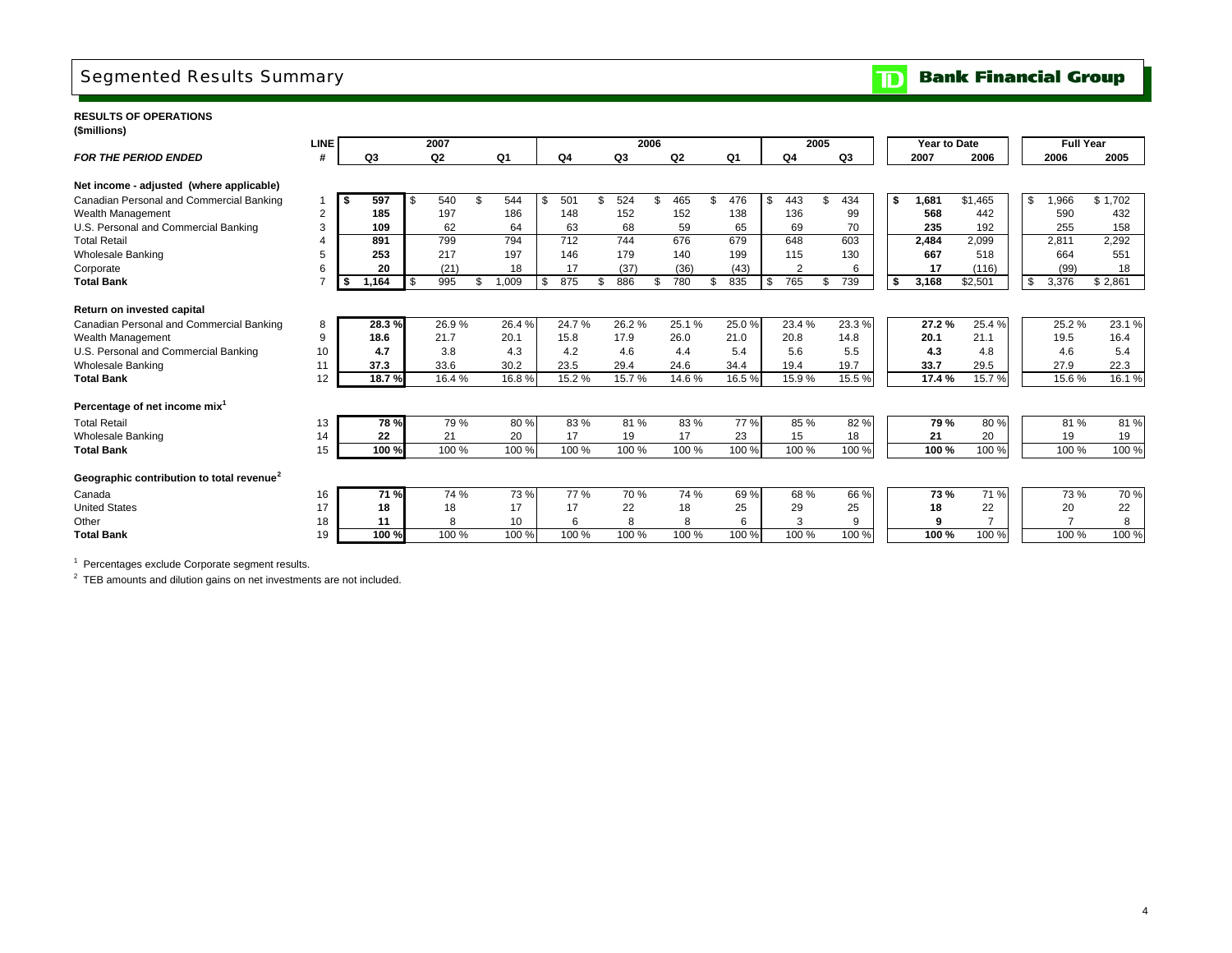# Segmented Results Summary

**TD Bank Financial Group**

**RESULTS OF OPERATIONS**
**($millions)**

| | LINE | 2007 | | | 2006 | | | | 2005 | | Year to Date | | Full Year | |
|---|---|---|---|---|---|---|---|---|---|---|---|---|---|---|
| ***FOR THE PERIOD ENDED*** | **#** | **Q3** | **Q2** | **Q1** | **Q4** | **Q3** | **Q2** | **Q1** | **Q4** | **Q3** | **2007** | **2006** | **2006** | **2005** |
| **Net income - adjusted (where applicable)** | | | | | | | | | | | | | | |
| Canadian Personal and Commercial Banking | 1 | **$ 597** | $ 540 | $ 544 | $ 501 | $ 524 | $ 465 | $ 476 | $ 443 | $ 434 | **$ 1,681** | $1,465 | $ 1,966 | $ 1,702 |
| Wealth Management | 2 | **185** | 197 | 186 | 148 | 152 | 152 | 138 | 136 | 99 | **568** | 442 | 590 | 432 |
| U.S. Personal and Commercial Banking | 3 | **109** | 62 | 64 | 63 | 68 | 59 | 65 | 69 | 70 | **235** | 192 | 255 | 158 |
| Total Retail | 4 | **891** | 799 | 794 | 712 | 744 | 676 | 679 | 648 | 603 | **2,484** | 2,099 | 2,811 | 2,292 |
| Wholesale Banking | 5 | **253** | 217 | 197 | 146 | 179 | 140 | 199 | 115 | 130 | **667** | 518 | 664 | 551 |
| Corporate | 6 | **20** | (21) | 18 | 17 | (37) | (36) | (43) | 2 | 6 | **17** | (116) | (99) | 18 |
| **Total Bank** | 7 | **$ 1,164** | $ 995 | $ 1,009 | $ 875 | $ 886 | $ 780 | $ 835 | $ 765 | $ 739 | **$ 3,168** | $2,501 | $ 3,376 | $ 2,861 |
| **Return on invested capital** | | | | | | | | | | | | | | |
| Canadian Personal and Commercial Banking | 8 | **28.3 %** | 26.9 % | 26.4 % | 24.7 % | 26.2 % | 25.1 % | 25.0 % | 23.4 % | 23.3 % | **27.2 %** | 25.4 % | 25.2 % | 23.1 % |
| Wealth Management | 9 | **18.6** | 21.7 | 20.1 | 15.8 | 17.9 | 26.0 | 21.0 | 20.8 | 14.8 | **20.1** | 21.1 | 19.5 | 16.4 |
| U.S. Personal and Commercial Banking | 10 | **4.7** | 3.8 | 4.3 | 4.2 | 4.6 | 4.4 | 5.4 | 5.6 | 5.5 | **4.3** | 4.8 | 4.6 | 5.4 |
| Wholesale Banking | 11 | **37.3** | 33.6 | 30.2 | 23.5 | 29.4 | 24.6 | 34.4 | 19.4 | 19.7 | **33.7** | 29.5 | 27.9 | 22.3 |
| **Total Bank** | 12 | **18.7 %** | 16.4 % | 16.8 % | 15.2 % | 15.7 % | 14.6 % | 16.5 % | 15.9 % | 15.5 % | **17.4 %** | 15.7 % | 15.6 % | 16.1 % |
| **Percentage of net income mix[1]** | | | | | | | | | | | | | | |
| Total Retail | 13 | **78 %** | 79 % | 80 % | 83 % | 81 % | 83 % | 77 % | 85 % | 82 % | **79 %** | 80 % | 81 % | 81 % |
| Wholesale Banking | 14 | **22** | 21 | 20 | 17 | 19 | 17 | 23 | 15 | 18 | **21** | 20 | 19 | 19 |
| **Total Bank** | 15 | **100 %** | 100 % | 100 % | 100 % | 100 % | 100 % | 100 % | 100 % | 100 % | **100 %** | 100 % | 100 % | 100 % |
| **Geographic contribution to total revenue[2]** | | | | | | | | | | | | | | |
| Canada | 16 | **71 %** | 74 % | 73 % | 77 % | 70 % | 74 % | 69 % | 68 % | 66 % | **73 %** | 71 % | 73 % | 70 % |
| United States | 17 | **18** | 18 | 17 | 17 | 22 | 18 | 25 | 29 | 25 | **18** | 22 | 20 | 22 |
| Other | 18 | **11** | 8 | 10 | 6 | 8 | 8 | 6 | 3 | 9 | **9** | 7 | 7 | 8 |
| **Total Bank** | 19 | **100 %** | 100 % | 100 % | 100 % | 100 % | 100 % | 100 % | 100 % | 100 % | **100 %** | 100 % | 100 % | 100 % |

[1] Percentages exclude Corporate segment results.

[2] TEB amounts and dilution gains on net investments are not included.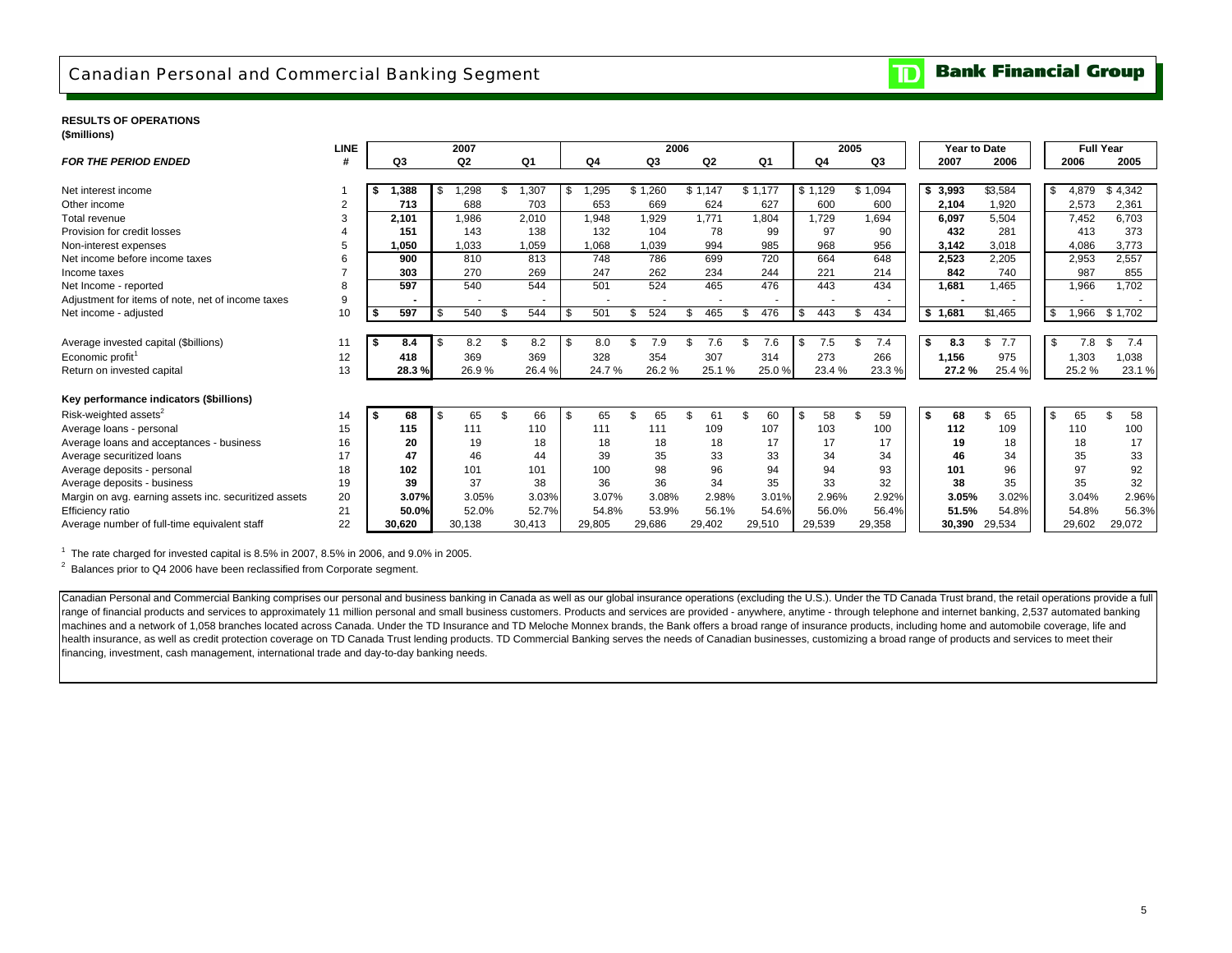# Canadian Personal and Commercial Banking Segment

TD Bank Financial Group

**RESULTS OF OPERATIONS**
**($millions)**

| | LINE | 2007 | | | 2006 | | | | 2005 | | Year to Date | | Full Year | |
|---|---|---|---|---|---|---|---|---|---|---|---|---|---|---|
| ***FOR THE PERIOD ENDED*** | **#** | **Q3** | **Q2** | **Q1** | **Q4** | **Q3** | **Q2** | **Q1** | **Q4** | **Q3** | **2007** | **2006** | **2006** | **2005** |
| Net interest income | 1 | **$ 1,388** | $ 1,298 | $ 1,307 | $ 1,295 | $ 1,260 | $ 1,147 | $ 1,177 | $ 1,129 | $ 1,094 | **$ 3,993** | $3,584 | $ 4,879 | $ 4,342 |
| Other income | 2 | **713** | 688 | 703 | 653 | 669 | 624 | 627 | 600 | 600 | **2,104** | 1,920 | 2,573 | 2,361 |
| Total revenue | 3 | **2,101** | 1,986 | 2,010 | 1,948 | 1,929 | 1,771 | 1,804 | 1,729 | 1,694 | **6,097** | 5,504 | 7,452 | 6,703 |
| Provision for credit losses | 4 | **151** | 143 | 138 | 132 | 104 | 78 | 99 | 97 | 90 | **432** | 281 | 413 | 373 |
| Non-interest expenses | 5 | **1,050** | 1,033 | 1,059 | 1,068 | 1,039 | 994 | 985 | 968 | 956 | **3,142** | 3,018 | 4,086 | 3,773 |
| Net income before income taxes | 6 | **900** | 810 | 813 | 748 | 786 | 699 | 720 | 664 | 648 | **2,523** | 2,205 | 2,953 | 2,557 |
| Income taxes | 7 | **303** | 270 | 269 | 247 | 262 | 234 | 244 | 221 | 214 | **842** | 740 | 987 | 855 |
| Net Income - reported | 8 | **597** | 540 | 544 | 501 | 524 | 465 | 476 | 443 | 434 | **1,681** | 1,465 | 1,966 | 1,702 |
| Adjustment for items of note, net of income taxes | 9 | **-** | - | - | - | - | - | - | - | - | **-** | - | - | - |
| Net income - adjusted | 10 | **$ 597** | $ 540 | $ 544 | $ 501 | $ 524 | $ 465 | $ 476 | $ 443 | $ 434 | **$ 1,681** | $1,465 | $ 1,966 | $ 1,702 |
| Average invested capital ($billions) | 11 | **$ 8.4** | $ 8.2 | $ 8.2 | $ 8.0 | $ 7.9 | $ 7.6 | $ 7.6 | $ 7.5 | $ 7.4 | **$ 8.3** | $ 7.7 | $ 7.8 | $ 7.4 |
| Economic profit[1] | 12 | **418** | 369 | 369 | 328 | 354 | 307 | 314 | 273 | 266 | **1,156** | 975 | 1,303 | 1,038 |
| Return on invested capital | 13 | **28.3 %** | 26.9 % | 26.4 % | 24.7 % | 26.2 % | 25.1 % | 25.0 % | 23.4 % | 23.3 % | **27.2 %** | 25.4 % | 25.2 % | 23.1 % |
| **Key performance indicators ($billions)** | | | | | | | | | | | | | | |
| Risk-weighted assets[2] | 14 | **$ 68** | $ 65 | $ 66 | $ 65 | $ 65 | $ 61 | $ 60 | $ 58 | $ 59 | **$ 68** | $ 65 | $ 65 | $ 58 |
| Average loans - personal | 15 | **115** | 111 | 110 | 111 | 111 | 109 | 107 | 103 | 100 | **112** | 109 | 110 | 100 |
| Average loans and acceptances - business | 16 | **20** | 19 | 18 | 18 | 18 | 18 | 17 | 17 | 17 | **19** | 18 | 18 | 17 |
| Average securitized loans | 17 | **47** | 46 | 44 | 39 | 35 | 33 | 33 | 34 | 34 | **46** | 34 | 35 | 33 |
| Average deposits - personal | 18 | **102** | 101 | 101 | 100 | 98 | 96 | 94 | 94 | 93 | **101** | 96 | 97 | 92 |
| Average deposits - business | 19 | **39** | 37 | 38 | 36 | 36 | 34 | 35 | 33 | 32 | **38** | 35 | 35 | 32 |
| Margin on avg. earning assets inc. securitized assets | 20 | **3.07%** | 3.05% | 3.03% | 3.07% | 3.08% | 2.98% | 3.01% | 2.96% | 2.92% | **3.05%** | 3.02% | 3.04% | 2.96% |
| Efficiency ratio | 21 | **50.0%** | 52.0% | 52.7% | 54.8% | 53.9% | 56.1% | 54.6% | 56.0% | 56.4% | **51.5%** | 54.8% | 54.8% | 56.3% |
| Average number of full-time equivalent staff | 22 | **30,620** | 30,138 | 30,413 | 29,805 | 29,686 | 29,402 | 29,510 | 29,539 | 29,358 | **30,390** | 29,534 | 29,602 | 29,072 |

[1] The rate charged for invested capital is 8.5% in 2007, 8.5% in 2006, and 9.0% in 2005.

[2] Balances prior to Q4 2006 have been reclassified from Corporate segment.

Canadian Personal and Commercial Banking comprises our personal and business banking in Canada as well as our global insurance operations (excluding the U.S.). Under the TD Canada Trust brand, the retail operations provide a full range of financial products and services to approximately 11 million personal and small business customers. Products and services are provided - anywhere, anytime - through telephone and internet banking, 2,537 automated banking machines and a network of 1,058 branches located across Canada. Under the TD Insurance and TD Meloche Monnex brands, the Bank offers a broad range of insurance products, including home and automobile coverage, life and health insurance, as well as credit protection coverage on TD Canada Trust lending products. TD Commercial Banking serves the needs of Canadian businesses, customizing a broad range of products and services to meet their financing, investment, cash management, international trade and day-to-day banking needs.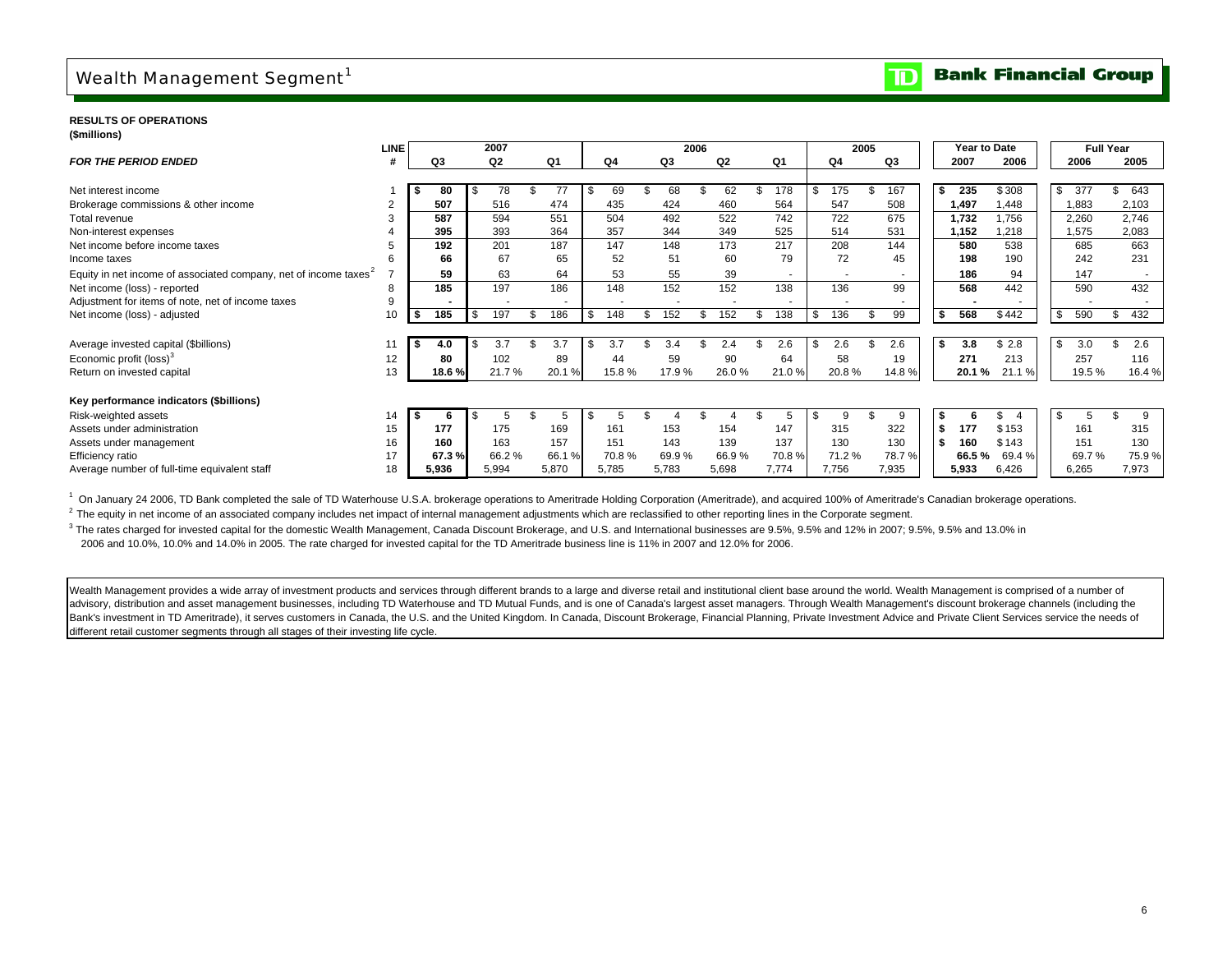# Wealth Management Segment[1]

**RESULTS OF OPERATIONS**
**($millions)**

| FOR THE PERIOD ENDED | LINE # | 2007 Q3 | 2007 Q2 | 2007 Q1 | 2006 Q4 | 2006 Q3 | 2006 Q2 | 2006 Q1 | 2005 Q4 | 2005 Q3 | Year to Date 2007 | Year to Date 2006 | Full Year 2006 | Full Year 2005 |
|---|---|---|---|---|---|---|---|---|---|---|---|---|---|---|
| Net interest income | 1 | **$ 80** | $ 78 | $ 77 | $ 69 | $ 68 | $ 62 | $ 178 | $ 175 | $ 167 | **$ 235** | $ 308 | $ 377 | $ 643 |
| Brokerage commissions & other income | 2 | **507** | 516 | 474 | 435 | 424 | 460 | 564 | 547 | 508 | **1,497** | 1,448 | 1,883 | 2,103 |
| Total revenue | 3 | **587** | 594 | 551 | 504 | 492 | 522 | 742 | 722 | 675 | **1,732** | 1,756 | 2,260 | 2,746 |
| Non-interest expenses | 4 | **395** | 393 | 364 | 357 | 344 | 349 | 525 | 514 | 531 | **1,152** | 1,218 | 1,575 | 2,083 |
| Net income before income taxes | 5 | **192** | 201 | 187 | 147 | 148 | 173 | 217 | 208 | 144 | **580** | 538 | 685 | 663 |
| Income taxes | 6 | **66** | 67 | 65 | 52 | 51 | 60 | 79 | 72 | 45 | **198** | 190 | 242 | 231 |
| Equity in net income of associated company, net of income taxes[2] | 7 | **59** | 63 | 64 | 53 | 55 | 39 | - | - | - | **186** | 94 | 147 | - |
| Net income (loss) - reported | 8 | **185** | 197 | 186 | 148 | 152 | 152 | 138 | 136 | 99 | **568** | 442 | 590 | 432 |
| Adjustment for items of note, net of income taxes | 9 | **-** | - | - | - | - | - | - | - | - | **-** | - | - | - |
| Net income (loss) - adjusted | 10 | **$ 185** | $ 197 | $ 186 | $ 148 | $ 152 | $ 152 | $ 138 | $ 136 | $ 99 | **$ 568** | $ 442 | $ 590 | $ 432 |
| Average invested capital ($billions) | 11 | **$ 4.0** | $ 3.7 | $ 3.7 | $ 3.7 | $ 3.4 | $ 2.4 | $ 2.6 | $ 2.6 | $ 2.6 | **$ 3.8** | $ 2.8 | $ 3.0 | $ 2.6 |
| Economic profit (loss)[3] | 12 | **80** | 102 | 89 | 44 | 59 | 90 | 64 | 58 | 19 | **271** | 213 | 257 | 116 |
| Return on invested capital | 13 | **18.6 %** | 21.7 % | 20.1 % | 15.8 % | 17.9 % | 26.0 % | 21.0 % | 20.8 % | 14.8 % | **20.1 %** | 21.1 % | 19.5 % | 16.4 % |
| **Key performance indicators ($billions)** | | | | | | | | | | | | | | |
| Risk-weighted assets | 14 | **$ 6** | $ 5 | $ 5 | $ 5 | $ 4 | $ 4 | $ 5 | $ 9 | $ 9 | **$ 6** | $ 4 | $ 5 | $ 9 |
| Assets under administration | 15 | **177** | 175 | 169 | 161 | 153 | 154 | 147 | 315 | 322 | **$ 177** | $ 153 | 161 | 315 |
| Assets under management | 16 | **160** | 163 | 157 | 151 | 143 | 139 | 137 | 130 | 130 | **$ 160** | $ 143 | 151 | 130 |
| Efficiency ratio | 17 | **67.3 %** | 66.2 % | 66.1 % | 70.8 % | 69.9 % | 66.9 % | 70.8 % | 71.2 % | 78.7 % | **66.5 %** | 69.4 % | 69.7 % | 75.9 % |
| Average number of full-time equivalent staff | 18 | **5,936** | 5,994 | 5,870 | 5,785 | 5,783 | 5,698 | 7,774 | 7,756 | 7,935 | **5,933** | 6,426 | 6,265 | 7,973 |

[1] On January 24 2006, TD Bank completed the sale of TD Waterhouse U.S.A. brokerage operations to Ameritrade Holding Corporation (Ameritrade), and acquired 100% of Ameritrade's Canadian brokerage operations.

[2] The equity in net income of an associated company includes net impact of internal management adjustments which are reclassified to other reporting lines in the Corporate segment.

[3] The rates charged for invested capital for the domestic Wealth Management, Canada Discount Brokerage, and U.S. and International businesses are 9.5%, 9.5% and 12% in 2007; 9.5%, 9.5% and 13.0% in 2006 and 10.0%, 10.0% and 14.0% in 2005. The rate charged for invested capital for the TD Ameritrade business line is 11% in 2007 and 12.0% for 2006.

Wealth Management provides a wide array of investment products and services through different brands to a large and diverse retail and institutional client base around the world. Wealth Management is comprised of a number of advisory, distribution and asset management businesses, including TD Waterhouse and TD Mutual Funds, and is one of Canada's largest asset managers. Through Wealth Management's discount brokerage channels (including the Bank's investment in TD Ameritrade), it serves customers in Canada, the U.S. and the United Kingdom. In Canada, Discount Brokerage, Financial Planning, Private Investment Advice and Private Client Services service the needs of different retail customer segments through all stages of their investing life cycle.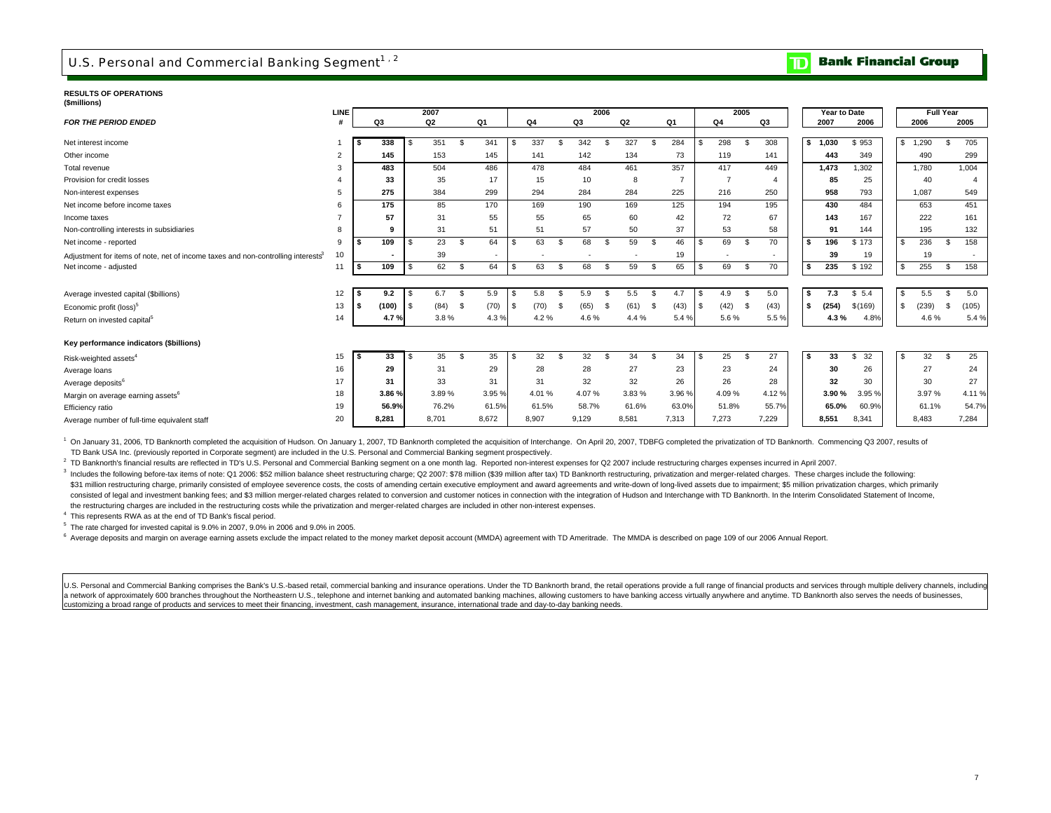## U.S. Personal and Commercial Banking Segment[1, 2]

**Bank Financial Group**

**RESULTS OF OPERATIONS**
**($millions)**

| FOR THE PERIOD ENDED | LINE # | 2007 Q3 | 2007 Q2 | 2007 Q1 | 2006 Q4 | 2006 Q3 | 2006 Q2 | 2006 Q1 | 2005 Q4 | 2005 Q3 | Year to Date 2007 | Year to Date 2006 | Full Year 2006 | Full Year 2005 |
|---|---|---|---|---|---|---|---|---|---|---|---|---|---|---|
| Net interest income | 1 | $ 338 | $ 351 | $ 341 | $ 337 | $ 342 | $ 327 | $ 284 | $ 298 | $ 308 | $ 1,030 | $ 953 | $ 1,290 | $ 705 |
| Other income | 2 | 145 | 153 | 145 | 141 | 142 | 134 | 73 | 119 | 141 | 443 | 349 | 490 | 299 |
| Total revenue | 3 | 483 | 504 | 486 | 478 | 484 | 461 | 357 | 417 | 449 | 1,473 | 1,302 | 1,780 | 1,004 |
| Provision for credit losses | 4 | 33 | 35 | 17 | 15 | 10 | 8 | 7 | 7 | 4 | 85 | 25 | 40 | 4 |
| Non-interest expenses | 5 | 275 | 384 | 299 | 294 | 284 | 284 | 225 | 216 | 250 | 958 | 793 | 1,087 | 549 |
| Net income before income taxes | 6 | 175 | 85 | 170 | 169 | 190 | 169 | 125 | 194 | 195 | 430 | 484 | 653 | 451 |
| Income taxes | 7 | 57 | 31 | 55 | 55 | 65 | 60 | 42 | 72 | 67 | 143 | 167 | 222 | 161 |
| Non-controlling interests in subsidiaries | 8 | 9 | 31 | 51 | 51 | 57 | 50 | 37 | 53 | 58 | 91 | 144 | 195 | 132 |
| Net income - reported | 9 | $ 109 | $ 23 | $ 64 | $ 63 | $ 68 | $ 59 | $ 46 | $ 69 | $ 70 | $ 196 | $ 173 | $ 236 | $ 158 |
| Adjustment for items of note, net of income taxes and non-controlling interests[3] | 10 | - | 39 | - | - | - | - | 19 | - | - | 39 | 19 | 19 | - |
| Net income - adjusted | 11 | $ 109 | $ 62 | $ 64 | $ 63 | $ 68 | $ 59 | $ 65 | $ 69 | $ 70 | $ 235 | $ 192 | $ 255 | $ 158 |
| Average invested capital ($billions) | 12 | $ 9.2 | $ 6.7 | $ 5.9 | $ 5.8 | $ 5.9 | $ 5.5 | $ 4.7 | $ 4.9 | $ 5.0 | $ 7.3 | $ 5.4 | $ 5.5 | $ 5.0 |
| Economic profit (loss)[5] | 13 | $ (100) | $ (84) | $ (70) | $ (70) | $ (65) | $ (61) | $ (43) | $ (42) | $ (43) | $ (254) | $(169) | $ (239) | $ (105) |
| Return on invested capital[5] | 14 | 4.7 % | 3.8 % | 4.3 % | 4.2 % | 4.6 % | 4.4 % | 5.4 % | 5.6 % | 5.5 % | 4.3 % | 4.8% | 4.6 % | 5.4 % |
| **Key performance indicators ($billions)** | | | | | | | | | | | | | | |
| Risk-weighted assets[4] | 15 | $ 33 | $ 35 | $ 35 | $ 32 | $ 32 | $ 34 | $ 34 | $ 25 | $ 27 | $ 33 | $ 32 | $ 32 | $ 25 |
| Average loans | 16 | 29 | 31 | 29 | 28 | 28 | 27 | 23 | 23 | 24 | 30 | 26 | 27 | 24 |
| Average deposits[6] | 17 | 31 | 33 | 31 | 31 | 32 | 32 | 26 | 26 | 28 | 32 | 30 | 30 | 27 |
| Margin on average earning assets[6] | 18 | 3.86 % | 3.89 % | 3.95 % | 4.01 % | 4.07 % | 3.83 % | 3.96 % | 4.09 % | 4.12 % | 3.90 % | 3.95 % | 3.97 % | 4.11 % |
| Efficiency ratio | 19 | 56.9% | 76.2% | 61.5% | 61.5% | 58.7% | 61.6% | 63.0% | 51.8% | 55.7% | 65.0% | 60.9% | 61.1% | 54.7% |
| Average number of full-time equivalent staff | 20 | 8,281 | 8,701 | 8,672 | 8,907 | 9,129 | 8,581 | 7,313 | 7,273 | 7,229 | 8,551 | 8,341 | 8,483 | 7,284 |

[1] On January 31, 2006, TD Banknorth completed the acquisition of Hudson. On January 1, 2007, TD Banknorth completed the acquisition of Interchange. On April 20, 2007, TDBFG completed the privatization of TD Banknorth. Commencing Q3 2007, results of TD Bank USA Inc. (previously reported in Corporate segment) are included in the U.S. Personal and Commercial Banking segment prospectively.

[2] TD Banknorth's financial results are reflected in TD's U.S. Personal and Commercial Banking segment on a one month lag. Reported non-interest expenses for Q2 2007 include restructuring charges expenses incurred in April 2007.

[3] Includes the following before-tax items of note: Q1 2006: $52 million balance sheet restructuring charge; Q2 2007: $78 million ($39 million after tax) TD Banknorth restructuring, privatization and merger-related charges. These charges include the following: $31 million restructuring charge, primarily consisted of employee severence costs, the costs of amending certain executive employment and award agreements and write-down of long-lived assets due to impairment; $5 million privatization charges, which primarily consisted of legal and investment banking fees; and $3 million merger-related charges related to conversion and customer notices in connection with the integration of Hudson and Interchange with TD Banknorth. In the Interim Consolidated Statement of Income, the restructuring charges are included in the restructuring costs while the privatization and merger-related charges are included in other non-interest expenses.

[4] This represents RWA as at the end of TD Bank's fiscal period.

[5] The rate charged for invested capital is 9.0% in 2007, 9.0% in 2006 and 9.0% in 2005.

[6] Average deposits and margin on average earning assets exclude the impact related to the money market deposit account (MMDA) agreement with TD Ameritrade. The MMDA is described on page 109 of our 2006 Annual Report.

U.S. Personal and Commercial Banking comprises the Bank's U.S.-based retail, commercial banking and insurance operations. Under the TD Banknorth brand, the retail operations provide a full range of financial products and services through multiple delivery channels, including a network of approximately 600 branches throughout the Northeastern U.S., telephone and internet banking and automated banking machines, allowing customers to have banking access virtually anywhere and anytime. TD Banknorth also serves the needs of businesses, customizing a broad range of products and services to meet their financing, investment, cash management, insurance, international trade and day-to-day banking needs.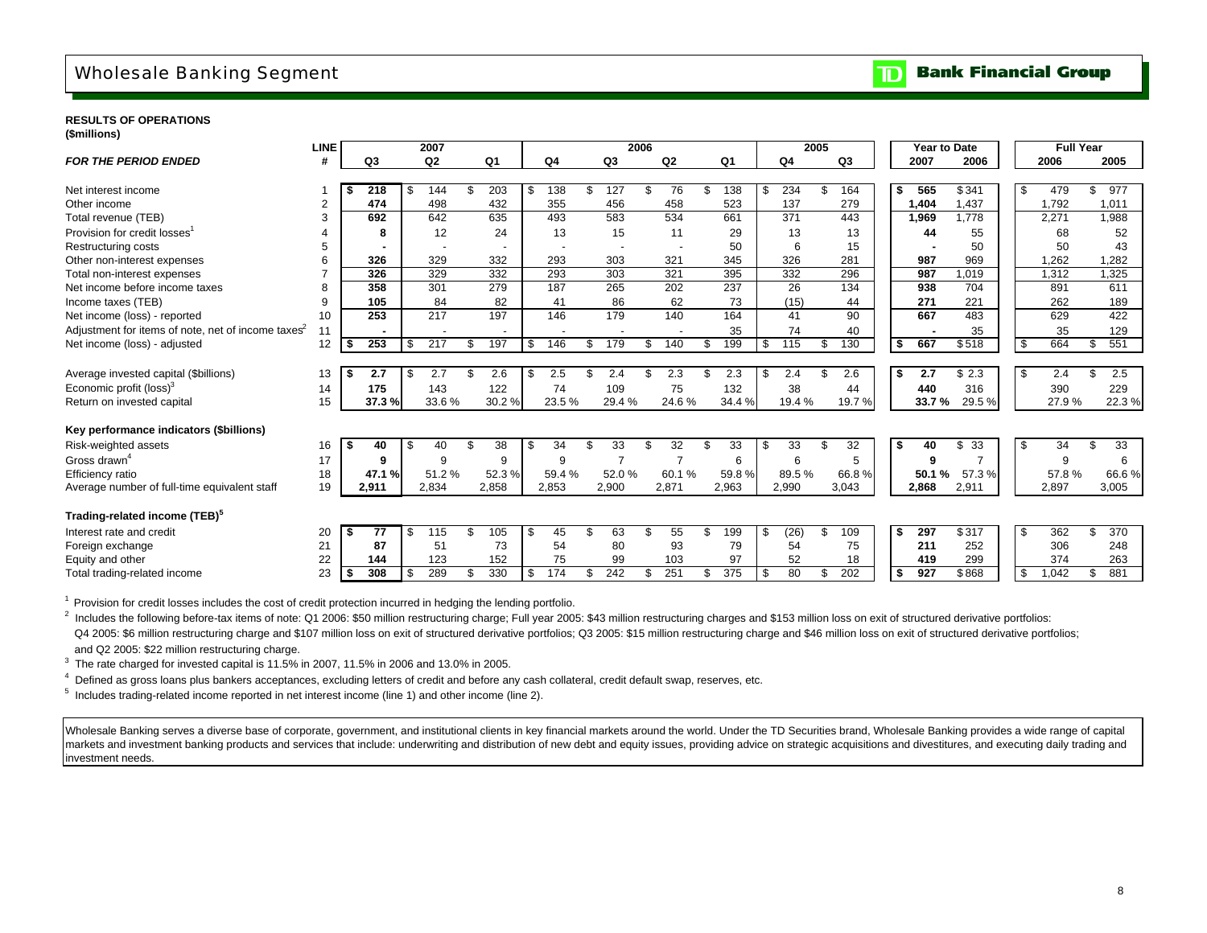# Wholesale Banking Segment

**TD Bank Financial Group**

**RESULTS OF OPERATIONS**
**($millions)**

| *FOR THE PERIOD ENDED* | LINE # | 2007 Q3 | 2007 Q2 | 2007 Q1 | 2006 Q4 | 2006 Q3 | 2006 Q2 | 2006 Q1 | 2005 Q4 | 2005 Q3 | Year to Date 2007 | Year to Date 2006 | Full Year 2006 | Full Year 2005 |
|---|---|---|---|---|---|---|---|---|---|---|---|---|---|---|
| Net interest income | 1 | $ 218 | $ 144 | $ 203 | $ 138 | $ 127 | $ 76 | $ 138 | $ 234 | $ 164 | $ 565 | $ 341 | $ 479 | $ 977 |
| Other income | 2 | 474 | 498 | 432 | 355 | 456 | 458 | 523 | 137 | 279 | 1,404 | 1,437 | 1,792 | 1,011 |
| Total revenue (TEB) | 3 | 692 | 642 | 635 | 493 | 583 | 534 | 661 | 371 | 443 | 1,969 | 1,778 | 2,271 | 1,988 |
| Provision for credit losses[1] | 4 | 8 | 12 | 24 | 13 | 15 | 11 | 29 | 13 | 13 | 44 | 55 | 68 | 52 |
| Restructuring costs | 5 | - | - | - | - | - | - | 50 | 6 | 15 | - | 50 | 50 | 43 |
| Other non-interest expenses | 6 | 326 | 329 | 332 | 293 | 303 | 321 | 345 | 326 | 281 | 987 | 969 | 1,262 | 1,282 |
| Total non-interest expenses | 7 | 326 | 329 | 332 | 293 | 303 | 321 | 395 | 332 | 296 | 987 | 1,019 | 1,312 | 1,325 |
| Net income before income taxes | 8 | 358 | 301 | 279 | 187 | 265 | 202 | 237 | 26 | 134 | 938 | 704 | 891 | 611 |
| Income taxes (TEB) | 9 | 105 | 84 | 82 | 41 | 86 | 62 | 73 | (15) | 44 | 271 | 221 | 262 | 189 |
| Net income (loss) - reported | 10 | 253 | 217 | 197 | 146 | 179 | 140 | 164 | 41 | 90 | 667 | 483 | 629 | 422 |
| Adjustment for items of note, net of income taxes[2] | 11 | - | - | - | - | - | - | 35 | 74 | 40 | - | 35 | 35 | 129 |
| Net income (loss) - adjusted | 12 | $ 253 | $ 217 | $ 197 | $ 146 | $ 179 | $ 140 | $ 199 | $ 115 | $ 130 | $ 667 | $ 518 | $ 664 | $ 551 |
| | | | | | | | | | | | | | | |
| Average invested capital ($billions) | 13 | $ 2.7 | $ 2.7 | $ 2.6 | $ 2.5 | $ 2.4 | $ 2.3 | $ 2.3 | $ 2.4 | $ 2.6 | $ 2.7 | $ 2.3 | $ 2.4 | $ 2.5 |
| Economic profit (loss)[3] | 14 | 175 | 143 | 122 | 74 | 109 | 75 | 132 | 38 | 44 | 440 | 316 | 390 | 229 |
| Return on invested capital | 15 | 37.3 % | 33.6 % | 30.2 % | 23.5 % | 29.4 % | 24.6 % | 34.4 % | 19.4 % | 19.7 % | 33.7 % | 29.5 % | 27.9 % | 22.3 % |
| **Key performance indicators ($billions)** | | | | | | | | | | | | | | |
| Risk-weighted assets | 16 | $ 40 | $ 40 | $ 38 | $ 34 | $ 33 | $ 32 | $ 33 | $ 33 | $ 32 | $ 40 | $ 33 | $ 34 | $ 33 |
| Gross drawn[4] | 17 | 9 | 9 | 9 | 9 | 7 | 7 | 6 | 6 | 5 | 9 | 7 | 9 | 6 |
| Efficiency ratio | 18 | 47.1 % | 51.2 % | 52.3 % | 59.4 % | 52.0 % | 60.1 % | 59.8 % | 89.5 % | 66.8 % | 50.1 % | 57.3 % | 57.8 % | 66.6 % |
| Average number of full-time equivalent staff | 19 | 2,911 | 2,834 | 2,858 | 2,853 | 2,900 | 2,871 | 2,963 | 2,990 | 3,043 | 2,868 | 2,911 | 2,897 | 3,005 |
| **Trading-related income (TEB)[5]** | | | | | | | | | | | | | | |
| Interest rate and credit | 20 | $ 77 | $ 115 | $ 105 | $ 45 | $ 63 | $ 55 | $ 199 | $ (26) | $ 109 | $ 297 | $ 317 | $ 362 | $ 370 |
| Foreign exchange | 21 | 87 | 51 | 73 | 54 | 80 | 93 | 79 | 54 | 75 | 211 | 252 | 306 | 248 |
| Equity and other | 22 | 144 | 123 | 152 | 75 | 99 | 103 | 97 | 52 | 18 | 419 | 299 | 374 | 263 |
| Total trading-related income | 23 | $ 308 | $ 289 | $ 330 | $ 174 | $ 242 | $ 251 | $ 375 | $ 80 | $ 202 | $ 927 | $ 868 | $ 1,042 | $ 881 |

[1] Provision for credit losses includes the cost of credit protection incurred in hedging the lending portfolio.

[2] Includes the following before-tax items of note: Q1 2006: $50 million restructuring charge; Full year 2005: $43 million restructuring charges and $153 million loss on exit of structured derivative portfolios: Q4 2005: $6 million restructuring charge and $107 million loss on exit of structured derivative portfolios; Q3 2005: $15 million restructuring charge and $46 million loss on exit of structured derivative portfolios; and Q2 2005: $22 million restructuring charge.

[3] The rate charged for invested capital is 11.5% in 2007, 11.5% in 2006 and 13.0% in 2005.

[4] Defined as gross loans plus bankers acceptances, excluding letters of credit and before any cash collateral, credit default swap, reserves, etc.

[5] Includes trading-related income reported in net interest income (line 1) and other income (line 2).

Wholesale Banking serves a diverse base of corporate, government, and institutional clients in key financial markets around the world. Under the TD Securities brand, Wholesale Banking provides a wide range of capital markets and investment banking products and services that include: underwriting and distribution of new debt and equity issues, providing advice on strategic acquisitions and divestitures, and executing daily trading and investment needs.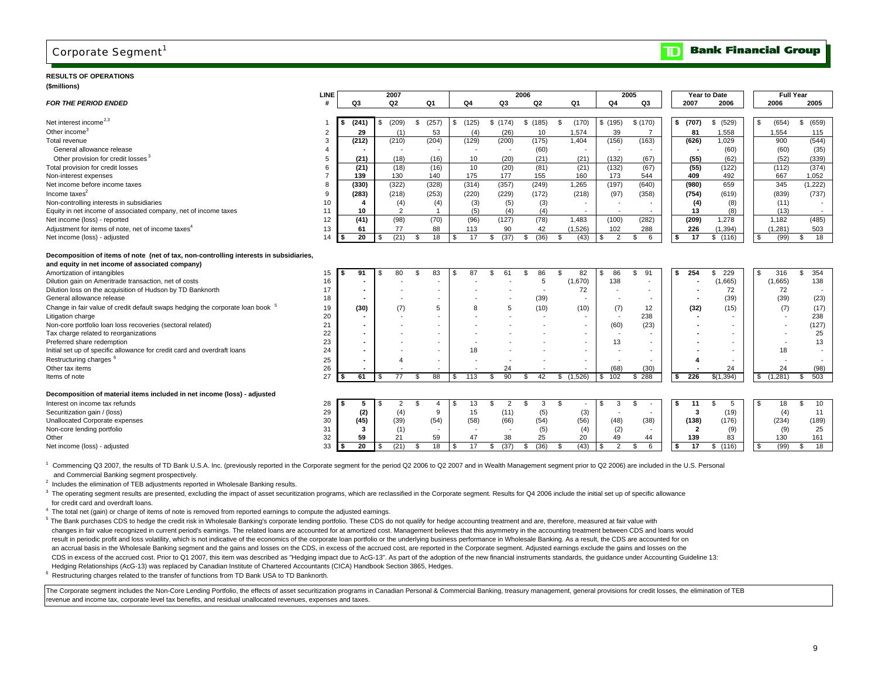# Corporate Segment[1]

**Bank Financial Group**

**RESULTS OF OPERATIONS**
**($millions)**

| FOR THE PERIOD ENDED | LINE # | 2007 Q3 | 2007 Q2 | 2007 Q1 | 2006 Q4 | 2006 Q3 | 2006 Q2 | 2006 Q1 | 2005 Q4 | 2005 Q3 | Year to Date 2007 | Year to Date 2006 | Full Year 2006 | Full Year 2005 |
|---|---|---|---|---|---|---|---|---|---|---|---|---|---|---|
| Net interest income[2,3] | 1 | $ (241) | $ (209) | $ (257) | $ (125) | $ (174) | $ (185) | $ (170) | $ (195) | $ (170) | $ (707) | $ (529) | $ (654) | $ (659) |
| Other income[3] | 2 | 29 | (1) | 53 | (4) | (26) | 10 | 1,574 | 39 | 7 | 81 | 1,558 | 1,554 | 115 |
| Total revenue | 3 | (212) | (210) | (204) | (129) | (200) | (175) | 1,404 | (156) | (163) | (626) | 1,029 | 900 | (544) |
| General allowance release | 4 | - | - | - | - | - | (60) | - | - | - | - | (60) | (60) | (35) |
| Other provision for credit losses[3] | 5 | (21) | (18) | (16) | 10 | (20) | (21) | (21) | (132) | (67) | (55) | (62) | (52) | (339) |
| Total provision for credit losses | 6 | (21) | (18) | (16) | 10 | (20) | (81) | (21) | (132) | (67) | (55) | (122) | (112) | (374) |
| Non-interest expenses | 7 | 139 | 130 | 140 | 175 | 177 | 155 | 160 | 173 | 544 | 409 | 492 | 667 | 1,052 |
| Net income before income taxes | 8 | (330) | (322) | (328) | (314) | (357) | (249) | 1,265 | (197) | (640) | (980) | 659 | 345 | (1,222) |
| Income taxes[2] | 9 | (283) | (218) | (253) | (220) | (229) | (172) | (218) | (97) | (358) | (754) | (619) | (839) | (737) |
| Non-controlling interests in subsidiaries | 10 | 4 | (4) | (4) | (3) | (5) | (3) | - | - | - | (4) | (8) | (11) | - |
| Equity in net income of associated company, net of income taxes | 11 | 10 | 2 | 1 | (5) | (4) | (4) | - | - | - | 13 | (8) | (13) | - |
| Net income (loss) - reported | 12 | (41) | (98) | (70) | (96) | (127) | (78) | 1,483 | (100) | (282) | (209) | 1,278 | 1,182 | (485) |
| Adjustment for items of note, net of income taxes[4] | 13 | 61 | 77 | 88 | 113 | 90 | 42 | (1,526) | 102 | 288 | 226 | (1,394) | (1,281) | 503 |
| Net income (loss) - adjusted | 14 | $ 20 | $ (21) | $ 18 | $ 17 | $ (37) | $ (36) | $ (43) | $ 2 | $ 6 | $ 17 | $ (116) | $ (99) | $ 18 |

**Decomposition of items of note (net of tax, non-controlling interests in subsidiaries, and equity in net income of associated company)**

| | LINE # | 2007 Q3 | 2007 Q2 | 2007 Q1 | 2006 Q4 | 2006 Q3 | 2006 Q2 | 2006 Q1 | 2005 Q4 | 2005 Q3 | Year to Date 2007 | Year to Date 2006 | Full Year 2006 | Full Year 2005 |
|---|---|---|---|---|---|---|---|---|---|---|---|---|---|---|
| Amortization of intangibles | 15 | $ 91 | $ 80 | $ 83 | $ 87 | $ 61 | $ 86 | $ 82 | $ 86 | $ 91 | $ 254 | $ 229 | $ 316 | $ 354 |
| Dilution gain on Ameritrade transaction, net of costs | 16 | - | - | - | - | - | 5 | (1,670) | 138 | - | - | (1,665) | (1,665) | 138 |
| Dilution loss on the acquisition of Hudson by TD Banknorth | 17 | - | - | - | - | - | - | 72 | - | - | - | 72 | 72 | - |
| General allowance release | 18 | - | - | - | - | - | (39) | - | - | - | - | (39) | (39) | (23) |
| Change in fair value of credit default swaps hedging the corporate loan book[5] | 19 | (30) | (7) | 5 | 8 | 5 | (10) | (10) | (7) | 12 | (32) | (15) | (7) | (17) |
| Litigation charge | 20 | - | - | - | - | - | - | - | - | 238 | - | - | - | 238 |
| Non-core portfolio loan loss recoveries (sectoral related) | 21 | - | - | - | - | - | - | - | (60) | (23) | - | - | - | (127) |
| Tax charge related to reorganizations | 22 | - | - | - | - | - | - | - | - | - | - | - | - | 25 |
| Preferred share redemption | 23 | - | - | - | - | - | - | - | 13 | - | - | - | - | 13 |
| Initial set up of specific allowance for credit card and overdraft loans | 24 | - | - | - | 18 | - | - | - | - | - | - | - | 18 | - |
| Restructuring charges[6] | 25 | - | 4 | - | - | - | - | - | - | - | 4 | - | - | - |
| Other tax items | 26 | - | - | - | - | 24 | - | - | (68) | (30) | - | 24 | 24 | (98) |
| Items of note | 27 | $ 61 | $ 77 | $ 88 | $ 113 | $ 90 | $ 42 | $ (1,526) | $ 102 | $ 288 | $ 226 | $(1,394) | $ (1,281) | $ 503 |

**Decomposition of material items included in net income (loss) - adjusted**

| | LINE # | 2007 Q3 | 2007 Q2 | 2007 Q1 | 2006 Q4 | 2006 Q3 | 2006 Q2 | 2006 Q1 | 2005 Q4 | 2005 Q3 | Year to Date 2007 | Year to Date 2006 | Full Year 2006 | Full Year 2005 |
|---|---|---|---|---|---|---|---|---|---|---|---|---|---|---|
| Interest on income tax refunds | 28 | $ 5 | $ 2 | $ 4 | $ 13 | $ 2 | $ 3 | $ - | $ 3 | $ - | $ 11 | $ 5 | $ 18 | $ 10 |
| Securitization gain / (loss) | 29 | (2) | (4) | 9 | 15 | (11) | (5) | (3) | - | - | 3 | (19) | (4) | 11 |
| Unallocated Corporate expenses | 30 | (45) | (39) | (54) | (58) | (66) | (54) | (56) | (48) | (38) | (138) | (176) | (234) | (189) |
| Non-core lending portfolio | 31 | 3 | (1) | - | - | - | (5) | (4) | (2) | - | 2 | (9) | (9) | 25 |
| Other | 32 | 59 | 21 | 59 | 47 | 38 | 25 | 20 | 49 | 44 | 139 | 83 | 130 | 161 |
| Net income (loss) - adjusted | 33 | $ 20 | $ (21) | $ 18 | $ 17 | $ (37) | $ (36) | $ (43) | $ 2 | $ 6 | $ 17 | $ (116) | $ (99) | $ 18 |

[1] Commencing Q3 2007, the results of TD Bank U.S.A. Inc. (previously reported in the Corporate segment for the period Q2 2006 to Q2 2007 and in Wealth Management segment prior to Q2 2006) are included in the U.S. Personal and Commercial Banking segment prospectively.

[2] Includes the elimination of TEB adjustments reported in Wholesale Banking results.

[3] The operating segment results are presented, excluding the impact of asset securitization programs, which are reclassified in the Corporate segment. Results for Q4 2006 include the initial set up of specific allowance for credit card and overdraft loans.

[4] The total net (gain) or charge of items of note is removed from reported earnings to compute the adjusted earnings.

[5] The Bank purchases CDS to hedge the credit risk in Wholesale Banking's corporate lending portfolio. These CDS do not qualify for hedge accounting treatment and are, therefore, measured at fair value with changes in fair value recognized in current period's earnings. The related loans are accounted for at amortized cost. Management believes that this asymmetry in the accounting treatment between CDS and loans would result in periodic profit and loss volatility, which is not indicative of the economics of the corporate loan portfolio or the underlying business performance in Wholesale Banking. As a result, the CDS are accounted for on an accrual basis in the Wholesale Banking segment and the gains and losses on the CDS, in excess of the accrued cost, are reported in the Corporate segment. Adjusted earnings exclude the gains and losses on the CDS in excess of the accrued cost. Prior to Q1 2007, this item was described as "Hedging impact due to AcG-13". As part of the adoption of the new financial instruments standards, the guidance under Accounting Guideline 13: Hedging Relationships (AcG-13) was replaced by Canadian Institute of Chartered Accountants (CICA) Handbook Section 3865, Hedges.

[6] Restructuring charges related to the transfer of functions from TD Bank USA to TD Banknorth.

The Corporate segment includes the Non-Core Lending Portfolio, the effects of asset securitization programs in Canadian Personal & Commercial Banking, treasury management, general provisions for credit losses, the elimination of TEB revenue and income tax, corporate level tax benefits, and residual unallocated revenues, expenses and taxes.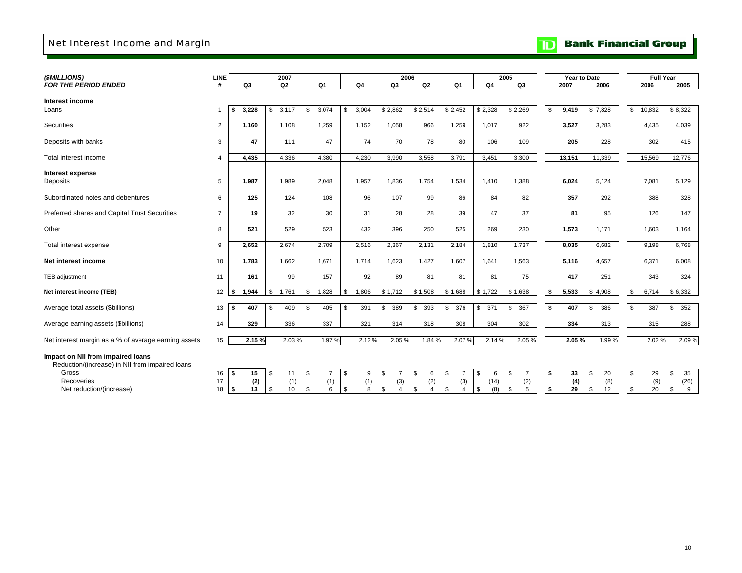# Net Interest Income and Margin

**TD Bank Financial Group**

| *($MILLIONS)* *FOR THE PERIOD ENDED* | LINE # | 2007 Q3 | 2007 Q2 | 2007 Q1 | 2006 Q4 | 2006 Q3 | 2006 Q2 | 2006 Q1 | 2005 Q4 | 2005 Q3 | Year to Date 2007 | Year to Date 2006 | Full Year 2006 | Full Year 2005 |
|---|---|---|---|---|---|---|---|---|---|---|---|---|---|---|
| **Interest income** | | | | | | | | | | | | | | |
| Loans | 1 | **$ 3,228** | $ 3,117 | $ 3,074 | $ 3,004 | $ 2,862 | $ 2,514 | $ 2,452 | $ 2,328 | $ 2,269 | **$ 9,419** | $ 7,828 | $ 10,832 | $ 8,322 |
| Securities | 2 | **1,160** | 1,108 | 1,259 | 1,152 | 1,058 | 966 | 1,259 | 1,017 | 922 | **3,527** | 3,283 | 4,435 | 4,039 |
| Deposits with banks | 3 | **47** | 111 | 47 | 74 | 70 | 78 | 80 | 106 | 109 | **205** | 228 | 302 | 415 |
| Total interest income | 4 | **4,435** | 4,336 | 4,380 | 4,230 | 3,990 | 3,558 | 3,791 | 3,451 | 3,300 | **13,151** | 11,339 | 15,569 | 12,776 |
| **Interest expense** | | | | | | | | | | | | | | |
| Deposits | 5 | **1,987** | 1,989 | 2,048 | 1,957 | 1,836 | 1,754 | 1,534 | 1,410 | 1,388 | **6,024** | 5,124 | 7,081 | 5,129 |
| Subordinated notes and debentures | 6 | **125** | 124 | 108 | 96 | 107 | 99 | 86 | 84 | 82 | **357** | 292 | 388 | 328 |
| Preferred shares and Capital Trust Securities | 7 | **19** | 32 | 30 | 31 | 28 | 28 | 39 | 47 | 37 | **81** | 95 | 126 | 147 |
| Other | 8 | **521** | 529 | 523 | 432 | 396 | 250 | 525 | 269 | 230 | **1,573** | 1,171 | 1,603 | 1,164 |
| Total interest expense | 9 | **2,652** | 2,674 | 2,709 | 2,516 | 2,367 | 2,131 | 2,184 | 1,810 | 1,737 | **8,035** | 6,682 | 9,198 | 6,768 |
| **Net interest income** | 10 | **1,783** | 1,662 | 1,671 | 1,714 | 1,623 | 1,427 | 1,607 | 1,641 | 1,563 | **5,116** | 4,657 | 6,371 | 6,008 |
| TEB adjustment | 11 | **161** | 99 | 157 | 92 | 89 | 81 | 81 | 81 | 75 | **417** | 251 | 343 | 324 |
| **Net interest income (TEB)** | 12 | **$ 1,944** | $ 1,761 | $ 1,828 | $ 1,806 | $ 1,712 | $ 1,508 | $ 1,688 | $ 1,722 | $ 1,638 | **$ 5,533** | $ 4,908 | $ 6,714 | $ 6,332 |
| Average total assets ($billions) | 13 | **$ 407** | $ 409 | $ 405 | $ 391 | $ 389 | $ 393 | $ 376 | $ 371 | $ 367 | **$ 407** | $ 386 | $ 387 | $ 352 |
| Average earning assets ($billions) | 14 | **329** | 336 | 337 | 321 | 314 | 318 | 308 | 304 | 302 | **334** | 313 | 315 | 288 |
| Net interest margin as a % of average earning assets | 15 | **2.15 %** | 2.03 % | 1.97 % | 2.12 % | 2.05 % | 1.84 % | 2.07 % | 2.14 % | 2.05 % | **2.05 %** | 1.99 % | 2.02 % | 2.09 % |
| **Impact on NII from impaired loans** | | | | | | | | | | | | | | |
| Reduction/(increase) in NII from impaired loans | | | | | | | | | | | | | | |
| Gross | 16 | **$ 15** | $ 11 | $ 7 | $ 9 | $ 7 | $ 6 | $ 7 | $ 6 | $ 7 | **$ 33** | $ 20 | $ 29 | $ 35 |
| Recoveries | 17 | **(2)** | (1) | (1) | (1) | (3) | (2) | (3) | (14) | (2) | **(4)** | (8) | (9) | (26) |
| Net reduction/(increase) | 18 | **$ 13** | $ 10 | $ 6 | $ 8 | $ 4 | $ 4 | $ 4 | $ (8) | $ 5 | **$ 29** | $ 12 | $ 20 | $ 9 |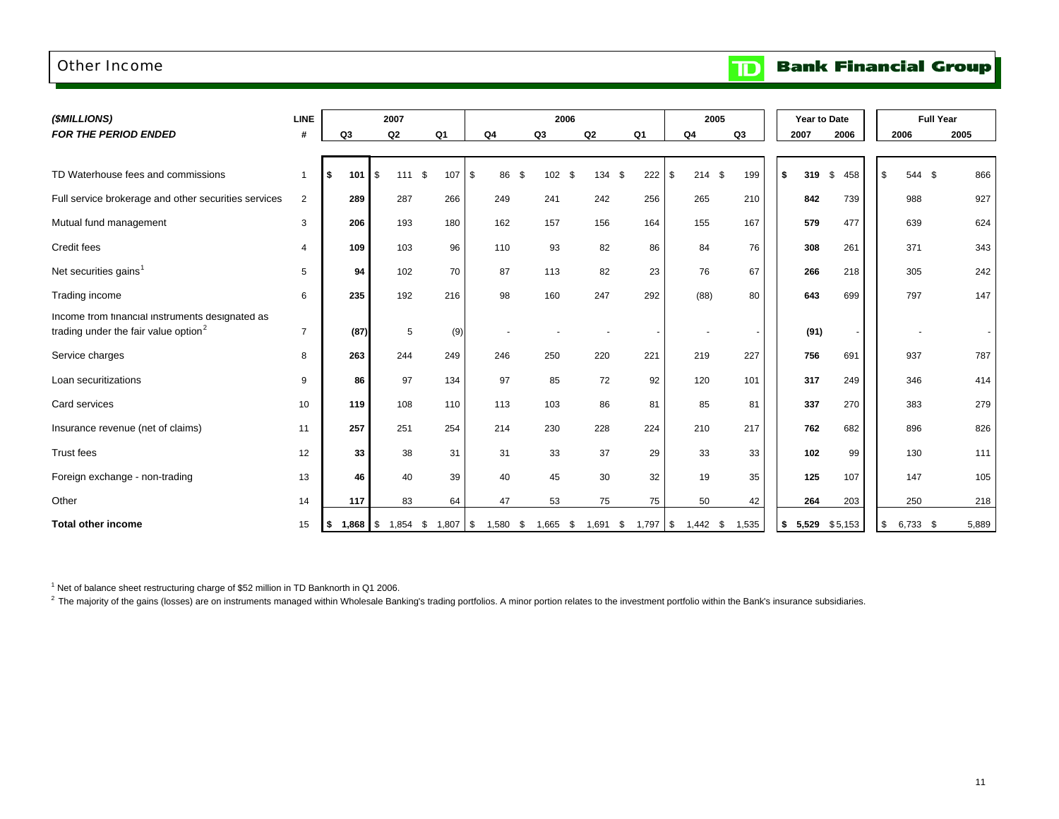# Other Income

TD Bank Financial Group

| (\$MILLIONS) FOR THE PERIOD ENDED | LINE # | 2007 Q3 | 2007 Q2 | 2007 Q1 | 2006 Q4 | 2006 Q3 | 2006 Q2 | 2006 Q1 | 2005 Q4 | 2005 Q3 | Year to Date 2007 | Year to Date 2006 | Full Year 2006 | Full Year 2005 |
|---|---|---|---|---|---|---|---|---|---|---|---|---|---|---|
| TD Waterhouse fees and commissions | 1 | **\$ 101** | \$ 111 | \$ 107 | \$ 86 | \$ 102 | \$ 134 | \$ 222 | \$ 214 | \$ 199 | **\$ 319** | \$ 458 | \$ 544 | \$ 866 |
| Full service brokerage and other securities services | 2 | **289** | 287 | 266 | 249 | 241 | 242 | 256 | 265 | 210 | **842** | 739 | 988 | 927 |
| Mutual fund management | 3 | **206** | 193 | 180 | 162 | 157 | 156 | 164 | 155 | 167 | **579** | 477 | 639 | 624 |
| Credit fees | 4 | **109** | 103 | 96 | 110 | 93 | 82 | 86 | 84 | 76 | **308** | 261 | 371 | 343 |
| Net securities gains[1] | 5 | **94** | 102 | 70 | 87 | 113 | 82 | 23 | 76 | 67 | **266** | 218 | 305 | 242 |
| Trading income | 6 | **235** | 192 | 216 | 98 | 160 | 247 | 292 | (88) | 80 | **643** | 699 | 797 | 147 |
| Income from financial instruments designated as trading under the fair value option[2] | 7 | **(87)** | 5 | (9) | - | - | - | - | - | - | **(91)** | - | - | - |
| Service charges | 8 | **263** | 244 | 249 | 246 | 250 | 220 | 221 | 219 | 227 | **756** | 691 | 937 | 787 |
| Loan securitizations | 9 | **86** | 97 | 134 | 97 | 85 | 72 | 92 | 120 | 101 | **317** | 249 | 346 | 414 |
| Card services | 10 | **119** | 108 | 110 | 113 | 103 | 86 | 81 | 85 | 81 | **337** | 270 | 383 | 279 |
| Insurance revenue (net of claims) | 11 | **257** | 251 | 254 | 214 | 230 | 228 | 224 | 210 | 217 | **762** | 682 | 896 | 826 |
| Trust fees | 12 | **33** | 38 | 31 | 31 | 33 | 37 | 29 | 33 | 33 | **102** | 99 | 130 | 111 |
| Foreign exchange - non-trading | 13 | **46** | 40 | 39 | 40 | 45 | 30 | 32 | 19 | 35 | **125** | 107 | 147 | 105 |
| Other | 14 | **117** | 83 | 64 | 47 | 53 | 75 | 75 | 50 | 42 | **264** | 203 | 250 | 218 |
| **Total other income** | 15 | **\$ 1,868** | \$ 1,854 | \$ 1,807 | \$ 1,580 | \$ 1,665 | \$ 1,691 | \$ 1,797 | \$ 1,442 | \$ 1,535 | **\$ 5,529** | \$ 5,153 | \$ 6,733 | \$ 5,889 |

[1] Net of balance sheet restructuring charge of \$52 million in TD Banknorth in Q1 2006.

[2] The majority of the gains (losses) are on instruments managed within Wholesale Banking's trading portfolios. A minor portion relates to the investment portfolio within the Bank's insurance subsidiaries.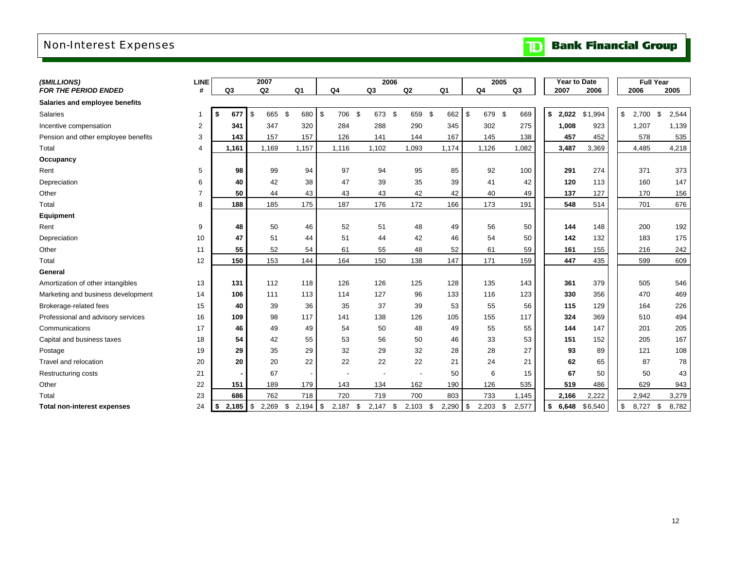# Non-Interest Expenses

TD Bank Financial Group

| *($MILLIONS)* | LINE | 2007 | | | 2006 | | | | 2005 | | Year to Date | | Full Year | |
|---|---|---|---|---|---|---|---|---|---|---|---|---|---|---|
| ***FOR THE PERIOD ENDED*** | **#** | **Q3** | **Q2** | **Q1** | **Q4** | **Q3** | **Q2** | **Q1** | **Q4** | **Q3** | **2007** | **2006** | **2006** | **2005** |
| **Salaries and employee benefits** | | | | | | | | | | | | | | |
| Salaries | 1 | **$ 677** | $ 665 | $ 680 | $ 706 | $ 673 | $ 659 | $ 662 | $ 679 | $ 669 | **$ 2,022** | $1,994 | $ 2,700 | $ 2,544 |
| Incentive compensation | 2 | **341** | 347 | 320 | 284 | 288 | 290 | 345 | 302 | 275 | **1,008** | 923 | 1,207 | 1,139 |
| Pension and other employee benefits | 3 | **143** | 157 | 157 | 126 | 141 | 144 | 167 | 145 | 138 | **457** | 452 | 578 | 535 |
| Total | 4 | **1,161** | 1,169 | 1,157 | 1,116 | 1,102 | 1,093 | 1,174 | 1,126 | 1,082 | **3,487** | 3,369 | 4,485 | 4,218 |
| **Occupancy** | | | | | | | | | | | | | | |
| Rent | 5 | **98** | 99 | 94 | 97 | 94 | 95 | 85 | 92 | 100 | **291** | 274 | 371 | 373 |
| Depreciation | 6 | **40** | 42 | 38 | 47 | 39 | 35 | 39 | 41 | 42 | **120** | 113 | 160 | 147 |
| Other | 7 | **50** | 44 | 43 | 43 | 43 | 42 | 42 | 40 | 49 | **137** | 127 | 170 | 156 |
| Total | 8 | **188** | 185 | 175 | 187 | 176 | 172 | 166 | 173 | 191 | **548** | 514 | 701 | 676 |
| **Equipment** | | | | | | | | | | | | | | |
| Rent | 9 | **48** | 50 | 46 | 52 | 51 | 48 | 49 | 56 | 50 | **144** | 148 | 200 | 192 |
| Depreciation | 10 | **47** | 51 | 44 | 51 | 44 | 42 | 46 | 54 | 50 | **142** | 132 | 183 | 175 |
| Other | 11 | **55** | 52 | 54 | 61 | 55 | 48 | 52 | 61 | 59 | **161** | 155 | 216 | 242 |
| Total | 12 | **150** | 153 | 144 | 164 | 150 | 138 | 147 | 171 | 159 | **447** | 435 | 599 | 609 |
| **General** | | | | | | | | | | | | | | |
| Amortization of other intangibles | 13 | **131** | 112 | 118 | 126 | 126 | 125 | 128 | 135 | 143 | **361** | 379 | 505 | 546 |
| Marketing and business development | 14 | **106** | 111 | 113 | 114 | 127 | 96 | 133 | 116 | 123 | **330** | 356 | 470 | 469 |
| Brokerage-related fees | 15 | **40** | 39 | 36 | 35 | 37 | 39 | 53 | 55 | 56 | **115** | 129 | 164 | 226 |
| Professional and advisory services | 16 | **109** | 98 | 117 | 141 | 138 | 126 | 105 | 155 | 117 | **324** | 369 | 510 | 494 |
| Communications | 17 | **46** | 49 | 49 | 54 | 50 | 48 | 49 | 55 | 55 | **144** | 147 | 201 | 205 |
| Capital and business taxes | 18 | **54** | 42 | 55 | 53 | 56 | 50 | 46 | 33 | 53 | **151** | 152 | 205 | 167 |
| Postage | 19 | **29** | 35 | 29 | 32 | 29 | 32 | 28 | 28 | 27 | **93** | 89 | 121 | 108 |
| Travel and relocation | 20 | **20** | 20 | 22 | 22 | 22 | 22 | 21 | 24 | 21 | **62** | 65 | 87 | 78 |
| Restructuring costs | 21 | **-** | 67 | - | - | - | - | 50 | 6 | 15 | **67** | 50 | 50 | 43 |
| Other | 22 | **151** | 189 | 179 | 143 | 134 | 162 | 190 | 126 | 535 | **519** | 486 | 629 | 943 |
| Total | 23 | **686** | 762 | 718 | 720 | 719 | 700 | 803 | 733 | 1,145 | **2,166** | 2,222 | 2,942 | 3,279 |
| **Total non-interest expenses** | 24 | **$ 2,185** | $ 2,269 | $ 2,194 | $ 2,187 | $ 2,147 | $ 2,103 | $ 2,290 | $ 2,203 | $ 2,577 | **$ 6,648** | $6,540 | $ 8,727 | $ 8,782 |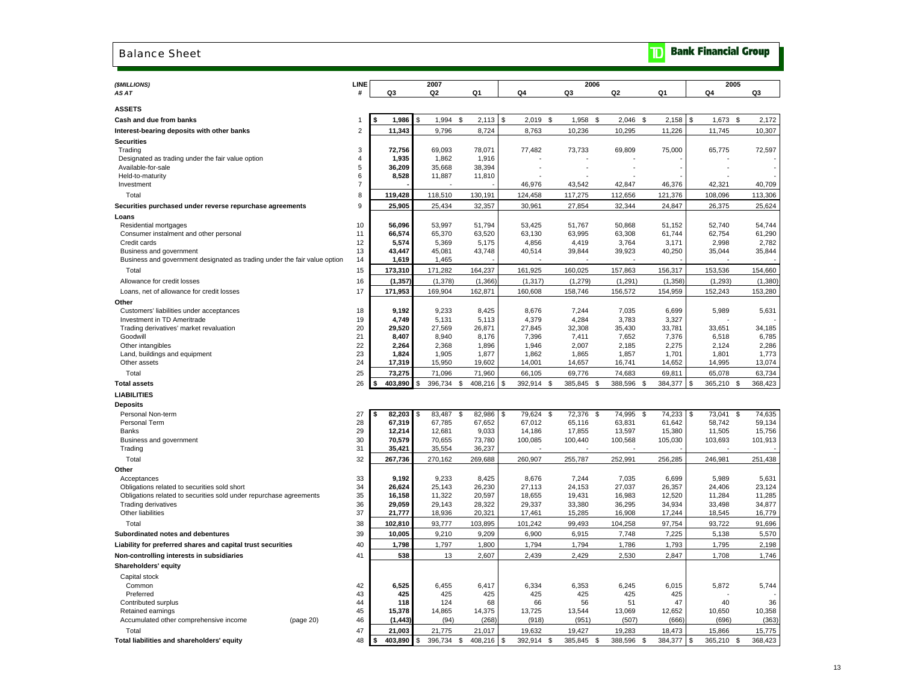# Balance Sheet

**TD Bank Financial Group**

| *($MILLIONS)* *AS AT* | LINE # | 2007 Q3 | 2007 Q2 | 2007 Q1 | 2006 Q4 | 2006 Q3 | 2006 Q2 | 2006 Q1 | 2005 Q4 | 2005 Q3 |
|---|---|---|---|---|---|---|---|---|---|---|
| **ASSETS** | | | | | | | | | | |
| **Cash and due from banks** | 1 | $ 1,986 | $ 1,994 | $ 2,113 | $ 2,019 | $ 1,958 | $ 2,046 | $ 2,158 | $ 1,673 | $ 2,172 |
| **Interest-bearing deposits with other banks** | 2 | 11,343 | 9,796 | 8,724 | 8,763 | 10,236 | 10,295 | 11,226 | 11,745 | 10,307 |
| **Securities** | | | | | | | | | | |
| Trading | 3 | 72,756 | 69,093 | 78,071 | 77,482 | 73,733 | 69,809 | 75,000 | 65,775 | 72,597 |
| Designated as trading under the fair value option | 4 | 1,935 | 1,862 | 1,916 | - | - | - | - | - | - |
| Available-for-sale | 5 | 36,209 | 35,668 | 38,394 | - | - | - | - | - | - |
| Held-to-maturity | 6 | 8,528 | 11,887 | 11,810 | - | - | - | - | - | - |
| Investment | 7 | - | - | - | 46,976 | 43,542 | 42,847 | 46,376 | 42,321 | 40,709 |
| Total | 8 | 119,428 | 118,510 | 130,191 | 124,458 | 117,275 | 112,656 | 121,376 | 108,096 | 113,306 |
| **Securities purchased under reverse repurchase agreements** | 9 | 25,905 | 25,434 | 32,357 | 30,961 | 27,854 | 32,344 | 24,847 | 26,375 | 25,624 |
| **Loans** | | | | | | | | | | |
| Residential mortgages | 10 | 56,096 | 53,997 | 51,794 | 53,425 | 51,767 | 50,868 | 51,152 | 52,740 | 54,744 |
| Consumer instalment and other personal | 11 | 66,574 | 65,370 | 63,520 | 63,130 | 63,995 | 63,308 | 61,744 | 62,754 | 61,290 |
| Credit cards | 12 | 5,574 | 5,369 | 5,175 | 4,856 | 4,419 | 3,764 | 3,171 | 2,998 | 2,782 |
| Business and government | 13 | 43,447 | 45,081 | 43,748 | 40,514 | 39,844 | 39,923 | 40,250 | 35,044 | 35,844 |
| Business and government designated as trading under the fair value option | 14 | 1,619 | 1,465 | - | - | - | - | - | - | - |
| Total | 15 | 173,310 | 171,282 | 164,237 | 161,925 | 160,025 | 157,863 | 156,317 | 153,536 | 154,660 |
| Allowance for credit losses | 16 | (1,357) | (1,378) | (1,366) | (1,317) | (1,279) | (1,291) | (1,358) | (1,293) | (1,380) |
| Loans, net of allowance for credit losses | 17 | 171,953 | 169,904 | 162,871 | 160,608 | 158,746 | 156,572 | 154,959 | 152,243 | 153,280 |
| **Other** | | | | | | | | | | |
| Customers' liabilities under acceptances | 18 | 9,192 | 9,233 | 8,425 | 8,676 | 7,244 | 7,035 | 6,699 | 5,989 | 5,631 |
| Investment in TD Ameritrade | 19 | 4,749 | 5,131 | 5,113 | 4,379 | 4,284 | 3,783 | 3,327 | - | - |
| Trading derivatives' market revaluation | 20 | 29,520 | 27,569 | 26,871 | 27,845 | 32,308 | 35,430 | 33,781 | 33,651 | 34,185 |
| Goodwill | 21 | 8,407 | 8,940 | 8,176 | 7,396 | 7,411 | 7,652 | 7,376 | 6,518 | 6,785 |
| Other intangibles | 22 | 2,264 | 2,368 | 1,896 | 1,946 | 2,007 | 2,185 | 2,275 | 2,124 | 2,286 |
| Land, buildings and equipment | 23 | 1,824 | 1,905 | 1,877 | 1,862 | 1,865 | 1,857 | 1,701 | 1,801 | 1,773 |
| Other assets | 24 | 17,319 | 15,950 | 19,602 | 14,001 | 14,657 | 16,741 | 14,652 | 14,995 | 13,074 |
| Total | 25 | 73,275 | 71,096 | 71,960 | 66,105 | 69,776 | 74,683 | 69,811 | 65,078 | 63,734 |
| **Total assets** | 26 | $ 403,890 | $ 396,734 | $ 408,216 | $ 392,914 | $ 385,845 | $ 388,596 | $ 384,377 | $ 365,210 | $ 368,423 |
| **LIABILITIES** | | | | | | | | | | |
| **Deposits** | | | | | | | | | | |
| Personal Non-term | 27 | $ 82,203 | $ 83,487 | $ 82,986 | $ 79,624 | $ 72,376 | $ 74,995 | $ 74,233 | $ 73,041 | $ 74,635 |
| Personal Term | 28 | 67,319 | 67,785 | 67,652 | 67,012 | 65,116 | 63,831 | 61,642 | 58,742 | 59,134 |
| Banks | 29 | 12,214 | 12,681 | 9,033 | 14,186 | 17,855 | 13,597 | 15,380 | 11,505 | 15,756 |
| Business and government | 30 | 70,579 | 70,655 | 73,780 | 100,085 | 100,440 | 100,568 | 105,030 | 103,693 | 101,913 |
| Trading | 31 | 35,421 | 35,554 | 36,237 | - | - | - | - | - | - |
| Total | 32 | 267,736 | 270,162 | 269,688 | 260,907 | 255,787 | 252,991 | 256,285 | 246,981 | 251,438 |
| **Other** | | | | | | | | | | |
| Acceptances | 33 | 9,192 | 9,233 | 8,425 | 8,676 | 7,244 | 7,035 | 6,699 | 5,989 | 5,631 |
| Obligations related to securities sold short | 34 | 26,624 | 25,143 | 26,230 | 27,113 | 24,153 | 27,037 | 26,357 | 24,406 | 23,124 |
| Obligations related to securities sold under repurchase agreements | 35 | 16,158 | 11,322 | 20,597 | 18,655 | 19,431 | 16,983 | 12,520 | 11,284 | 11,285 |
| Trading derivatives | 36 | 29,059 | 29,143 | 28,322 | 29,337 | 33,380 | 36,295 | 34,934 | 33,498 | 34,877 |
| Other liabilities | 37 | 21,777 | 18,936 | 20,321 | 17,461 | 15,285 | 16,908 | 17,244 | 18,545 | 16,779 |
| Total | 38 | 102,810 | 93,777 | 103,895 | 101,242 | 99,493 | 104,258 | 97,754 | 93,722 | 91,696 |
| **Subordinated notes and debentures** | 39 | 10,005 | 9,210 | 9,209 | 6,900 | 6,915 | 7,748 | 7,225 | 5,138 | 5,570 |
| **Liability for preferred shares and capital trust securities** | 40 | 1,798 | 1,797 | 1,800 | 1,794 | 1,794 | 1,786 | 1,793 | 1,795 | 2,198 |
| **Non-controlling interests in subsidiaries** | 41 | 538 | 13 | 2,607 | 2,439 | 2,429 | 2,530 | 2,847 | 1,708 | 1,746 |
| **Shareholders' equity** | | | | | | | | | | |
| Capital stock | | | | | | | | | | |
| Common | 42 | 6,525 | 6,455 | 6,417 | 6,334 | 6,353 | 6,245 | 6,015 | 5,872 | 5,744 |
| Preferred | 43 | 425 | 425 | 425 | 425 | 425 | 425 | 425 | - | - |
| Contributed surplus | 44 | 118 | 124 | 68 | 66 | 56 | 51 | 47 | 40 | 36 |
| Retained earnings | 45 | 15,378 | 14,865 | 14,375 | 13,725 | 13,544 | 13,069 | 12,652 | 10,650 | 10,358 |
| Accumulated other comprehensive income (page 20) | 46 | (1,443) | (94) | (268) | (918) | (951) | (507) | (666) | (696) | (363) |
| Total | 47 | 21,003 | 21,775 | 21,017 | 19,632 | 19,427 | 19,283 | 18,473 | 15,866 | 15,775 |
| **Total liabilities and shareholders' equity** | 48 | $ 403,890 | $ 396,734 | $ 408,216 | $ 392,914 | $ 385,845 | $ 388,596 | $ 384,377 | $ 365,210 | $ 368,423 |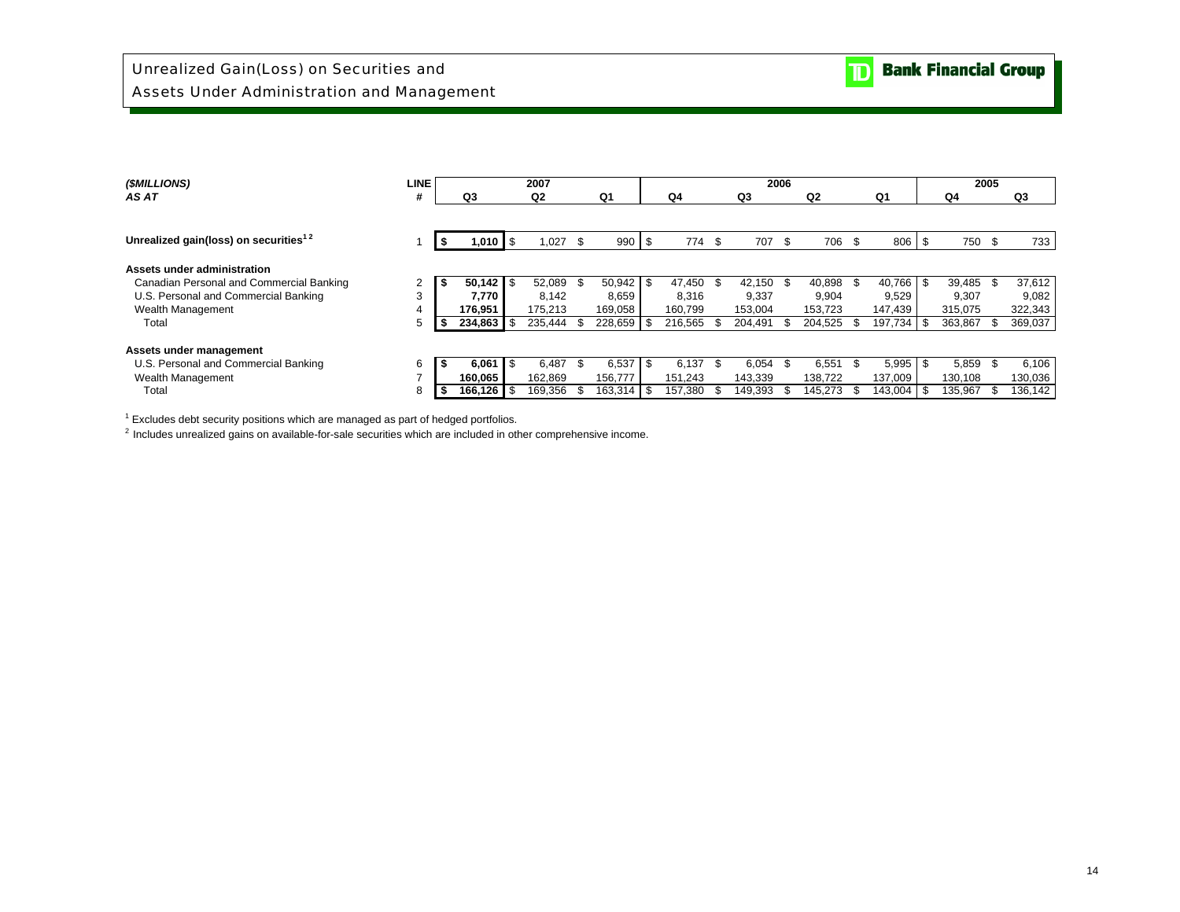# Unrealized Gain(Loss) on Securities and Assets Under Administration and Management

| *($MILLIONS)* *AS AT* | LINE # | 2007 Q3 | 2007 Q2 | 2007 Q1 | 2006 Q4 | 2006 Q3 | 2006 Q2 | 2006 Q1 | 2005 Q4 | 2005 Q3 |
|---|---|---|---|---|---|---|---|---|---|---|
| **Unrealized gain(loss) on securities**[1,2] | 1 | **$ 1,010** | $ 1,027 | $ 990 | $ 774 | $ 707 | $ 706 | $ 806 | $ 750 | $ 733 |
| **Assets under administration** | | | | | | | | | | |
| Canadian Personal and Commercial Banking | 2 | **$ 50,142** | $ 52,089 | $ 50,942 | $ 47,450 | $ 42,150 | $ 40,898 | $ 40,766 | $ 39,485 | $ 37,612 |
| U.S. Personal and Commercial Banking | 3 | **7,770** | 8,142 | 8,659 | 8,316 | 9,337 | 9,904 | 9,529 | 9,307 | 9,082 |
| Wealth Management | 4 | **176,951** | 175,213 | 169,058 | 160,799 | 153,004 | 153,723 | 147,439 | 315,075 | 322,343 |
| Total | 5 | **$ 234,863** | $ 235,444 | $ 228,659 | $ 216,565 | $ 204,491 | $ 204,525 | $ 197,734 | $ 363,867 | $ 369,037 |
| **Assets under management** | | | | | | | | | | |
| U.S. Personal and Commercial Banking | 6 | **$ 6,061** | $ 6,487 | $ 6,537 | $ 6,137 | $ 6,054 | $ 6,551 | $ 5,995 | $ 5,859 | $ 6,106 |
| Wealth Management | 7 | **160,065** | 162,869 | 156,777 | 151,243 | 143,339 | 138,722 | 137,009 | 130,108 | 130,036 |
| Total | 8 | **$ 166,126** | $ 169,356 | $ 163,314 | $ 157,380 | $ 149,393 | $ 145,273 | $ 143,004 | $ 135,967 | $ 136,142 |

[1] Excludes debt security positions which are managed as part of hedged portfolios.

[2] Includes unrealized gains on available-for-sale securities which are included in other comprehensive income.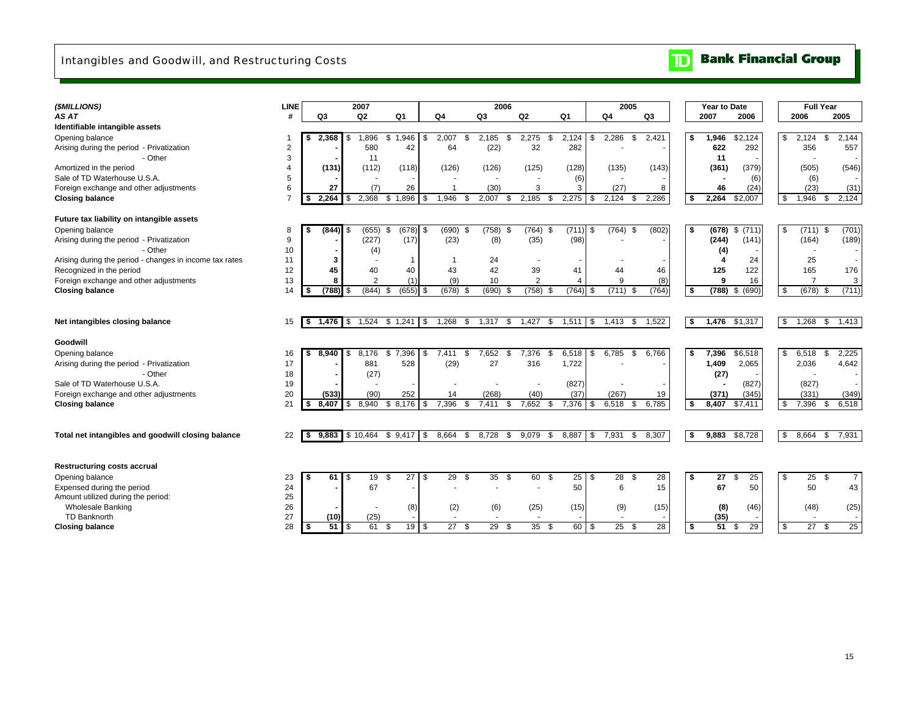# Intangibles and Goodwill, and Restructuring Costs

**TD Bank Financial Group**

| *($MILLIONS)* | LINE | 2007 | | | 2006 | | | | 2005 | | Year to Date | | Full Year | |
|---|---|---|---|---|---|---|---|---|---|---|---|---|---|---|
| ***AS AT*** | **#** | **Q3** | **Q2** | **Q1** | **Q4** | **Q3** | **Q2** | **Q1** | **Q4** | **Q3** | **2007** | **2006** | **2006** | **2005** |
| **Identifiable intangible assets** | | | | | | | | | | | | | | |
| Opening balance | 1 | **$ 2,368** | $ 1,896 | $ 1,946 | $ 2,007 | $ 2,185 | $ 2,275 | $ 2,124 | $ 2,286 | $ 2,421 | **$ 1,946** | $2,124 | $ 2,124 | $ 2,144 |
| Arising during the period - Privatization | 2 | **-** | 580 | 42 | 64 | (22) | 32 | 282 | - | - | **622** | 292 | 356 | 557 |
| - Other | 3 | **-** | 11 | | | | | | | | **11** | - | - | - |
| Amortized in the period | 4 | **(131)** | (112) | (118) | (126) | (126) | (125) | (128) | (135) | (143) | **(361)** | (379) | (505) | (546) |
| Sale of TD Waterhouse U.S.A. | 5 | **-** | - | - | - | - | - | (6) | - | - | **-** | (6) | (6) | - |
| Foreign exchange and other adjustments | 6 | **27** | (7) | 26 | 1 | (30) | 3 | 3 | (27) | 8 | **46** | (24) | (23) | (31) |
| **Closing balance** | 7 | **$ 2,264** | $ 2,368 | $ 1,896 | $ 1,946 | $ 2,007 | $ 2,185 | $ 2,275 | $ 2,124 | $ 2,286 | **$ 2,264** | $2,007 | $ 1,946 | $ 2,124 |
| **Future tax liability on intangible assets** | | | | | | | | | | | | | | |
| Opening balance | 8 | **$ (844)** | $ (655) | $ (678) | $ (690) | $ (758) | $ (764) | $ (711) | $ (764) | $ (802) | **$ (678)** | $ (711) | $ (711) | $ (701) |
| Arising during the period - Privatization | 9 | **-** | (227) | (17) | (23) | (8) | (35) | (98) | - | - | **(244)** | (141) | (164) | (189) |
| - Other | 10 | **-** | (4) | | | | | | | | **(4)** | - | - | - |
| Arising during the period - changes in income tax rates | 11 | **3** | - | 1 | 1 | 24 | - | - | - | - | **4** | 24 | 25 | - |
| Recognized in the period | 12 | **45** | 40 | 40 | 43 | 42 | 39 | 41 | 44 | 46 | **125** | 122 | 165 | 176 |
| Foreign exchange and other adjustments | 13 | **8** | 2 | (1) | (9) | 10 | 2 | 4 | 9 | (8) | **9** | 16 | 7 | 3 |
| **Closing balance** | 14 | **$ (788)** | $ (844) | $ (655) | $ (678) | $ (690) | $ (758) | $ (764) | $ (711) | $ (764) | **$ (788)** | $ (690) | $ (678) | $ (711) |
| **Net intangibles closing balance** | 15 | **$ 1,476** | $ 1,524 | $ 1,241 | $ 1,268 | $ 1,317 | $ 1,427 | $ 1,511 | $ 1,413 | $ 1,522 | **$ 1,476** | $1,317 | $ 1,268 | $ 1,413 |
| **Goodwill** | | | | | | | | | | | | | | |
| Opening balance | 16 | **$ 8,940** | $ 8,176 | $ 7,396 | $ 7,411 | $ 7,652 | $ 7,376 | $ 6,518 | $ 6,785 | $ 6,766 | **$ 7,396** | $6,518 | $ 6,518 | $ 2,225 |
| Arising during the period - Privatization | 17 | **-** | 881 | 528 | (29) | 27 | 316 | 1,722 | - | - | **1,409** | 2,065 | 2,036 | 4,642 |
| - Other | 18 | **-** | (27) | | | | | | | | **(27)** | - | - | - |
| Sale of TD Waterhouse U.S.A. | 19 | **-** | - | - | - | - | - | (827) | - | - | **-** | (827) | (827) | - |
| Foreign exchange and other adjustments | 20 | **(533)** | (90) | 252 | 14 | (268) | (40) | (37) | (267) | 19 | **(371)** | (345) | (331) | (349) |
| **Closing balance** | 21 | **$ 8,407** | $ 8,940 | $ 8,176 | $ 7,396 | $ 7,411 | $ 7,652 | $ 7,376 | $ 6,518 | $ 6,785 | **$ 8,407** | $7,411 | $ 7,396 | $ 6,518 |
| **Total net intangibles and goodwill closing balance** | 22 | **$ 9,883** | $ 10,464 | $ 9,417 | $ 8,664 | $ 8,728 | $ 9,079 | $ 8,887 | $ 7,931 | $ 8,307 | **$ 9,883** | $8,728 | $ 8,664 | $ 7,931 |
| **Restructuring costs accrual** | | | | | | | | | | | | | | |
| Opening balance | 23 | **$ 61** | $ 19 | $ 27 | $ 29 | $ 35 | $ 60 | $ 25 | $ 28 | $ 28 | **$ 27** | $ 25 | $ 25 | $ 7 |
| Expensed during the period | 24 | **-** | 67 | - | - | - | - | 50 | 6 | 15 | **67** | 50 | 50 | 43 |
| Amount utilized during the period: | 25 | | | | | | | | | | | | | |
| Wholesale Banking | 26 | **-** | - | (8) | (2) | (6) | (25) | (15) | (9) | (15) | **(8)** | (46) | (48) | (25) |
| TD Banknorth | 27 | **(10)** | (25) | - | - | - | - | - | - | - | **(35)** | - | - | - |
| **Closing balance** | 28 | **$ 51** | $ 61 | $ 19 | $ 27 | $ 29 | $ 35 | $ 60 | $ 25 | $ 28 | **$ 51** | $ 29 | $ 27 | $ 25 |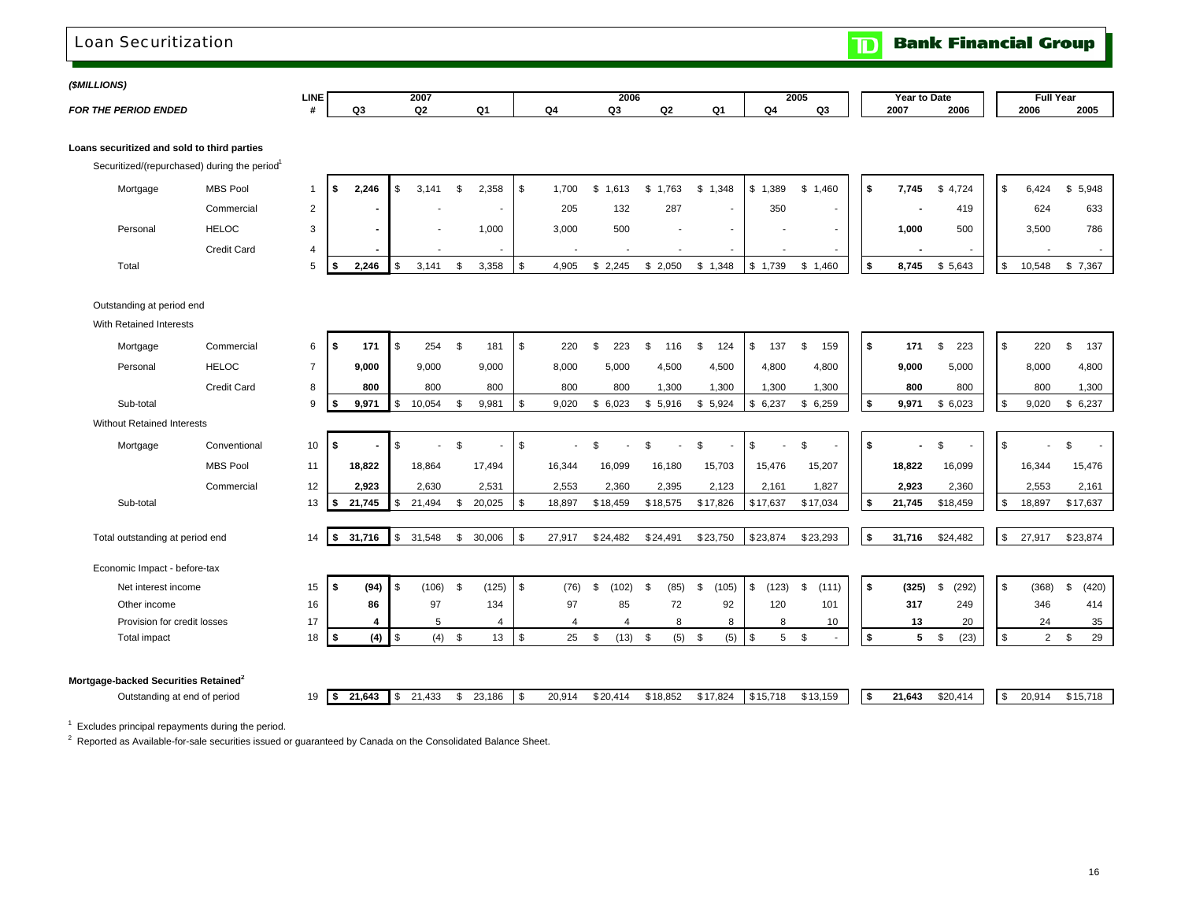# Loan Securitization

**TD Bank Financial Group**

*($MILLIONS)*

| *FOR THE PERIOD ENDED* | | LINE # | 2007 Q3 | 2007 Q2 | 2007 Q1 | 2006 Q4 | 2006 Q3 | 2006 Q2 | 2006 Q1 | 2005 Q4 | 2005 Q3 | Year to Date 2007 | Year to Date 2006 | Full Year 2006 | Full Year 2005 |
|---|---|---|---|---|---|---|---|---|---|---|---|---|---|---|---|
| **Loans securitized and sold to third parties** | | | | | | | | | | | | | | | |
| Securitized/(repurchased) during the period[1] | | | | | | | | | | | | | | | |
| Mortgage | MBS Pool | 1 | **$ 2,246** | $ 3,141 | $ 2,358 | $ 1,700 | $ 1,613 | $ 1,763 | $ 1,348 | $ 1,389 | $ 1,460 | **$ 7,745** | $ 4,724 | $ 6,424 | $ 5,948 |
| | Commercial | 2 | **-** | - | - | 205 | 132 | 287 | - | 350 | - | **-** | 419 | 624 | 633 |
| Personal | HELOC | 3 | **-** | - | 1,000 | 3,000 | 500 | - | - | - | - | **1,000** | 500 | 3,500 | 786 |
| | Credit Card | 4 | **-** | - | - | - | - | - | - | - | - | **-** | - | - | - |
| Total | | 5 | **$ 2,246** | $ 3,141 | $ 3,358 | $ 4,905 | $ 2,245 | $ 2,050 | $ 1,348 | $ 1,739 | $ 1,460 | **$ 8,745** | $ 5,643 | $ 10,548 | $ 7,367 |
| Outstanding at period end | | | | | | | | | | | | | | | |
| With Retained Interests | | | | | | | | | | | | | | | |
| Mortgage | Commercial | 6 | **$ 171** | $ 254 | $ 181 | $ 220 | $ 223 | $ 116 | $ 124 | $ 137 | $ 159 | **$ 171** | $ 223 | $ 220 | $ 137 |
| Personal | HELOC | 7 | **9,000** | 9,000 | 9,000 | 8,000 | 5,000 | 4,500 | 4,500 | 4,800 | 4,800 | **9,000** | 5,000 | 8,000 | 4,800 |
| | Credit Card | 8 | **800** | 800 | 800 | 800 | 800 | 1,300 | 1,300 | 1,300 | 1,300 | **800** | 800 | 800 | 1,300 |
| Sub-total | | 9 | **$ 9,971** | $ 10,054 | $ 9,981 | $ 9,020 | $ 6,023 | $ 5,916 | $ 5,924 | $ 6,237 | $ 6,259 | **$ 9,971** | $ 6,023 | $ 9,020 | $ 6,237 |
| Without Retained Interests | | | | | | | | | | | | | | | |
| Mortgage | Conventional | 10 | **$ -** | $ - | $ - | $ - | $ - | $ - | $ - | $ - | $ - | **$ -** | $ - | $ - | $ - |
| | MBS Pool | 11 | **18,822** | 18,864 | 17,494 | 16,344 | 16,099 | 16,180 | 15,703 | 15,476 | 15,207 | **18,822** | 16,099 | 16,344 | 15,476 |
| | Commercial | 12 | **2,923** | 2,630 | 2,531 | 2,553 | 2,360 | 2,395 | 2,123 | 2,161 | 1,827 | **2,923** | 2,360 | 2,553 | 2,161 |
| Sub-total | | 13 | **$ 21,745** | $ 21,494 | $ 20,025 | $ 18,897 | $ 18,459 | $ 18,575 | $ 17,826 | $ 17,637 | $ 17,034 | **$ 21,745** | $ 18,459 | $ 18,897 | $ 17,637 |
| Total outstanding at period end | | 14 | **$ 31,716** | $ 31,548 | $ 30,006 | $ 27,917 | $ 24,482 | $ 24,491 | $ 23,750 | $ 23,874 | $ 23,293 | **$ 31,716** | $ 24,482 | $ 27,917 | $ 23,874 |
| Economic Impact - before-tax | | | | | | | | | | | | | | | |
| Net interest income | | 15 | **$ (94)** | $ (106) | $ (125) | $ (76) | $ (102) | $ (85) | $ (105) | $ (123) | $ (111) | **$ (325)** | $ (292) | $ (368) | $ (420) |
| Other income | | 16 | **86** | 97 | 134 | 97 | 85 | 72 | 92 | 120 | 101 | **317** | 249 | 346 | 414 |
| Provision for credit losses | | 17 | **4** | 5 | 4 | 4 | 4 | 8 | 8 | 8 | 10 | **13** | 20 | 24 | 35 |
| Total impact | | 18 | **$ (4)** | $ (4) | $ 13 | $ 25 | $ (13) | $ (5) | $ (5) | $ 5 | $ - | **$ 5** | $ (23) | $ 2 | $ 29 |
| **Mortgage-backed Securities Retained[2]** | | | | | | | | | | | | | | | |
| Outstanding at end of period | | 19 | **$ 21,643** | $ 21,433 | $ 23,186 | $ 20,914 | $ 20,414 | $ 18,852 | $ 17,824 | $ 15,718 | $ 13,159 | **$ 21,643** | $ 20,414 | $ 20,914 | $ 15,718 |

[1] Excludes principal repayments during the period.

[2] Reported as Available-for-sale securities issued or guaranteed by Canada on the Consolidated Balance Sheet.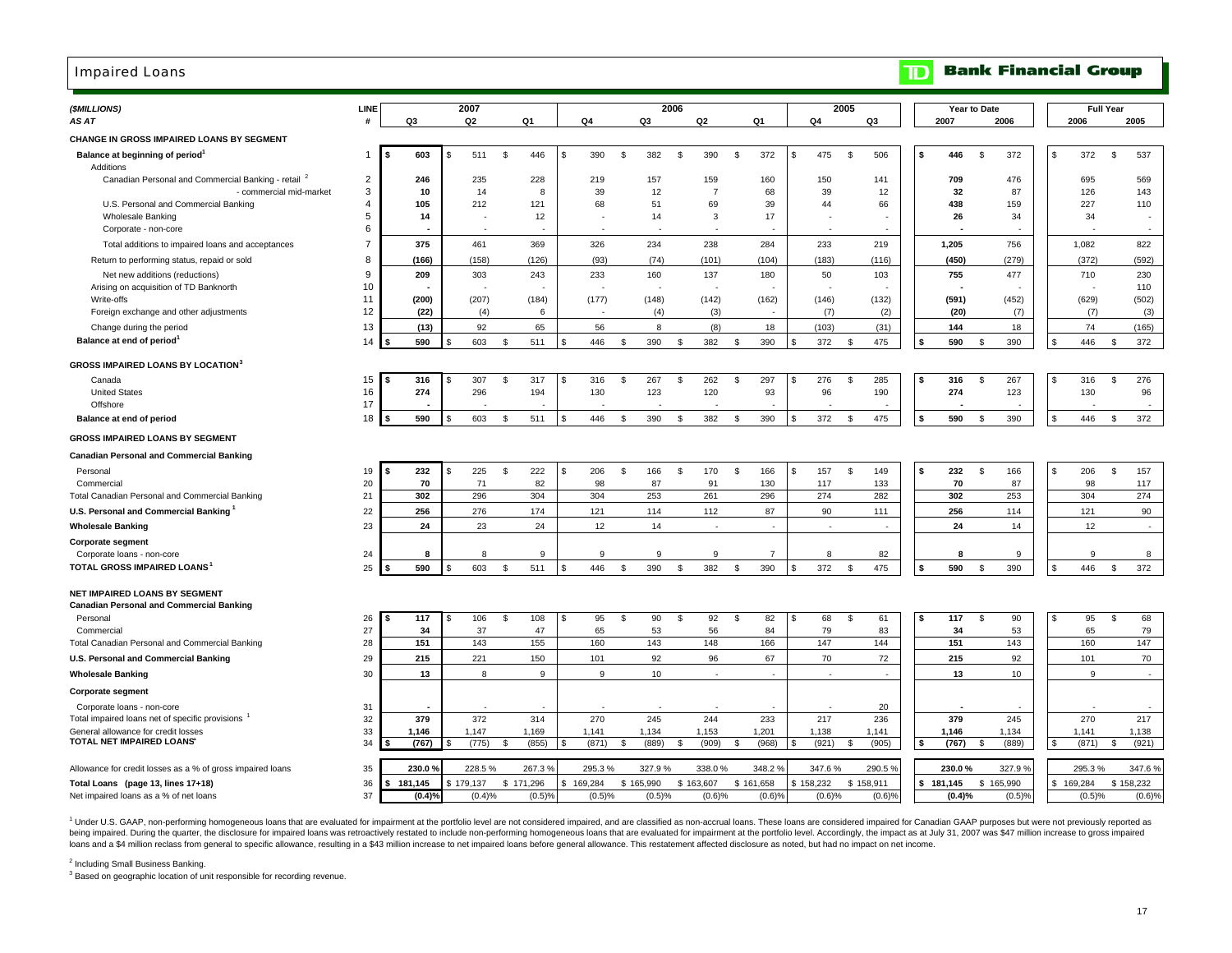# Impaired Loans

**Bank Financial Group**

| ($MILLIONS) | LINE | 2007 | | | 2006 | | | | 2005 | | Year to Date | | Full Year | |
|---|---|---|---|---|---|---|---|---|---|---|---|---|---|---|
| AS AT | # | Q3 | Q2 | Q1 | Q4 | Q3 | Q2 | Q1 | Q4 | Q3 | 2007 | 2006 | 2006 | 2005 |
| **CHANGE IN GROSS IMPAIRED LOANS BY SEGMENT** | | | | | | | | | | | | | | |
| **Balance at beginning of period**[1] | 1 | $ 603 | $ 511 | $ 446 | $ 390 | $ 382 | $ 390 | $ 372 | $ 475 | $ 506 | $ 446 | $ 372 | $ 372 | $ 537 |
| Additions | | | | | | | | | | | | | | |
| Canadian Personal and Commercial Banking - retail [2] | 2 | 246 | 235 | 228 | 219 | 157 | 159 | 160 | 150 | 141 | 709 | 476 | 695 | 569 |
| - commercial mid-market | 3 | 10 | 14 | 8 | 39 | 12 | 7 | 68 | 39 | 12 | 32 | 87 | 126 | 143 |
| U.S. Personal and Commercial Banking | 4 | 105 | 212 | 121 | 68 | 51 | 69 | 39 | 44 | 66 | 438 | 159 | 227 | 110 |
| Wholesale Banking | 5 | 14 | - | 12 | - | 14 | 3 | 17 | - | - | 26 | 34 | 34 | - |
| Corporate - non-core | 6 | - | - | - | - | - | - | - | - | - | - | - | - | - |
| Total additions to impaired loans and acceptances | 7 | 375 | 461 | 369 | 326 | 234 | 238 | 284 | 233 | 219 | 1,205 | 756 | 1,082 | 822 |
| Return to performing status, repaid or sold | 8 | (166) | (158) | (126) | (93) | (74) | (101) | (104) | (183) | (116) | (450) | (279) | (372) | (592) |
| Net new additions (reductions) | 9 | 209 | 303 | 243 | 233 | 160 | 137 | 180 | 50 | 103 | 755 | 477 | 710 | 230 |
| Arising on acquisition of TD Banknorth | 10 | - | - | - | - | - | - | - | - | - | - | - | - | 110 |
| Write-offs | 11 | (200) | (207) | (184) | (177) | (148) | (142) | (162) | (146) | (132) | (591) | (452) | (629) | (502) |
| Foreign exchange and other adjustments | 12 | (22) | (4) | 6 | - | (4) | (3) | - | (7) | (2) | (20) | (7) | (7) | (3) |
| Change during the period | 13 | (13) | 92 | 65 | 56 | 8 | (8) | 18 | (103) | (31) | 144 | 18 | 74 | (165) |
| **Balance at end of period**[1] | 14 | $ 590 | $ 603 | $ 511 | $ 446 | $ 390 | $ 382 | $ 390 | $ 372 | $ 475 | $ 590 | $ 390 | $ 446 | $ 372 |
| **GROSS IMPAIRED LOANS BY LOCATION**[3] | | | | | | | | | | | | | | |
| Canada | 15 | $ 316 | $ 307 | $ 317 | $ 316 | $ 267 | $ 262 | $ 297 | $ 276 | $ 285 | $ 316 | $ 267 | $ 316 | $ 276 |
| United States | 16 | 274 | 296 | 194 | 130 | 123 | 120 | 93 | 96 | 190 | 274 | 123 | 130 | 96 |
| Offshore | 17 | - | - | - | - | - | - | - | - | - | - | - | - | - |
| **Balance at end of period** | 18 | $ 590 | $ 603 | $ 511 | $ 446 | $ 390 | $ 382 | $ 390 | $ 372 | $ 475 | $ 590 | $ 390 | $ 446 | $ 372 |
| **GROSS IMPAIRED LOANS BY SEGMENT** | | | | | | | | | | | | | | |
| **Canadian Personal and Commercial Banking** | | | | | | | | | | | | | | |
| Personal | 19 | $ 232 | $ 225 | $ 222 | $ 206 | $ 166 | $ 170 | $ 166 | $ 157 | $ 149 | $ 232 | $ 166 | $ 206 | $ 157 |
| Commercial | 20 | 70 | 71 | 82 | 98 | 87 | 91 | 130 | 117 | 133 | 70 | 87 | 98 | 117 |
| Total Canadian Personal and Commercial Banking | 21 | 302 | 296 | 304 | 304 | 253 | 261 | 296 | 274 | 282 | 302 | 253 | 304 | 274 |
| **U.S. Personal and Commercial Banking**[1] | 22 | 256 | 276 | 174 | 121 | 114 | 112 | 87 | 90 | 111 | 256 | 114 | 121 | 90 |
| **Wholesale Banking** | 23 | 24 | 23 | 24 | 12 | 14 | - | - | - | - | 24 | 14 | 12 | - |
| **Corporate segment** | | | | | | | | | | | | | | |
| Corporate loans - non-core | 24 | 8 | 8 | 9 | 9 | 9 | 9 | 7 | 8 | 82 | 8 | 9 | 9 | 8 |
| **TOTAL GROSS IMPAIRED LOANS**[1] | 25 | $ 590 | $ 603 | $ 511 | $ 446 | $ 390 | $ 382 | $ 390 | $ 372 | $ 475 | $ 590 | $ 390 | $ 446 | $ 372 |
| **NET IMPAIRED LOANS BY SEGMENT** | | | | | | | | | | | | | | |
| **Canadian Personal and Commercial Banking** | | | | | | | | | | | | | | |
| Personal | 26 | $ 117 | $ 106 | $ 108 | $ 95 | $ 90 | $ 92 | $ 82 | $ 68 | $ 61 | $ 117 | $ 90 | $ 95 | $ 68 |
| Commercial | 27 | 34 | 37 | 47 | 65 | 53 | 56 | 84 | 79 | 83 | 34 | 53 | 65 | 79 |
| Total Canadian Personal and Commercial Banking | 28 | 151 | 143 | 155 | 160 | 143 | 148 | 166 | 147 | 144 | 151 | 143 | 160 | 147 |
| **U.S. Personal and Commercial Banking** | 29 | 215 | 221 | 150 | 101 | 92 | 96 | 67 | 70 | 72 | 215 | 92 | 101 | 70 |
| **Wholesale Banking** | 30 | 13 | 8 | 9 | 9 | 10 | - | - | - | - | 13 | 10 | 9 | - |
| **Corporate segment** | | | | | | | | | | | | | | |
| Corporate loans - non-core | 31 | - | - | - | - | - | - | - | - | 20 | - | - | - | - |
| Total impaired loans net of specific provisions [1] | 32 | 379 | 372 | 314 | 270 | 245 | 244 | 233 | 217 | 236 | 379 | 245 | 270 | 217 |
| General allowance for credit losses | 33 | 1,146 | 1,147 | 1,169 | 1,141 | 1,134 | 1,153 | 1,201 | 1,138 | 1,141 | 1,146 | 1,134 | 1,141 | 1,138 |
| **TOTAL NET IMPAIRED LOANS**[1] | 34 | $ (767) | $ (775) | $ (855) | $ (871) | $ (889) | $ (909) | $ (968) | $ (921) | $ (905) | $ (767) | $ (889) | $ (871) | $ (921) |
| Allowance for credit losses as a % of gross impaired loans | 35 | 230.0 % | 228.5 % | 267.3 % | 295.3 % | 327.9 % | 338.0 % | 348.2 % | 347.6 % | 290.5 % | 230.0 % | 327.9 % | 295.3 % | 347.6 % |
| **Total Loans (page 13, lines 17+18)** | 36 | $ 181,145 | $ 179,137 | $ 171,296 | $ 169,284 | $ 165,990 | $ 163,607 | $ 161,658 | $ 158,232 | $ 158,911 | $ 181,145 | $ 165,990 | $ 169,284 | $ 158,232 |
| Net impaired loans as a % of net loans | 37 | (0.4)% | (0.4)% | (0.5)% | (0.5)% | (0.5)% | (0.6)% | (0.6)% | (0.6)% | (0.6)% | (0.4)% | (0.5)% | (0.5)% | (0.6)% |

[1] Under U.S. GAAP, non-performing homogeneous loans that are evaluated for impairment at the portfolio level are not considered impaired, and are classified as non-accrual loans. These loans are considered impaired for Canadian GAAP purposes but were not previously reported as being impaired. During the quarter, the disclosure for impaired loans was retroactively restated to include non-performing homogeneous loans that are evaluated for impairment at the portfolio level. Accordingly, the impact as at July 31, 2007 was $47 million increase to gross impaired loans and a $4 million reclass from general to specific allowance, resulting in a $43 million increase to net impaired loans before general allowance. This restatement affected disclosure as noted, but had no impact on net income.

[2] Including Small Business Banking.

[3] Based on geographic location of unit responsible for recording revenue.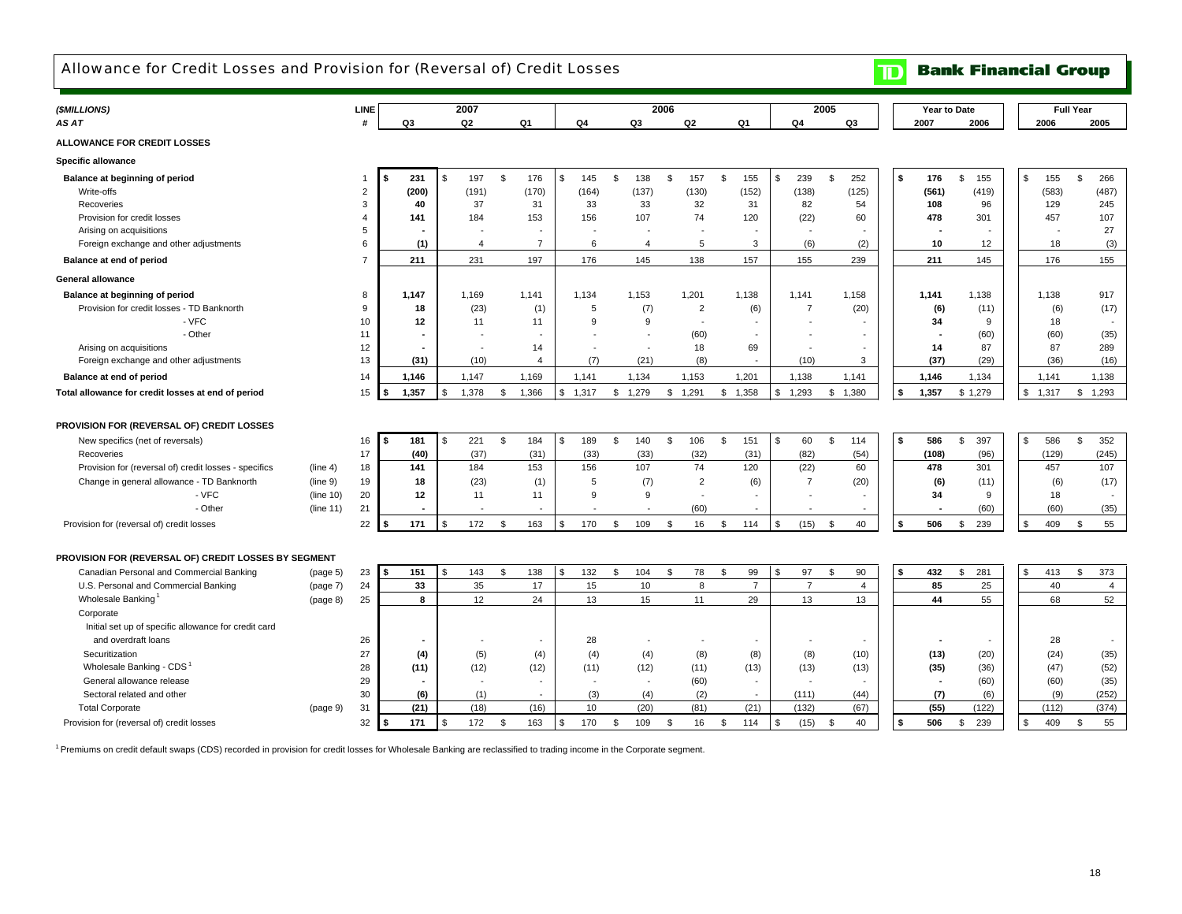# Allowance for Credit Losses and Provision for (Reversal of) Credit Losses

**TD Bank Financial Group**

| ($MILLIONS) | | LINE | 2007 | | | 2006 | | | | 2005 | | Year to Date | | Full Year | |
|---|---|---|---|---|---|---|---|---|---|---|---|---|---|---|---|
| AS AT | | # | Q3 | Q2 | Q1 | Q4 | Q3 | Q2 | Q1 | Q4 | Q3 | 2007 | 2006 | 2006 | 2005 |
| **ALLOWANCE FOR CREDIT LOSSES** | | | | | | | | | | | | | | | |
| **Specific allowance** | | | | | | | | | | | | | | | |
| **Balance at beginning of period** | | 1 | **$ 231** | $ 197 | $ 176 | $ 145 | $ 138 | $ 157 | $ 155 | $ 239 | $ 252 | **$ 176** | $ 155 | $ 155 | $ 266 |
| Write-offs | | 2 | **(200)** | (191) | (170) | (164) | (137) | (130) | (152) | (138) | (125) | **(561)** | (419) | (583) | (487) |
| Recoveries | | 3 | **40** | 37 | 31 | 33 | 33 | 32 | 31 | 82 | 54 | **108** | 96 | 129 | 245 |
| Provision for credit losses | | 4 | **141** | 184 | 153 | 156 | 107 | 74 | 120 | (22) | 60 | **478** | 301 | 457 | 107 |
| Arising on acquisitions | | 5 | **-** | - | - | - | - | - | - | - | - | **-** | - | - | 27 |
| Foreign exchange and other adjustments | | 6 | **(1)** | 4 | 7 | 6 | 4 | 5 | 3 | (6) | (2) | **10** | 12 | 18 | (3) |
| **Balance at end of period** | | 7 | **211** | 231 | 197 | 176 | 145 | 138 | 157 | 155 | 239 | **211** | 145 | 176 | 155 |
| **General allowance** | | | | | | | | | | | | | | | |
| **Balance at beginning of period** | | 8 | **1,147** | 1,169 | 1,141 | 1,134 | 1,153 | 1,201 | 1,138 | 1,141 | 1,158 | **1,141** | 1,138 | 1,138 | 917 |
| Provision for credit losses - TD Banknorth | | 9 | **18** | (23) | (1) | 5 | (7) | 2 | (6) | 7 | (20) | **(6)** | (11) | (6) | (17) |
| - VFC | | 10 | **12** | 11 | 11 | 9 | 9 | - | - | - | - | **34** | 9 | 18 | - |
| - Other | | 11 | **-** | - | - | - | - | (60) | - | - | - | **-** | (60) | (60) | (35) |
| Arising on acquisitions | | 12 | **-** | - | 14 | - | - | 18 | 69 | - | - | **14** | 87 | 87 | 289 |
| Foreign exchange and other adjustments | | 13 | **(31)** | (10) | 4 | (7) | (21) | (8) | - | (10) | 3 | **(37)** | (29) | (36) | (16) |
| **Balance at end of period** | | 14 | **1,146** | 1,147 | 1,169 | 1,141 | 1,134 | 1,153 | 1,201 | 1,138 | 1,141 | **1,146** | 1,134 | 1,141 | 1,138 |
| **Total allowance for credit losses at end of period** | | 15 | **$ 1,357** | $ 1,378 | $ 1,366 | $ 1,317 | $ 1,279 | $ 1,291 | $ 1,358 | $ 1,293 | $ 1,380 | **$ 1,357** | $ 1,279 | $ 1,317 | $ 1,293 |
| **PROVISION FOR (REVERSAL OF) CREDIT LOSSES** | | | | | | | | | | | | | | | |
| New specifics (net of reversals) | | 16 | **$ 181** | $ 221 | $ 184 | $ 189 | $ 140 | $ 106 | $ 151 | $ 60 | $ 114 | **$ 586** | $ 397 | $ 586 | $ 352 |
| Recoveries | | 17 | **(40)** | (37) | (31) | (33) | (33) | (32) | (31) | (82) | (54) | **(108)** | (96) | (129) | (245) |
| Provision for (reversal of) credit losses - specifics | (line 4) | 18 | **141** | 184 | 153 | 156 | 107 | 74 | 120 | (22) | 60 | **478** | 301 | 457 | 107 |
| Change in general allowance - TD Banknorth | (line 9) | 19 | **18** | (23) | (1) | 5 | (7) | 2 | (6) | 7 | (20) | **(6)** | (11) | (6) | (17) |
| - VFC | (line 10) | 20 | **12** | 11 | 11 | 9 | 9 | - | - | - | - | **34** | 9 | 18 | - |
| - Other | (line 11) | 21 | **-** | - | - | - | - | (60) | - | - | - | **-** | (60) | (60) | (35) |
| Provision for (reversal of) credit losses | | 22 | **$ 171** | $ 172 | $ 163 | $ 170 | $ 109 | $ 16 | $ 114 | $ (15) | $ 40 | **$ 506** | $ 239 | $ 409 | $ 55 |
| **PROVISION FOR (REVERSAL OF) CREDIT LOSSES BY SEGMENT** | | | | | | | | | | | | | | | |
| Canadian Personal and Commercial Banking | (page 5) | 23 | **$ 151** | $ 143 | $ 138 | $ 132 | $ 104 | $ 78 | $ 99 | $ 97 | $ 90 | **$ 432** | $ 281 | $ 413 | $ 373 |
| U.S. Personal and Commercial Banking | (page 7) | 24 | **33** | 35 | 17 | 15 | 10 | 8 | 7 | 7 | 4 | **85** | 25 | 40 | 4 |
| Wholesale Banking [1] | (page 8) | 25 | **8** | 12 | 24 | 13 | 15 | 11 | 29 | 13 | 13 | **44** | 55 | 68 | 52 |
| Corporate | | | | | | | | | | | | | | | |
| Initial set up of specific allowance for credit card and overdraft loans | | 26 | **-** | - | - | 28 | - | - | - | - | - | **-** | - | 28 | - |
| Securitization | | 27 | **(4)** | (5) | (4) | (4) | (4) | (8) | (8) | (8) | (10) | **(13)** | (20) | (24) | (35) |
| Wholesale Banking - CDS [1] | | 28 | **(11)** | (12) | (12) | (11) | (12) | (11) | (13) | (13) | (13) | **(35)** | (36) | (47) | (52) |
| General allowance release | | 29 | **-** | - | - | - | - | (60) | - | - | - | **-** | (60) | (60) | (35) |
| Sectoral related and other | | 30 | **(6)** | (1) | - | (3) | (4) | (2) | - | (111) | (44) | **(7)** | (6) | (9) | (252) |
| Total Corporate | (page 9) | 31 | **(21)** | (18) | (16) | 10 | (20) | (81) | (21) | (132) | (67) | **(55)** | (122) | (112) | (374) |
| Provision for (reversal of) credit losses | | 32 | **$ 171** | $ 172 | $ 163 | $ 170 | $ 109 | $ 16 | $ 114 | $ (15) | $ 40 | **$ 506** | $ 239 | $ 409 | $ 55 |

[1] Premiums on credit default swaps (CDS) recorded in provision for credit losses for Wholesale Banking are reclassified to trading income in the Corporate segment.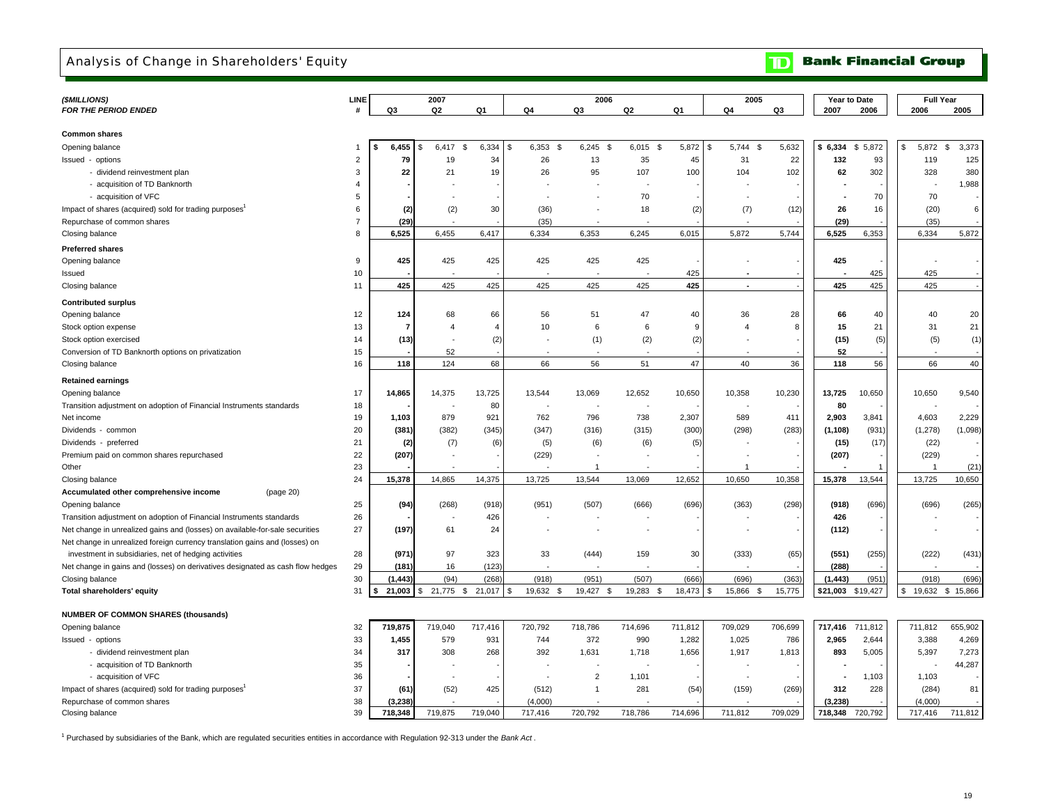# Analysis of Change in Shareholders' Equity

**TD Bank Financial Group**

| ($MILLIONS) | LINE | 2007 | | | 2006 | | | | 2005 | | Year to Date | | Full Year | |
|---|---|---|---|---|---|---|---|---|---|---|---|---|---|---|
| FOR THE PERIOD ENDED | # | Q3 | Q2 | Q1 | Q4 | Q3 | Q2 | Q1 | Q4 | Q3 | 2007 | 2006 | 2006 | 2005 |
| **Common shares** | | | | | | | | | | | | | | |
| Opening balance | 1 | **$ 6,455** | $ 6,417 | $ 6,334 | $ 6,353 | $ 6,245 | $ 6,015 | $ 5,872 | $ 5,744 | $ 5,632 | **$ 6,334** | $ 5,872 | $ 5,872 | $ 3,373 |
| Issued - options | 2 | **79** | 19 | 34 | 26 | 13 | 35 | 45 | 31 | 22 | **132** | 93 | 119 | 125 |
| - dividend reinvestment plan | 3 | **22** | 21 | 19 | 26 | 95 | 107 | 100 | 104 | 102 | **62** | 302 | 328 | 380 |
| - acquisition of TD Banknorth | 4 | **-** | - | - | - | - | - | - | - | - | **-** | - | - | 1,988 |
| - acquisition of VFC | 5 | **-** | - | - | - | - | 70 | - | - | - | **-** | 70 | 70 | - |
| Impact of shares (acquired) sold for trading purposes[1] | 6 | **(2)** | (2) | 30 | (36) | - | 18 | (2) | (7) | (12) | **26** | 16 | (20) | 6 |
| Repurchase of common shares | 7 | **(29)** | - | - | (35) | - | - | - | - | - | **(29)** | - | (35) | - |
| Closing balance | 8 | **6,525** | 6,455 | 6,417 | 6,334 | 6,353 | 6,245 | 6,015 | 5,872 | 5,744 | **6,525** | 6,353 | 6,334 | 5,872 |
| **Preferred shares** | | | | | | | | | | | | | | |
| Opening balance | 9 | **425** | 425 | 425 | 425 | 425 | 425 | - | - | - | **425** | - | - | - |
| Issued | 10 | **-** | - | - | - | - | - | 425 | - | - | **-** | 425 | 425 | - |
| Closing balance | 11 | **425** | 425 | 425 | 425 | 425 | 425 | 425 | - | - | **425** | 425 | 425 | - |
| **Contributed surplus** | | | | | | | | | | | | | | |
| Opening balance | 12 | **124** | 68 | 66 | 56 | 51 | 47 | 40 | 36 | 28 | **66** | 40 | 40 | 20 |
| Stock option expense | 13 | **7** | 4 | 4 | 10 | 6 | 6 | 9 | 4 | 8 | **15** | 21 | 31 | 21 |
| Stock option exercised | 14 | **(13)** | - | (2) | - | (1) | (2) | (2) | - | - | **(15)** | (5) | (5) | (1) |
| Conversion of TD Banknorth options on privatization | 15 | **-** | 52 | - | - | - | - | - | - | - | **52** | - | - | - |
| Closing balance | 16 | **118** | 124 | 68 | 66 | 56 | 51 | 47 | 40 | 36 | **118** | 56 | 66 | 40 |
| **Retained earnings** | | | | | | | | | | | | | | |
| Opening balance | 17 | **14,865** | 14,375 | 13,725 | 13,544 | 13,069 | 12,652 | 10,650 | 10,358 | 10,230 | **13,725** | 10,650 | 10,650 | 9,540 |
| Transition adjustment on adoption of Financial Instruments standards | 18 | **-** | - | 80 | - | - | - | - | - | - | **80** | - | - | - |
| Net income | 19 | **1,103** | 879 | 921 | 762 | 796 | 738 | 2,307 | 589 | 411 | **2,903** | 3,841 | 4,603 | 2,229 |
| Dividends - common | 20 | **(381)** | (382) | (345) | (347) | (316) | (315) | (300) | (298) | (283) | **(1,108)** | (931) | (1,278) | (1,098) |
| Dividends - preferred | 21 | **(2)** | (7) | (6) | (5) | (6) | (6) | (5) | - | - | **(15)** | (17) | (22) | - |
| Premium paid on common shares repurchased | 22 | **(207)** | - | - | (229) | - | - | - | - | - | **(207)** | - | (229) | - |
| Other | 23 | **-** | - | - | - | 1 | - | - | 1 | - | **-** | 1 | 1 | (21) |
| Closing balance | 24 | **15,378** | 14,865 | 14,375 | 13,725 | 13,544 | 13,069 | 12,652 | 10,650 | 10,358 | **15,378** | 13,544 | 13,725 | 10,650 |
| **Accumulated other comprehensive income** (page 20) | | | | | | | | | | | | | | |
| Opening balance | 25 | **(94)** | (268) | (918) | (951) | (507) | (666) | (696) | (363) | (298) | **(918)** | (696) | (696) | (265) |
| Transition adjustment on adoption of Financial Instruments standards | 26 | **-** | - | 426 | - | - | - | - | - | - | **426** | - | - | - |
| Net change in unrealized gains and (losses) on available-for-sale securities | 27 | **(197)** | 61 | 24 | - | - | - | - | - | - | **(112)** | - | - | - |
| Net change in unrealized foreign currency translation gains and (losses) on investment in subsidiaries, net of hedging activities | 28 | **(971)** | 97 | 323 | 33 | (444) | 159 | 30 | (333) | (65) | **(551)** | (255) | (222) | (431) |
| Net change in gains and (losses) on derivatives designated as cash flow hedges | 29 | **(181)** | 16 | (123) | - | - | - | - | - | - | **(288)** | - | - | - |
| Closing balance | 30 | **(1,443)** | (94) | (268) | (918) | (951) | (507) | (666) | (696) | (363) | **(1,443)** | (951) | (918) | (696) |
| **Total shareholders' equity** | 31 | **$ 21,003** | $ 21,775 | $ 21,017 | $ 19,632 | $ 19,427 | $ 19,283 | $ 18,473 | $ 15,866 | $ 15,775 | **$21,003** | $19,427 | $ 19,632 | $ 15,866 |
| **NUMBER OF COMMON SHARES (thousands)** | | | | | | | | | | | | | | |
| Opening balance | 32 | **719,875** | 719,040 | 717,416 | 720,792 | 718,786 | 714,696 | 711,812 | 709,029 | 706,699 | **717,416** | 711,812 | 711,812 | 655,902 |
| Issued - options | 33 | **1,455** | 579 | 931 | 744 | 372 | 990 | 1,282 | 1,025 | 786 | **2,965** | 2,644 | 3,388 | 4,269 |
| - dividend reinvestment plan | 34 | **317** | 308 | 268 | 392 | 1,631 | 1,718 | 1,656 | 1,917 | 1,813 | **893** | 5,005 | 5,397 | 7,273 |
| - acquisition of TD Banknorth | 35 | **-** | - | - | - | - | - | - | - | - | **-** | - | - | 44,287 |
| - acquisition of VFC | 36 | **-** | - | - | - | 2 | 1,101 | - | - | - | **-** | 1,103 | 1,103 | - |
| Impact of shares (acquired) sold for trading purposes[1] | 37 | **(61)** | (52) | 425 | (512) | 1 | 281 | (54) | (159) | (269) | **312** | 228 | (284) | 81 |
| Repurchase of common shares | 38 | **(3,238)** | - | - | (4,000) | - | - | - | - | - | **(3,238)** | - | (4,000) | - |
| Closing balance | 39 | **718,348** | 719,875 | 719,040 | 717,416 | 720,792 | 718,786 | 714,696 | 711,812 | 709,029 | **718,348** | 720,792 | 717,416 | 711,812 |

[1] Purchased by subsidiaries of the Bank, which are regulated securities entities in accordance with Regulation 92-313 under the *Bank Act*.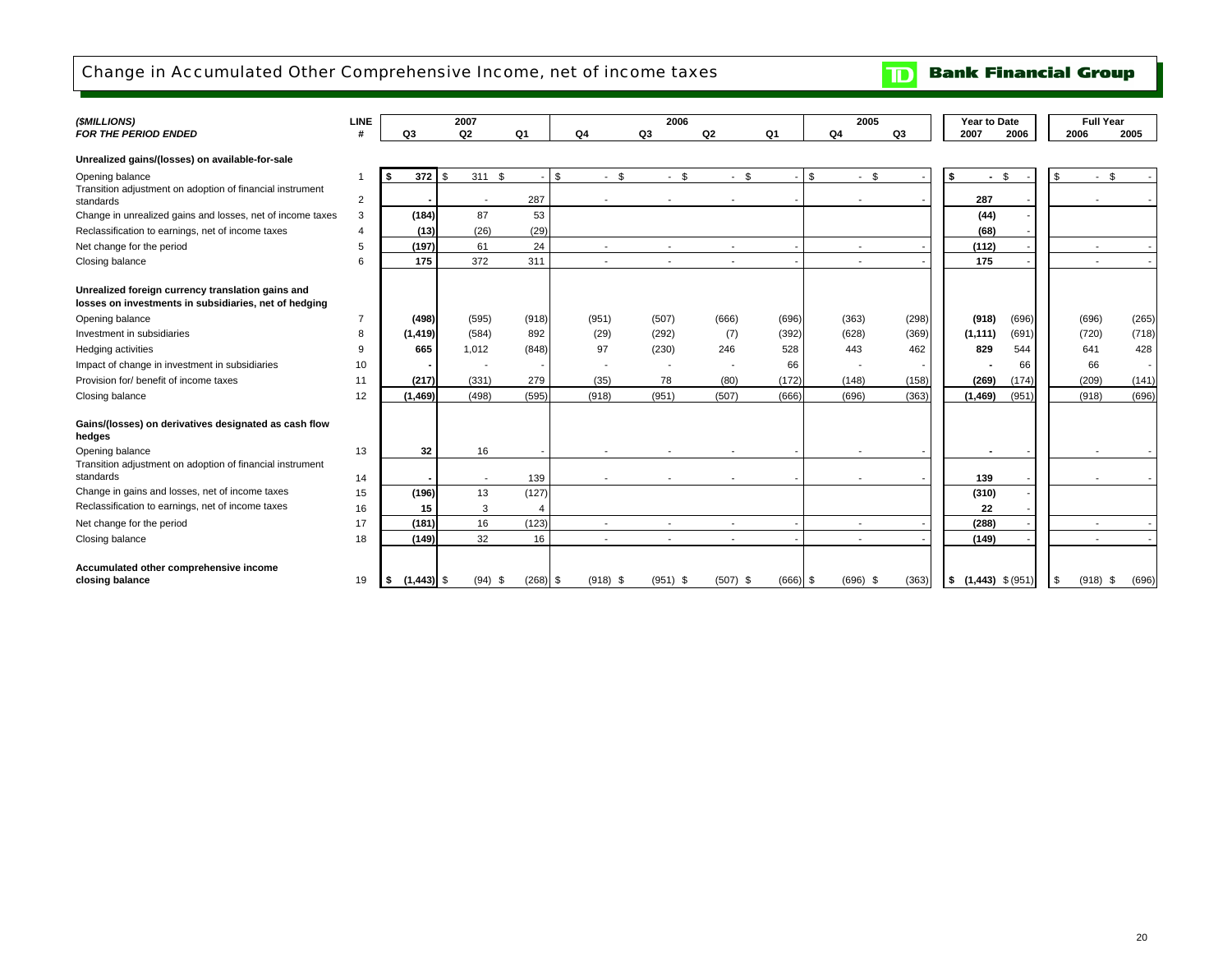# Change in Accumulated Other Comprehensive Income, net of income taxes

**TD Bank Financial Group**

| *($MILLIONS)* *FOR THE PERIOD ENDED* | LINE # | 2007 Q3 | 2007 Q2 | 2007 Q1 | 2006 Q4 | 2006 Q3 | 2006 Q2 | 2006 Q1 | 2005 Q4 | 2005 Q3 | Year to Date 2007 | Year to Date 2006 | Full Year 2006 | Full Year 2005 |
|---|---|---|---|---|---|---|---|---|---|---|---|---|---|---|
| **Unrealized gains/(losses) on available-for-sale** | | | | | | | | | | | | | | |
| Opening balance | 1 | **$ 372** | $ 311 | $ - | $ - | $ - | $ - | $ - | $ - | $ - | **$ -** | $ - | $ - | $ - |
| Transition adjustment on adoption of financial instrument standards | 2 | **-** | - | 287 | - | - | - | - | - | - | **287** | - | - | - |
| Change in unrealized gains and losses, net of income taxes | 3 | **(184)** | 87 | 53 | | | | | | | **(44)** | - | | |
| Reclassification to earnings, net of income taxes | 4 | **(13)** | (26) | (29) | | | | | | | **(68)** | - | | |
| Net change for the period | 5 | **(197)** | 61 | 24 | - | - | - | - | - | - | **(112)** | - | - | - |
| Closing balance | 6 | **175** | 372 | 311 | - | - | - | - | - | - | **175** | - | - | - |
| **Unrealized foreign currency translation gains and losses on investments in subsidiaries, net of hedging** | | | | | | | | | | | | | | |
| Opening balance | 7 | **(498)** | (595) | (918) | (951) | (507) | (666) | (696) | (363) | (298) | **(918)** | (696) | (696) | (265) |
| Investment in subsidiaries | 8 | **(1,419)** | (584) | 892 | (29) | (292) | (7) | (392) | (628) | (369) | **(1,111)** | (691) | (720) | (718) |
| Hedging activities | 9 | **665** | 1,012 | (848) | 97 | (230) | 246 | 528 | 443 | 462 | **829** | 544 | 641 | 428 |
| Impact of change in investment in subsidiaries | 10 | **-** | - | - | - | - | - | 66 | - | - | **-** | 66 | 66 | - |
| Provision for/ benefit of income taxes | 11 | **(217)** | (331) | 279 | (35) | 78 | (80) | (172) | (148) | (158) | **(269)** | (174) | (209) | (141) |
| Closing balance | 12 | **(1,469)** | (498) | (595) | (918) | (951) | (507) | (666) | (696) | (363) | **(1,469)** | (951) | (918) | (696) |
| **Gains/(losses) on derivatives designated as cash flow hedges** | | | | | | | | | | | | | | |
| Opening balance | 13 | **32** | 16 | - | - | - | - | - | - | - | **-** | - | - | - |
| Transition adjustment on adoption of financial instrument standards | 14 | **-** | - | 139 | - | - | - | - | - | - | **139** | - | - | - |
| Change in gains and losses, net of income taxes | 15 | **(196)** | 13 | (127) | | | | | | | **(310)** | - | | |
| Reclassification to earnings, net of income taxes | 16 | **15** | 3 | 4 | | | | | | | **22** | - | | |
| Net change for the period | 17 | **(181)** | 16 | (123) | - | - | - | - | - | - | **(288)** | - | - | - |
| Closing balance | 18 | **(149)** | 32 | 16 | - | - | - | - | - | - | **(149)** | - | - | - |
| **Accumulated other comprehensive income closing balance** | 19 | **$ (1,443)** | $ (94) | $ (268) | $ (918) | $ (951) | $ (507) | $ (666) | $ (696) | $ (363) | **$ (1,443)** | $ (951) | $ (918) | $ (696) |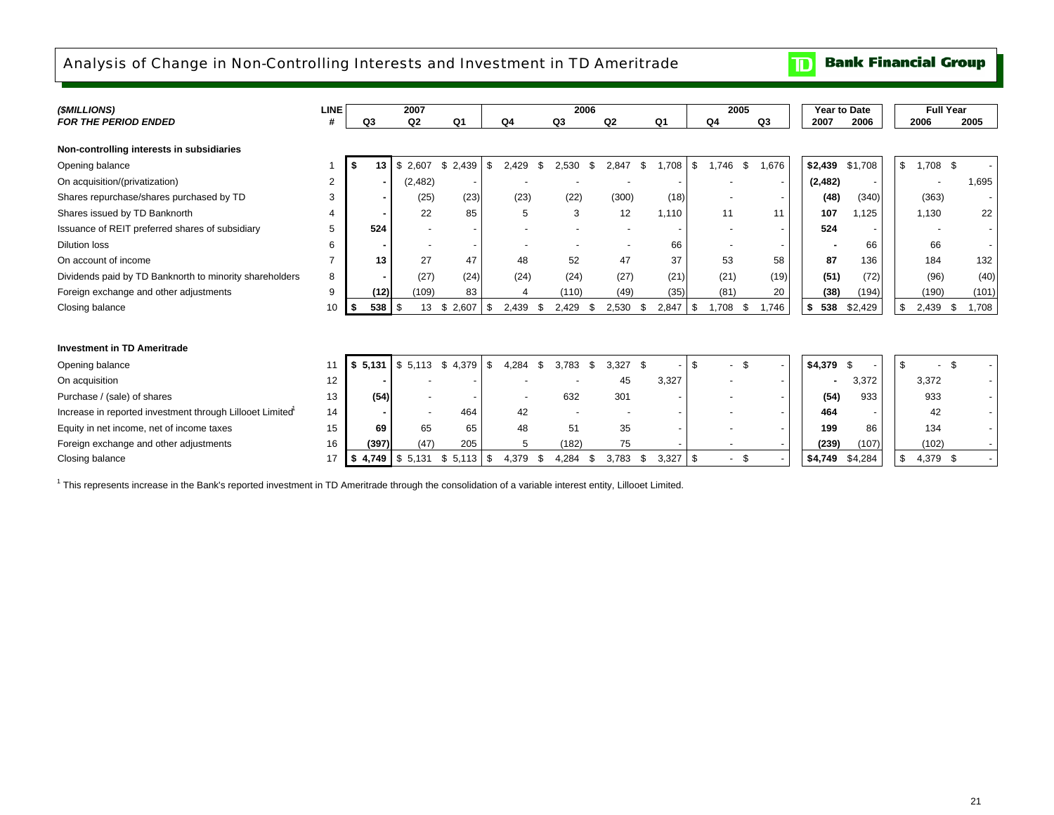# Analysis of Change in Non-Controlling Interests and Investment in TD Ameritrade

| ($MILLIONS) FOR THE PERIOD ENDED | LINE # | 2007 Q3 | 2007 Q2 | 2007 Q1 | 2006 Q4 | 2006 Q3 | 2006 Q2 | 2006 Q1 | 2005 Q4 | 2005 Q3 | Year to Date 2007 | Year to Date 2006 | Full Year 2006 | Full Year 2005 |
|---|---|---|---|---|---|---|---|---|---|---|---|---|---|---|
| **Non-controlling interests in subsidiaries** | | | | | | | | | | | | | | |
| Opening balance | 1 | $ 13 | $ 2,607 | $ 2,439 | $ 2,429 | $ 2,530 | $ 2,847 | $ 1,708 | $ 1,746 | $ 1,676 | $2,439 | $1,708 | $ 1,708 | $ - |
| On acquisition/(privatization) | 2 | - | (2,482) | - | - | - | - | - | - | - | (2,482) | - | - | 1,695 |
| Shares repurchase/shares purchased by TD | 3 | - | (25) | (23) | (23) | (22) | (300) | (18) | - | - | (48) | (340) | (363) | - |
| Shares issued by TD Banknorth | 4 | - | 22 | 85 | 5 | 3 | 12 | 1,110 | 11 | 11 | 107 | 1,125 | 1,130 | 22 |
| Issuance of REIT preferred shares of subsidiary | 5 | 524 | - | - | - | - | - | - | - | - | 524 | - | - | - |
| Dilution loss | 6 | - | - | - | - | - | - | 66 | - | - | - | 66 | 66 | - |
| On account of income | 7 | 13 | 27 | 47 | 48 | 52 | 47 | 37 | 53 | 58 | 87 | 136 | 184 | 132 |
| Dividends paid by TD Banknorth to minority shareholders | 8 | - | (27) | (24) | (24) | (24) | (27) | (21) | (21) | (19) | (51) | (72) | (96) | (40) |
| Foreign exchange and other adjustments | 9 | (12) | (109) | 83 | 4 | (110) | (49) | (35) | (81) | 20 | (38) | (194) | (190) | (101) |
| Closing balance | 10 | $ 538 | $ 13 | $ 2,607 | $ 2,439 | $ 2,429 | $ 2,530 | $ 2,847 | $ 1,708 | $ 1,746 | $ 538 | $2,429 | $ 2,439 | $ 1,708 |
| **Investment in TD Ameritrade** | | | | | | | | | | | | | | |
| Opening balance | 11 | $ 5,131 | $ 5,113 | $ 4,379 | $ 4,284 | $ 3,783 | $ 3,327 | $ - | $ - | $ - | $4,379 | $ - | $ - | $ - |
| On acquisition | 12 | - | - | - | - | - | 45 | 3,327 | - | - | - | 3,372 | 3,372 | - |
| Purchase / (sale) of shares | 13 | (54) | - | - | - | 632 | 301 | - | - | - | (54) | 933 | 933 | - |
| Increase in reported investment through Lillooet Limited[1] | 14 | - | - | 464 | 42 | - | - | - | - | - | 464 | - | 42 | - |
| Equity in net income, net of income taxes | 15 | 69 | 65 | 65 | 48 | 51 | 35 | - | - | - | 199 | 86 | 134 | - |
| Foreign exchange and other adjustments | 16 | (397) | (47) | 205 | 5 | (182) | 75 | - | - | - | (239) | (107) | (102) | - |
| Closing balance | 17 | $ 4,749 | $ 5,131 | $ 5,113 | $ 4,379 | $ 4,284 | $ 3,783 | $ 3,327 | $ - | $ - | $4,749 | $4,284 | $ 4,379 | $ - |

[1] This represents increase in the Bank's reported investment in TD Ameritrade through the consolidation of a variable interest entity, Lillooet Limited.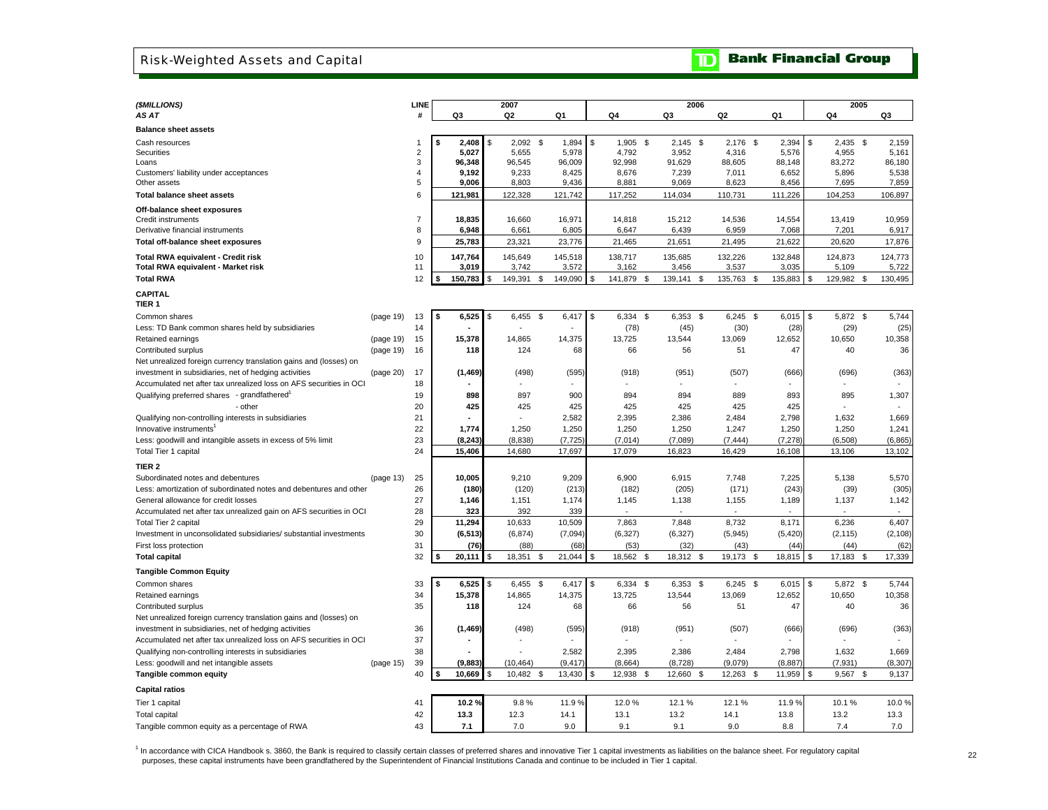# Risk-Weighted Assets and Capital

**TD Bank Financial Group**

| ($MILLIONS) | | LINE | 2007 | | | 2006 | | | | 2005 | |
|---|---|---|---|---|---|---|---|---|---|---|---|
| AS AT | | # | Q3 | Q2 | Q1 | Q4 | Q3 | Q2 | Q1 | Q4 | Q3 |
| **Balance sheet assets** | | | | | | | | | | | |
| Cash resources | | 1 | **$ 2,408** | $ 2,092 | $ 1,894 | $ 1,905 | $ 2,145 | $ 2,176 | $ 2,394 | $ 2,435 | $ 2,159 |
| Securities | | 2 | **5,027** | 5,655 | 5,978 | 4,792 | 3,952 | 4,316 | 5,576 | 4,955 | 5,161 |
| Loans | | 3 | **96,348** | 96,545 | 96,009 | 92,998 | 91,629 | 88,605 | 88,148 | 83,272 | 86,180 |
| Customers' liability under acceptances | | 4 | **9,192** | 9,233 | 8,425 | 8,676 | 7,239 | 7,011 | 6,652 | 5,896 | 5,538 |
| Other assets | | 5 | **9,006** | 8,803 | 9,436 | 8,881 | 9,069 | 8,623 | 8,456 | 7,695 | 7,859 |
| **Total balance sheet assets** | | 6 | **121,981** | 122,328 | 121,742 | 117,252 | 114,034 | 110,731 | 111,226 | 104,253 | 106,897 |
| **Off-balance sheet exposures** | | | | | | | | | | | |
| Credit instruments | | 7 | **18,835** | 16,660 | 16,971 | 14,818 | 15,212 | 14,536 | 14,554 | 13,419 | 10,959 |
| Derivative financial instruments | | 8 | **6,948** | 6,661 | 6,805 | 6,647 | 6,439 | 6,959 | 7,068 | 7,201 | 6,917 |
| **Total off-balance sheet exposures** | | 9 | **25,783** | 23,321 | 23,776 | 21,465 | 21,651 | 21,495 | 21,622 | 20,620 | 17,876 |
| **Total RWA equivalent - Credit risk** | | 10 | **147,764** | 145,649 | 145,518 | 138,717 | 135,685 | 132,226 | 132,848 | 124,873 | 124,773 |
| **Total RWA equivalent - Market risk** | | 11 | **3,019** | 3,742 | 3,572 | 3,162 | 3,456 | 3,537 | 3,035 | 5,109 | 5,722 |
| **Total RWA** | | 12 | **$ 150,783** | $ 149,391 | $ 149,090 | $ 141,879 | $ 139,141 | $ 135,763 | $ 135,883 | $ 129,982 | $ 130,495 |
| **CAPITAL** | | | | | | | | | | | |
| **TIER 1** | | | | | | | | | | | |
| Common shares | (page 19) | 13 | **$ 6,525** | $ 6,455 | $ 6,417 | $ 6,334 | $ 6,353 | $ 6,245 | $ 6,015 | $ 5,872 | $ 5,744 |
| Less: TD Bank common shares held by subsidiaries | | 14 | **-** | - | - | (78) | (45) | (30) | (28) | (29) | (25) |
| Retained earnings | (page 19) | 15 | **15,378** | 14,865 | 14,375 | 13,725 | 13,544 | 13,069 | 12,652 | 10,650 | 10,358 |
| Contributed surplus | (page 19) | 16 | **118** | 124 | 68 | 66 | 56 | 51 | 47 | 40 | 36 |
| Net unrealized foreign currency translation gains and (losses) on investment in subsidiaries, net of hedging activities | (page 20) | 17 | **(1,469)** | (498) | (595) | (918) | (951) | (507) | (666) | (696) | (363) |
| Accumulated net after tax unrealized loss on AFS securities in OCI | | 18 | **-** | - | - | - | - | - | - | - | - |
| Qualifying preferred shares - grandfathered[1] | | 19 | **898** | 897 | 900 | 894 | 894 | 889 | 893 | 895 | 1,307 |
| - other | | 20 | **425** | 425 | 425 | 425 | 425 | 425 | 425 | - | - |
| Qualifying non-controlling interests in subsidiaries | | 21 | **-** | - | 2,582 | 2,395 | 2,386 | 2,484 | 2,798 | 1,632 | 1,669 |
| Innovative instruments[1] | | 22 | **1,774** | 1,250 | 1,250 | 1,250 | 1,250 | 1,247 | 1,250 | 1,250 | 1,241 |
| Less: goodwill and intangible assets in excess of 5% limit | | 23 | **(8,243)** | (8,838) | (7,725) | (7,014) | (7,089) | (7,444) | (7,278) | (6,508) | (6,865) |
| Total Tier 1 capital | | 24 | **15,406** | 14,680 | 17,697 | 17,079 | 16,823 | 16,429 | 16,108 | 13,106 | 13,102 |
| **TIER 2** | | | | | | | | | | | |
| Subordinated notes and debentures | (page 13) | 25 | **10,005** | 9,210 | 9,209 | 6,900 | 6,915 | 7,748 | 7,225 | 5,138 | 5,570 |
| Less: amortization of subordinated notes and debentures and other | | 26 | **(180)** | (120) | (213) | (182) | (205) | (171) | (243) | (39) | (305) |
| General allowance for credit losses | | 27 | **1,146** | 1,151 | 1,174 | 1,145 | 1,138 | 1,155 | 1,189 | 1,137 | 1,142 |
| Accumulated net after tax unrealized gain on AFS securities in OCI | | 28 | **323** | 392 | 339 | - | - | - | - | - | - |
| Total Tier 2 capital | | 29 | **11,294** | 10,633 | 10,509 | 7,863 | 7,848 | 8,732 | 8,171 | 6,236 | 6,407 |
| Investment in unconsolidated subsidiaries/ substantial investments | | 30 | **(6,513)** | (6,874) | (7,094) | (6,327) | (6,327) | (5,945) | (5,420) | (2,115) | (2,108) |
| First loss protection | | 31 | **(76)** | (88) | (68) | (53) | (32) | (43) | (44) | (44) | (62) |
| **Total capital** | | 32 | **$ 20,111** | $ 18,351 | $ 21,044 | $ 18,562 | $ 18,312 | $ 19,173 | $ 18,815 | $ 17,183 | $ 17,339 |
| **Tangible Common Equity** | | | | | | | | | | | |
| Common shares | | 33 | **$ 6,525** | $ 6,455 | $ 6,417 | $ 6,334 | $ 6,353 | $ 6,245 | $ 6,015 | $ 5,872 | $ 5,744 |
| Retained earnings | | 34 | **15,378** | 14,865 | 14,375 | 13,725 | 13,544 | 13,069 | 12,652 | 10,650 | 10,358 |
| Contributed surplus | | 35 | **118** | 124 | 68 | 66 | 56 | 51 | 47 | 40 | 36 |
| Net unrealized foreign currency translation gains and (losses) on investment in subsidiaries, net of hedging activities | | 36 | **(1,469)** | (498) | (595) | (918) | (951) | (507) | (666) | (696) | (363) |
| Accumulated net after tax unrealized loss on AFS securities in OCI | | 37 | **-** | - | - | - | - | - | - | - | - |
| Qualifying non-controlling interests in subsidiaries | | 38 | **-** | - | 2,582 | 2,395 | 2,386 | 2,484 | 2,798 | 1,632 | 1,669 |
| Less: goodwill and net intangible assets | (page 15) | 39 | **(9,883)** | (10,464) | (9,417) | (8,664) | (8,728) | (9,079) | (8,887) | (7,931) | (8,307) |
| **Tangible common equity** | | 40 | **$ 10,669** | $ 10,482 | $ 13,430 | $ 12,938 | $ 12,660 | $ 12,263 | $ 11,959 | $ 9,567 | $ 9,137 |
| **Capital ratios** | | | | | | | | | | | |
| Tier 1 capital | | 41 | **10.2 %** | 9.8 % | 11.9 % | 12.0 % | 12.1 % | 12.1 % | 11.9 % | 10.1 % | 10.0 % |
| Total capital | | 42 | **13.3** | 12.3 | 14.1 | 13.1 | 13.2 | 14.1 | 13.8 | 13.2 | 13.3 |
| Tangible common equity as a percentage of RWA | | 43 | **7.1** | 7.0 | 9.0 | 9.1 | 9.1 | 9.0 | 8.8 | 7.4 | 7.0 |

[1] In accordance with CICA Handbook s. 3860, the Bank is required to classify certain classes of preferred shares and innovative Tier 1 capital investments as liabilities on the balance sheet. For regulatory capital purposes, these capital instruments have been grandfathered by the Superintendent of Financial Institutions Canada and continue to be included in Tier 1 capital.